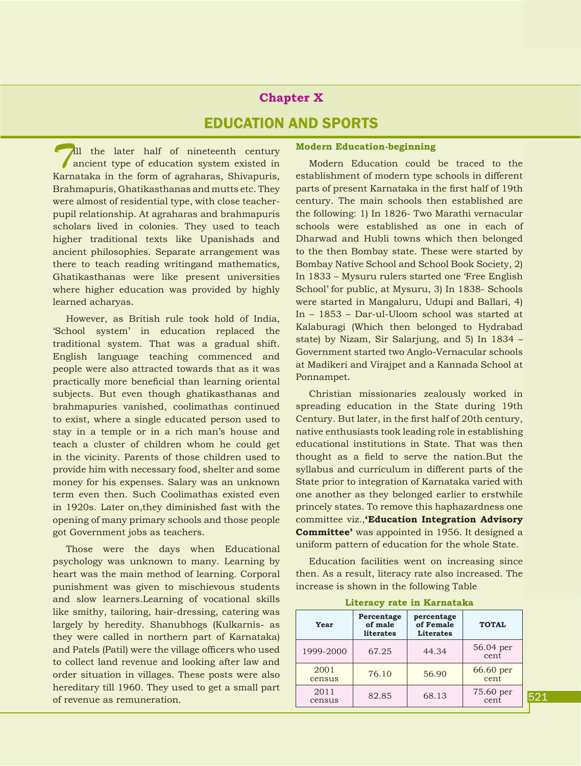# Chapter X

# EDUCATION AND SPORTS

Till the later half of nineteenth century ancient type of education system existed in Karnataka in the form of agraharas, Shivapuris, Brahmapuris, Ghatikasthanas and mutts etc. They were almost of residential type, with close teacher-pupil relationship. At agraharas and brahmapuris scholars lived in colonies. They used to teach higher traditional texts like Upanishads and ancient philosophies. Separate arrangement was there to teach reading writingand mathematics, Ghatikasthanas were like present universities where higher education was provided by highly learned acharyas.

However, as British rule took hold of India, 'School system' in education replaced the traditional system. That was a gradual shift. English language teaching commenced and people were also attracted towards that as it was practically more beneficial than learning oriental subjects. But even though ghatikasthanas and brahmapuries vanished, coolimathas continued to exist, where a single educated person used to stay in a temple or in a rich man's house and teach a cluster of children whom he could get in the vicinity. Parents of those children used to provide him with necessary food, shelter and some money for his expenses. Salary was an unknown term even then. Such Coolimathas existed even in 1920s. Later on,they diminished fast with the opening of many primary schools and those people got Government jobs as teachers.

Those were the days when Educational psychology was unknown to many. Learning by heart was the main method of learning. Corporal punishment was given to mischievous students and slow learners.Learning of vocational skills like smithy, tailoring, hair-dressing, catering was largely by heredity. Shanubhogs (Kulkarnis- as they were called in northern part of Karnataka) and Patels (Patil) were the village officers who used to collect land revenue and looking after law and order situation in villages. These posts were also hereditary till 1960. They used to get a small part of revenue as remuneration.

### Modern Education-beginning

Modern Education could be traced to the establishment of modern type schools in different parts of present Karnataka in the first half of 19th century. The main schools then established are the following: 1) In 1826- Two Marathi vernacular schools were established as one in each of Dharwad and Hubli towns which then belonged to the then Bombay state. These were started by Bombay Native School and School Book Society, 2) In 1833 – Mysuru rulers started one 'Free English School' for public, at Mysuru, 3) In 1838- Schools were started in Mangaluru, Udupi and Ballari, 4) In – 1853 – Dar-ul-Uloom school was started at Kalaburagi (Which then belonged to Hydrabad state) by Nizam, Sir Salarjung, and 5) In 1834 – Government started two Anglo-Vernacular schools at Madikeri and Virajpet and a Kannada School at Ponnampet.

Christian missionaries zealously worked in spreading education in the State during 19th Century. But later, in the first half of 20th century, native enthusiasts took leading role in establishing educational institutions in State. That was then thought as a field to serve the nation.But the syllabus and curriculum in different parts of the State prior to integration of Karnataka varied with one another as they belonged earlier to erstwhile princely states. To remove this haphazardness one committee viz.,**'Education Integration Advisory Committee'** was appointed in 1956. It designed a uniform pattern of education for the whole State.

Education facilities went on increasing since then. As a result, literacy rate also increased. The increase is shown in the following Table

**Literacy rate in Karnataka**

| Year | Percentage of male literates | percentage of Female Literates | TOTAL |
|---|---|---|---|
| 1999-2000 | 67.25 | 44.34 | 56.04 per cent |
| 2001 census | 76.10 | 56.90 | 66.60 per cent |
| 2011 census | 82.85 | 68.13 | 75.60 per cent |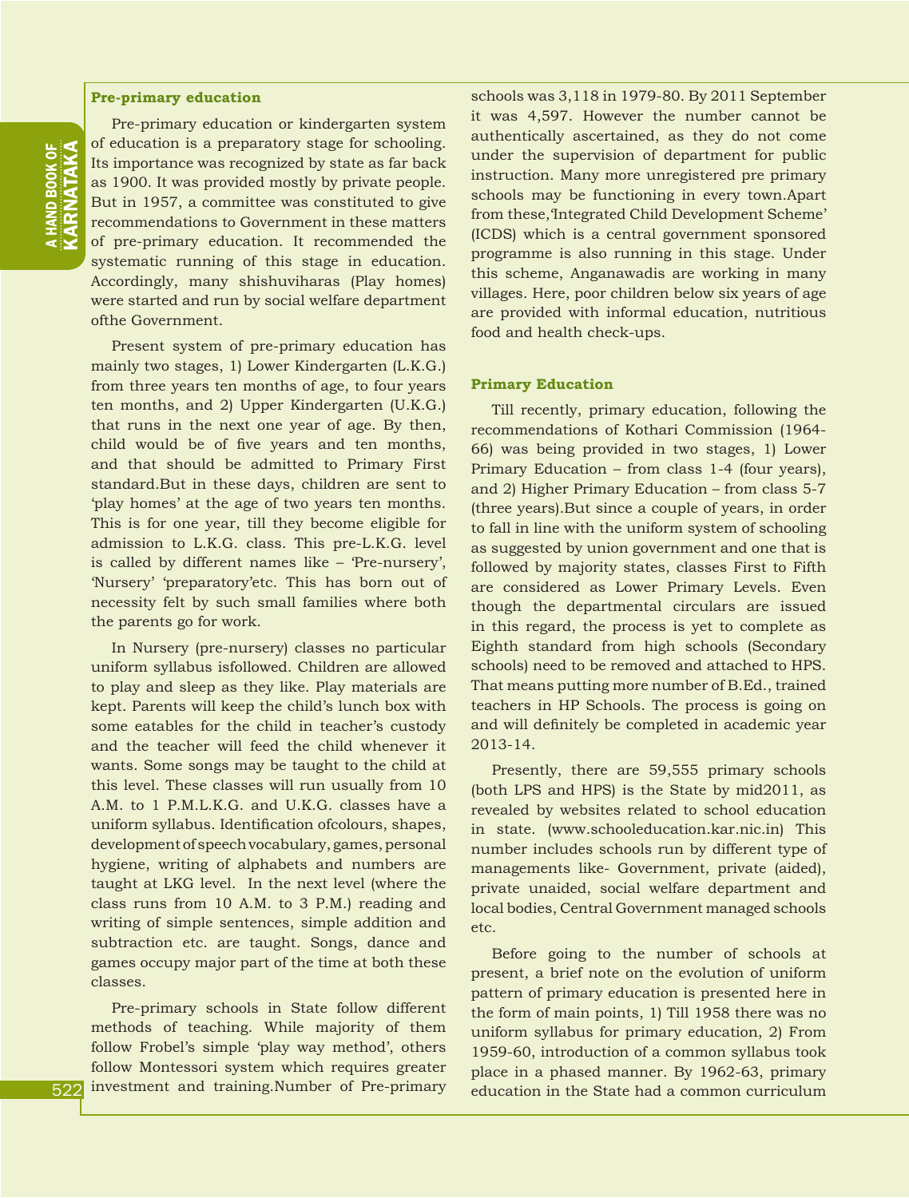### Pre-primary education

Pre-primary education or kindergarten system of education is a preparatory stage for schooling. Its importance was recognized by state as far back as 1900. It was provided mostly by private people. But in 1957, a committee was constituted to give recommendations to Government in these matters of pre-primary education. It recommended the systematic running of this stage in education. Accordingly, many shishuviharas (Play homes) were started and run by social welfare department ofthe Government.

Present system of pre-primary education has mainly two stages, 1) Lower Kindergarten (L.K.G.) from three years ten months of age, to four years ten months, and 2) Upper Kindergarten (U.K.G.) that runs in the next one year of age. By then, child would be of five years and ten months, and that should be admitted to Primary First standard.But in these days, children are sent to 'play homes' at the age of two years ten months. This is for one year, till they become eligible for admission to L.K.G. class. This pre-L.K.G. level is called by different names like – 'Pre-nursery', 'Nursery' 'preparatory'etc. This has born out of necessity felt by such small families where both the parents go for work.

In Nursery (pre-nursery) classes no particular uniform syllabus isfollowed. Children are allowed to play and sleep as they like. Play materials are kept. Parents will keep the child's lunch box with some eatables for the child in teacher's custody and the teacher will feed the child whenever it wants. Some songs may be taught to the child at this level. These classes will run usually from 10 A.M. to 1 P.M.L.K.G. and U.K.G. classes have a uniform syllabus. Identification ofcolours, shapes, development of speech vocabulary, games, personal hygiene, writing of alphabets and numbers are taught at LKG level. In the next level (where the class runs from 10 A.M. to 3 P.M.) reading and writing of simple sentences, simple addition and subtraction etc. are taught. Songs, dance and games occupy major part of the time at both these classes.

Pre-primary schools in State follow different methods of teaching. While majority of them follow Frobel's simple 'play way method', others follow Montessori system which requires greater investment and training.Number of Pre-primary schools was 3,118 in 1979-80. By 2011 September it was 4,597. However the number cannot be authentically ascertained, as they do not come under the supervision of department for public instruction. Many more unregistered pre primary schools may be functioning in every town.Apart from these,'Integrated Child Development Scheme' (ICDS) which is a central government sponsored programme is also running in this stage. Under this scheme, Anganawadis are working in many villages. Here, poor children below six years of age are provided with informal education, nutritious food and health check-ups.

### Primary Education

Till recently, primary education, following the recommendations of Kothari Commission (1964-66) was being provided in two stages, 1) Lower Primary Education – from class 1-4 (four years), and 2) Higher Primary Education – from class 5-7 (three years).But since a couple of years, in order to fall in line with the uniform system of schooling as suggested by union government and one that is followed by majority states, classes First to Fifth are considered as Lower Primary Levels. Even though the departmental circulars are issued in this regard, the process is yet to complete as Eighth standard from high schools (Secondary schools) need to be removed and attached to HPS. That means putting more number of B.Ed., trained teachers in HP Schools. The process is going on and will definitely be completed in academic year 2013-14.

Presently, there are 59,555 primary schools (both LPS and HPS) is the State by mid2011, as revealed by websites related to school education in state. (www.schooleducation.kar.nic.in) This number includes schools run by different type of managements like- Government, private (aided), private unaided, social welfare department and local bodies, Central Government managed schools etc.

Before going to the number of schools at present, a brief note on the evolution of uniform pattern of primary education is presented here in the form of main points, 1) Till 1958 there was no uniform syllabus for primary education, 2) From 1959-60, introduction of a common syllabus took place in a phased manner. By 1962-63, primary education in the State had a common curriculum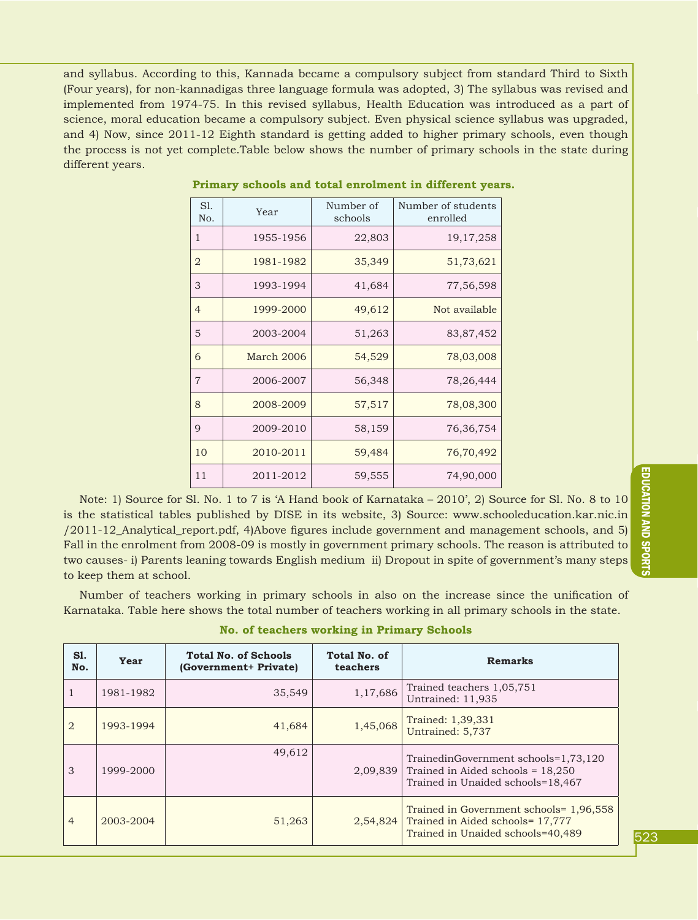and syllabus. According to this, Kannada became a compulsory subject from standard Third to Sixth (Four years), for non-kannadigas three language formula was adopted, 3) The syllabus was revised and implemented from 1974-75. In this revised syllabus, Health Education was introduced as a part of science, moral education became a compulsory subject. Even physical science syllabus was upgraded, and 4) Now, since 2011-12 Eighth standard is getting added to higher primary schools, even though the process is not yet complete.Table below shows the number of primary schools in the state during different years.

**Primary schools and total enrolment in different years.**

| Sl. No. | Year | Number of schools | Number of students enrolled |
|---|---|---|---|
| 1 | 1955-1956 | 22,803 | 19,17,258 |
| 2 | 1981-1982 | 35,349 | 51,73,621 |
| 3 | 1993-1994 | 41,684 | 77,56,598 |
| 4 | 1999-2000 | 49,612 | Not available |
| 5 | 2003-2004 | 51,263 | 83,87,452 |
| 6 | March 2006 | 54,529 | 78,03,008 |
| 7 | 2006-2007 | 56,348 | 78,26,444 |
| 8 | 2008-2009 | 57,517 | 78,08,300 |
| 9 | 2009-2010 | 58,159 | 76,36,754 |
| 10 | 2010-2011 | 59,484 | 76,70,492 |
| 11 | 2011-2012 | 59,555 | 74,90,000 |

Note: 1) Source for Sl. No. 1 to 7 is 'A Hand book of Karnataka – 2010', 2) Source for Sl. No. 8 to 10 is the statistical tables published by DISE in its website, 3) Source: www.schooleducation.kar.nic.in /2011-12_Analytical_report.pdf, 4)Above figures include government and management schools, and 5) Fall in the enrolment from 2008-09 is mostly in government primary schools. The reason is attributed to two causes- i) Parents leaning towards English medium ii) Dropout in spite of government's many steps to keep them at school.

Number of teachers working in primary schools in also on the increase since the unification of Karnataka. Table here shows the total number of teachers working in all primary schools in the state.

**No. of teachers working in Primary Schools**

| Sl. No. | Year | Total No. of Schools (Government+ Private) | Total No. of teachers | Remarks |
|---|---|---|---|---|
| 1 | 1981-1982 | 35,549 | 1,17,686 | Trained teachers 1,05,751<br>Untrained: 11,935 |
| 2 | 1993-1994 | 41,684 | 1,45,068 | Trained: 1,39,331<br>Untrained: 5,737 |
| 3 | 1999-2000 | 49,612 | 2,09,839 | TrainedinGovernment schools=1,73,120<br>Trained in Aided schools = 18,250<br>Trained in Unaided schools=18,467 |
| 4 | 2003-2004 | 51,263 | 2,54,824 | Trained in Government schools= 1,96,558<br>Trained in Aided schools= 17,777<br>Trained in Unaided schools=40,489 |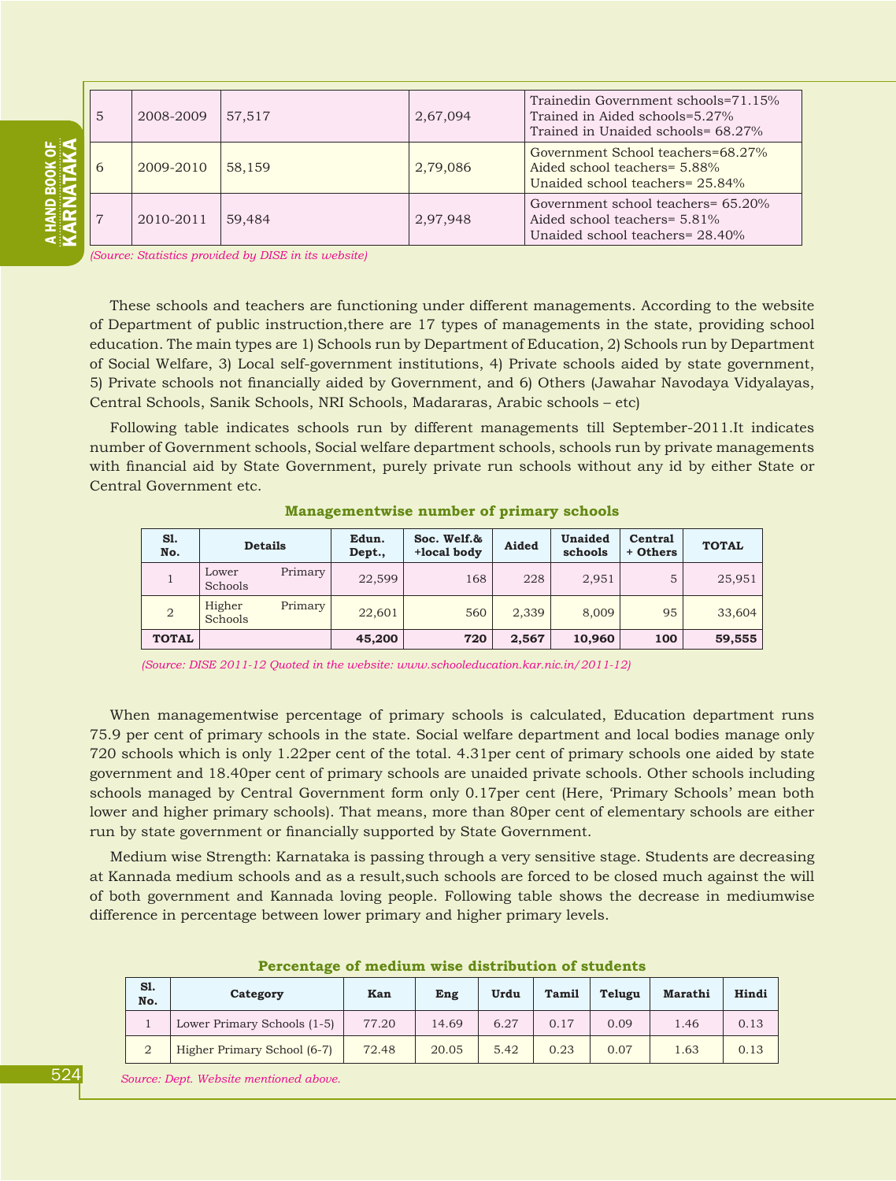| 5 | 2008-2009 | 57,517 | 2,67,094 | Trainedin Government schools=71.15%<br>Trained in Aided schools=5.27%<br>Trained in Unaided schools= 68.27% |
|---|---|---|---|---|
| 6 | 2009-2010 | 58,159 | 2,79,086 | Government School teachers=68.27%<br>Aided school teachers= 5.88%<br>Unaided school teachers= 25.84% |
| 7 | 2010-2011 | 59,484 | 2,97,948 | Government school teachers= 65.20%<br>Aided school teachers= 5.81%<br>Unaided school teachers= 28.40% |

*(Source: Statistics provided by DISE in its website)*

These schools and teachers are functioning under different managements. According to the website of Department of public instruction,there are 17 types of managements in the state, providing school education. The main types are 1) Schools run by Department of Education, 2) Schools run by Department of Social Welfare, 3) Local self-government institutions, 4) Private schools aided by state government, 5) Private schools not financially aided by Government, and 6) Others (Jawahar Navodaya Vidyalayas, Central Schools, Sanik Schools, NRI Schools, Madararas, Arabic schools – etc)

Following table indicates schools run by different managements till September-2011.It indicates number of Government schools, Social welfare department schools, schools run by private managements with financial aid by State Government, purely private run schools without any id by either State or Central Government etc.

**Managementwise number of primary schools**

| Sl. No. | Details | Edun. Dept., | Soc. Welf.& +local body | Aided | Unaided schools | Central + Others | TOTAL |
|---|---|---|---|---|---|---|---|
| 1 | Lower Primary Schools | 22,599 | 168 | 228 | 2,951 | 5 | 25,951 |
| 2 | Higher Primary Schools | 22,601 | 560 | 2,339 | 8,009 | 95 | 33,604 |
| **TOTAL** | | **45,200** | **720** | **2,567** | **10,960** | **100** | **59,555** |

*(Source: DISE 2011-12 Quoted in the website: www.schooleducation.kar.nic.in/2011-12)*

When managementwise percentage of primary schools is calculated, Education department runs 75.9 per cent of primary schools in the state. Social welfare department and local bodies manage only 720 schools which is only 1.22per cent of the total. 4.31per cent of primary schools one aided by state government and 18.40per cent of primary schools are unaided private schools. Other schools including schools managed by Central Government form only 0.17per cent (Here, 'Primary Schools' mean both lower and higher primary schools). That means, more than 80per cent of elementary schools are either run by state government or financially supported by State Government.

Medium wise Strength: Karnataka is passing through a very sensitive stage. Students are decreasing at Kannada medium schools and as a result,such schools are forced to be closed much against the will of both government and Kannada loving people. Following table shows the decrease in mediumwise difference in percentage between lower primary and higher primary levels.

**Percentage of medium wise distribution of students**

| Sl. No. | Category | Kan | Eng | Urdu | Tamil | Telugu | Marathi | Hindi |
|---|---|---|---|---|---|---|---|---|
| 1 | Lower Primary Schools (1-5) | 77.20 | 14.69 | 6.27 | 0.17 | 0.09 | 1.46 | 0.13 |
| 2 | Higher Primary School (6-7) | 72.48 | 20.05 | 5.42 | 0.23 | 0.07 | 1.63 | 0.13 |

*Source: Dept. Website mentioned above.*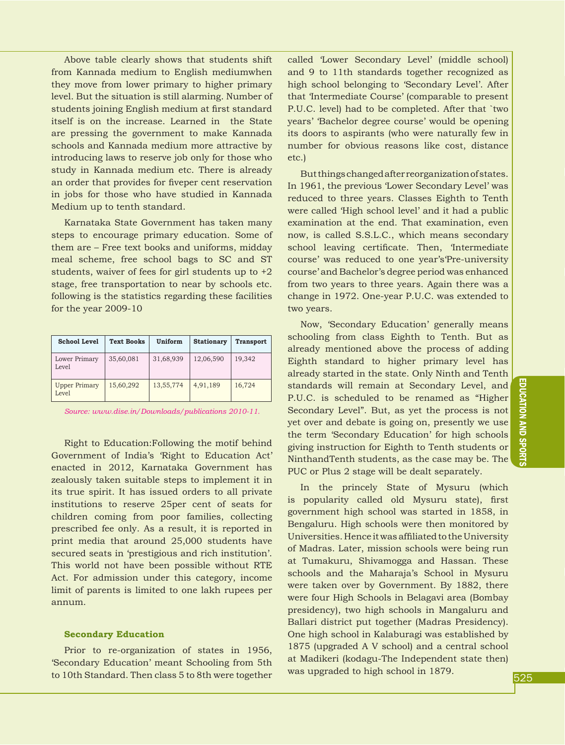Above table clearly shows that students shift from Kannada medium to English mediumwhen they move from lower primary to higher primary level. But the situation is still alarming. Number of students joining English medium at first standard itself is on the increase. Learned in the State are pressing the government to make Kannada schools and Kannada medium more attractive by introducing laws to reserve job only for those who study in Kannada medium etc. There is already an order that provides for fiveper cent reservation in jobs for those who have studied in Kannada Medium up to tenth standard.

Karnataka State Government has taken many steps to encourage primary education. Some of them are – Free text books and uniforms, midday meal scheme, free school bags to SC and ST students, waiver of fees for girl students up to +2 stage, free transportation to near by schools etc. following is the statistics regarding these facilities for the year 2009-10

| School Level | Text Books | Uniform | Stationary | Transport |
|---|---|---|---|---|
| Lower Primary Level | 35,60,081 | 31,68,939 | 12,06,590 | 19,342 |
| Upper Primary Level | 15,60,292 | 13,55,774 | 4,91,189 | 16,724 |

*Source: www.dise.in/Downloads/publications 2010-11.*

Right to Education:Following the motif behind Government of India's 'Right to Education Act' enacted in 2012, Karnataka Government has zealously taken suitable steps to implement it in its true spirit. It has issued orders to all private institutions to reserve 25per cent of seats for children coming from poor families, collecting prescribed fee only. As a result, it is reported in print media that around 25,000 students have secured seats in 'prestigious and rich institution'. This world not have been possible without RTE Act. For admission under this category, income limit of parents is limited to one lakh rupees per annum.

### Secondary Education

Prior to re-organization of states in 1956, 'Secondary Education' meant Schooling from 5th to 10th Standard. Then class 5 to 8th were together called 'Lower Secondary Level' (middle school) and 9 to 11th standards together recognized as high school belonging to 'Secondary Level'. After that 'Intermediate Course' (comparable to present P.U.C. level) had to be completed. After that `two years' 'Bachelor degree course' would be opening its doors to aspirants (who were naturally few in number for obvious reasons like cost, distance etc.)

But things changed after reorganization of states. In 1961, the previous 'Lower Secondary Level' was reduced to three years. Classes Eighth to Tenth were called 'High school level' and it had a public examination at the end. That examination, even now, is called S.S.L.C., which means secondary school leaving certificate. Then, 'Intermediate course' was reduced to one year's'Pre-university course' and Bachelor's degree period was enhanced from two years to three years. Again there was a change in 1972. One-year P.U.C. was extended to two years.

Now, 'Secondary Education' generally means schooling from class Eighth to Tenth. But as already mentioned above the process of adding Eighth standard to higher primary level has already started in the state. Only Ninth and Tenth standards will remain at Secondary Level, and P.U.C. is scheduled to be renamed as "Higher Secondary Level". But, as yet the process is not yet over and debate is going on, presently we use the term 'Secondary Education' for high schools giving instruction for Eighth to Tenth students or NinthandTenth students, as the case may be. The PUC or Plus 2 stage will be dealt separately.

In the princely State of Mysuru (which is popularity called old Mysuru state), first government high school was started in 1858, in Bengaluru. High schools were then monitored by Universities. Hence it was affiliated to the University of Madras. Later, mission schools were being run at Tumakuru, Shivamogga and Hassan. These schools and the Maharaja's School in Mysuru were taken over by Government. By 1882, there were four High Schools in Belagavi area (Bombay presidency), two high schools in Mangaluru and Ballari district put together (Madras Presidency). One high school in Kalaburagi was established by 1875 (upgraded A V school) and a central school at Madikeri (kodagu-The Independent state then) was upgraded to high school in 1879.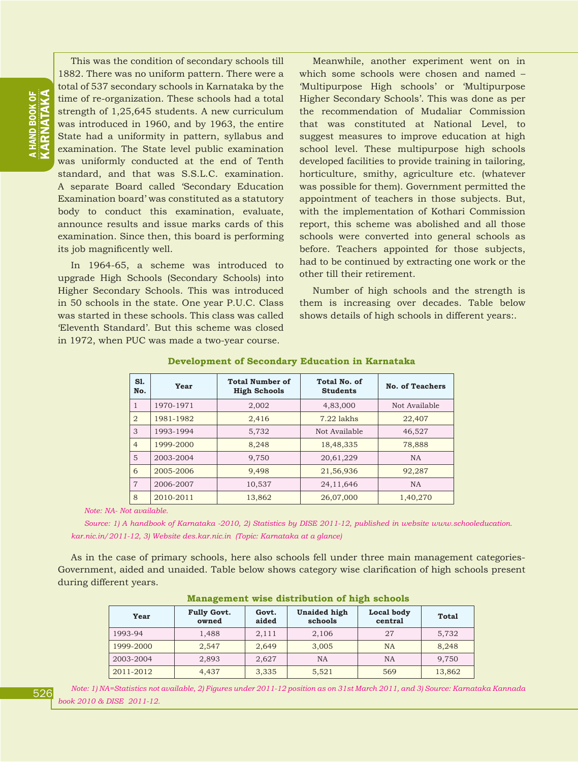This was the condition of secondary schools till 1882. There was no uniform pattern. There were a total of 537 secondary schools in Karnataka by the time of re-organization. These schools had a total strength of 1,25,645 students. A new curriculum was introduced in 1960, and by 1963, the entire State had a uniformity in pattern, syllabus and examination. The State level public examination was uniformly conducted at the end of Tenth standard, and that was S.S.L.C. examination. A separate Board called 'Secondary Education Examination board' was constituted as a statutory body to conduct this examination, evaluate, announce results and issue marks cards of this examination. Since then, this board is performing its job magnificently well.

In 1964-65, a scheme was introduced to upgrade High Schools (Secondary Schools) into Higher Secondary Schools. This was introduced in 50 schools in the state. One year P.U.C. Class was started in these schools. This class was called 'Eleventh Standard'. But this scheme was closed in 1972, when PUC was made a two-year course.

Meanwhile, another experiment went on in which some schools were chosen and named – 'Multipurpose High schools' or 'Multipurpose Higher Secondary Schools'. This was done as per the recommendation of Mudaliar Commission that was constituted at National Level, to suggest measures to improve education at high school level. These multipurpose high schools developed facilities to provide training in tailoring, horticulture, smithy, agriculture etc. (whatever was possible for them). Government permitted the appointment of teachers in those subjects. But, with the implementation of Kothari Commission report, this scheme was abolished and all those schools were converted into general schools as before. Teachers appointed for those subjects, had to be continued by extracting one work or the other till their retirement.

Number of high schools and the strength is them is increasing over decades. Table below shows details of high schools in different years:.

**Development of Secondary Education in Karnataka**

| Sl. No. | Year | Total Number of High Schools | Total No. of Students | No. of Teachers |
|---|---|---|---|---|
| 1 | 1970-1971 | 2,002 | 4,83,000 | Not Available |
| 2 | 1981-1982 | 2,416 | 7.22 lakhs | 22,407 |
| 3 | 1993-1994 | 5,732 | Not Available | 46,527 |
| 4 | 1999-2000 | 8,248 | 18,48,335 | 78,888 |
| 5 | 2003-2004 | 9,750 | 20,61,229 | NA |
| 6 | 2005-2006 | 9,498 | 21,56,936 | 92,287 |
| 7 | 2006-2007 | 10,537 | 24,11,646 | NA |
| 8 | 2010-2011 | 13,862 | 26,07,000 | 1,40,270 |

*Note: NA- Not available.*

*Source: 1) A handbook of Karnataka -2010, 2) Statistics by DISE 2011-12, published in website www.schooleducation.kar.nic.in/2011-12, 3) Website des.kar.nic.in (Topic: Karnataka at a glance)*

As in the case of primary schools, here also schools fell under three main management categories- Government, aided and unaided. Table below shows category wise clarification of high schools present during different years.

**Management wise distribution of high schools**

| Year | Fully Govt. owned | Govt. aided | Unaided high schools | Local body central | Total |
|---|---|---|---|---|---|
| 1993-94 | 1,488 | 2,111 | 2,106 | 27 | 5,732 |
| 1999-2000 | 2,547 | 2,649 | 3,005 | NA | 8,248 |
| 2003-2004 | 2,893 | 2,627 | NA | NA | 9,750 |
| 2011-2012 | 4,437 | 3,335 | 5,521 | 569 | 13,862 |

*Note: 1) NA=Statistics not available, 2) Figures under 2011-12 position as on 31st March 2011, and 3) Source: Karnataka Kannada book 2010 & DISE 2011-12.*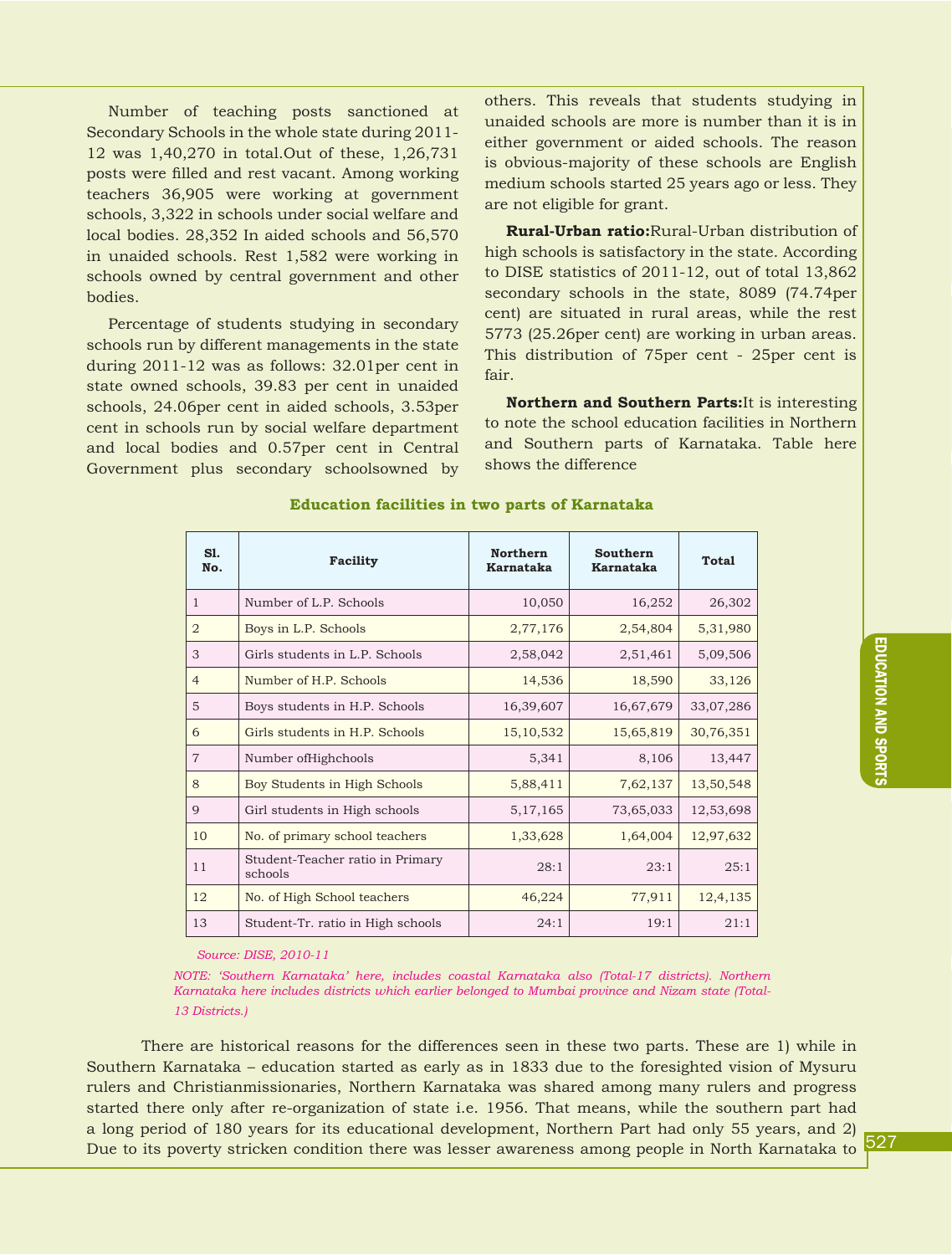Number of teaching posts sanctioned at Secondary Schools in the whole state during 2011-12 was 1,40,270 in total.Out of these, 1,26,731 posts were filled and rest vacant. Among working teachers 36,905 were working at government schools, 3,322 in schools under social welfare and local bodies. 28,352 In aided schools and 56,570 in unaided schools. Rest 1,582 were working in schools owned by central government and other bodies.

Percentage of students studying in secondary schools run by different managements in the state during 2011-12 was as follows: 32.01per cent in state owned schools, 39.83 per cent in unaided schools, 24.06per cent in aided schools, 3.53per cent in schools run by social welfare department and local bodies and 0.57per cent in Central Government plus secondary schoolsowned by others. This reveals that students studying in unaided schools are more is number than it is in either government or aided schools. The reason is obvious-majority of these schools are English medium schools started 25 years ago or less. They are not eligible for grant.

**Rural-Urban ratio:**Rural-Urban distribution of high schools is satisfactory in the state. According to DISE statistics of 2011-12, out of total 13,862 secondary schools in the state, 8089 (74.74per cent) are situated in rural areas, while the rest 5773 (25.26per cent) are working in urban areas. This distribution of 75per cent - 25per cent is fair.

**Northern and Southern Parts:**It is interesting to note the school education facilities in Northern and Southern parts of Karnataka. Table here shows the difference

**Education facilities in two parts of Karnataka**

| Sl. No. | Facility | Northern Karnataka | Southern Karnataka | Total |
|---|---|---|---|---|
| 1 | Number of L.P. Schools | 10,050 | 16,252 | 26,302 |
| 2 | Boys in L.P. Schools | 2,77,176 | 2,54,804 | 5,31,980 |
| 3 | Girls students in L.P. Schools | 2,58,042 | 2,51,461 | 5,09,506 |
| 4 | Number of H.P. Schools | 14,536 | 18,590 | 33,126 |
| 5 | Boys students in H.P. Schools | 16,39,607 | 16,67,679 | 33,07,286 |
| 6 | Girls students in H.P. Schools | 15,10,532 | 15,65,819 | 30,76,351 |
| 7 | Number ofHighchools | 5,341 | 8,106 | 13,447 |
| 8 | Boy Students in High Schools | 5,88,411 | 7,62,137 | 13,50,548 |
| 9 | Girl students in High schools | 5,17,165 | 73,65,033 | 12,53,698 |
| 10 | No. of primary school teachers | 1,33,628 | 1,64,004 | 12,97,632 |
| 11 | Student-Teacher ratio in Primary schools | 28:1 | 23:1 | 25:1 |
| 12 | No. of High School teachers | 46,224 | 77,911 | 12,4,135 |
| 13 | Student-Tr. ratio in High schools | 24:1 | 19:1 | 21:1 |

*Source: DISE, 2010-11*

*NOTE: 'Southern Karnataka' here, includes coastal Karnataka also (Total-17 districts). Northern Karnataka here includes districts which earlier belonged to Mumbai province and Nizam state (Total-13 Districts.)*

There are historical reasons for the differences seen in these two parts. These are 1) while in Southern Karnataka – education started as early as in 1833 due to the foresighted vision of Mysuru rulers and Christianmissionaries, Northern Karnataka was shared among many rulers and progress started there only after re-organization of state i.e. 1956. That means, while the southern part had a long period of 180 years for its educational development, Northern Part had only 55 years, and 2) Due to its poverty stricken condition there was lesser awareness among people in North Karnataka to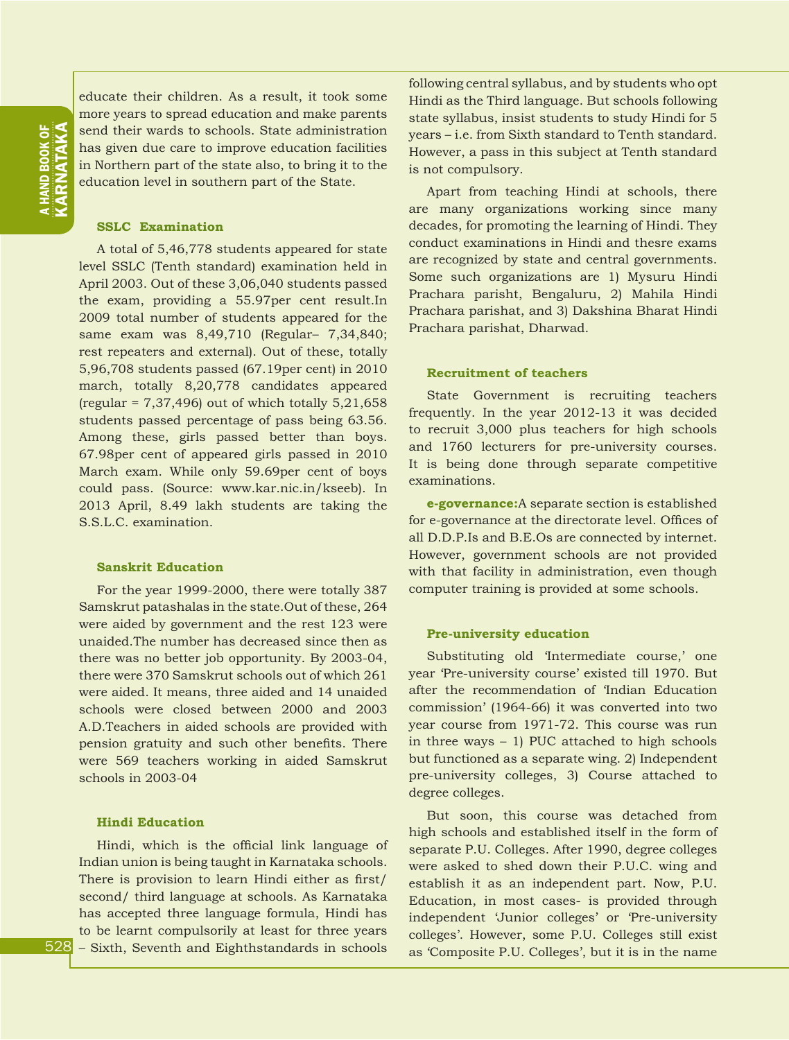educate their children. As a result, it took some more years to spread education and make parents send their wards to schools. State administration has given due care to improve education facilities in Northern part of the state also, to bring it to the education level in southern part of the State.

### SSLC Examination

A total of 5,46,778 students appeared for state level SSLC (Tenth standard) examination held in April 2003. Out of these 3,06,040 students passed the exam, providing a 55.97per cent result.In 2009 total number of students appeared for the same exam was 8,49,710 (Regular– 7,34,840; rest repeaters and external). Out of these, totally 5,96,708 students passed (67.19per cent) in 2010 march, totally 8,20,778 candidates appeared (regular = 7,37,496) out of which totally 5,21,658 students passed percentage of pass being 63.56. Among these, girls passed better than boys. 67.98per cent of appeared girls passed in 2010 March exam. While only 59.69per cent of boys could pass. (Source: www.kar.nic.in/kseeb). In 2013 April, 8.49 lakh students are taking the S.S.L.C. examination.

### Sanskrit Education

For the year 1999-2000, there were totally 387 Samskrut patashalas in the state.Out of these, 264 were aided by government and the rest 123 were unaided.The number has decreased since then as there was no better job opportunity. By 2003-04, there were 370 Samskrut schools out of which 261 were aided. It means, three aided and 14 unaided schools were closed between 2000 and 2003 A.D.Teachers in aided schools are provided with pension gratuity and such other benefits. There were 569 teachers working in aided Samskrut schools in 2003-04

### Hindi Education

Hindi, which is the official link language of Indian union is being taught in Karnataka schools. There is provision to learn Hindi either as first/ second/ third language at schools. As Karnataka has accepted three language formula, Hindi has to be learnt compulsorily at least for three years – Sixth, Seventh and Eighthstandards in schools following central syllabus, and by students who opt Hindi as the Third language. But schools following state syllabus, insist students to study Hindi for 5 years – i.e. from Sixth standard to Tenth standard. However, a pass in this subject at Tenth standard is not compulsory.

Apart from teaching Hindi at schools, there are many organizations working since many decades, for promoting the learning of Hindi. They conduct examinations in Hindi and thesre exams are recognized by state and central governments. Some such organizations are 1) Mysuru Hindi Prachara parisht, Bengaluru, 2) Mahila Hindi Prachara parishat, and 3) Dakshina Bharat Hindi Prachara parishat, Dharwad.

### Recruitment of teachers

State Government is recruiting teachers frequently. In the year 2012-13 it was decided to recruit 3,000 plus teachers for high schools and 1760 lecturers for pre-university courses. It is being done through separate competitive examinations.

**e-governance:**A separate section is established for e-governance at the directorate level. Offices of all D.D.P.Is and B.E.Os are connected by internet. However, government schools are not provided with that facility in administration, even though computer training is provided at some schools.

### Pre-university education

Substituting old 'Intermediate course,' one year 'Pre-university course' existed till 1970. But after the recommendation of 'Indian Education commission' (1964-66) it was converted into two year course from 1971-72. This course was run in three ways – 1) PUC attached to high schools but functioned as a separate wing. 2) Independent pre-university colleges, 3) Course attached to degree colleges.

But soon, this course was detached from high schools and established itself in the form of separate P.U. Colleges. After 1990, degree colleges were asked to shed down their P.U.C. wing and establish it as an independent part. Now, P.U. Education, in most cases- is provided through independent 'Junior colleges' or 'Pre-university colleges'. However, some P.U. Colleges still exist as 'Composite P.U. Colleges', but it is in the name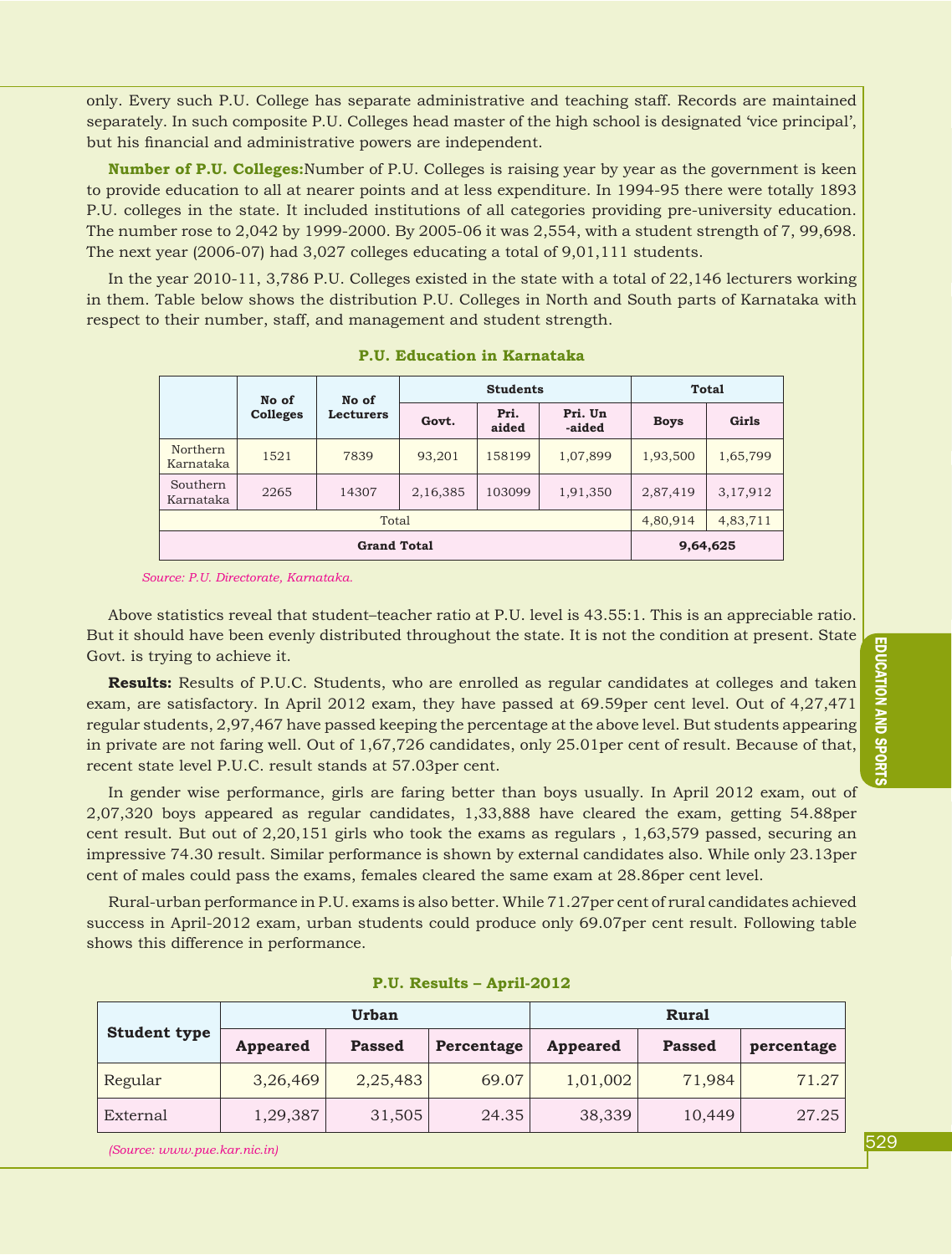only. Every such P.U. College has separate administrative and teaching staff. Records are maintained separately. In such composite P.U. Colleges head master of the high school is designated 'vice principal', but his financial and administrative powers are independent.

**Number of P.U. Colleges:**Number of P.U. Colleges is raising year by year as the government is keen to provide education to all at nearer points and at less expenditure. In 1994-95 there were totally 1893 P.U. colleges in the state. It included institutions of all categories providing pre-university education. The number rose to 2,042 by 1999-2000. By 2005-06 it was 2,554, with a student strength of 7, 99,698. The next year (2006-07) had 3,027 colleges educating a total of 9,01,111 students.

In the year 2010-11, 3,786 P.U. Colleges existed in the state with a total of 22,146 lecturers working in them. Table below shows the distribution P.U. Colleges in North and South parts of Karnataka with respect to their number, staff, and management and student strength.

**P.U. Education in Karnataka**

| | No of Colleges | No of Lecturers | Students | | | Total | |
|---|---|---|---|---|---|---|---|
| | | | Govt. | Pri. aided | Pri. Un -aided | Boys | Girls |
| Northern Karnataka | 1521 | 7839 | 93,201 | 158199 | 1,07,899 | 1,93,500 | 1,65,799 |
| Southern Karnataka | 2265 | 14307 | 2,16,385 | 103099 | 1,91,350 | 2,87,419 | 3,17,912 |
| Total | | | | | | 4,80,914 | 4,83,711 |
| **Grand Total** | | | | | | **9,64,625** | |

*Source: P.U. Directorate, Karnataka.*

Above statistics reveal that student–teacher ratio at P.U. level is 43.55:1. This is an appreciable ratio. But it should have been evenly distributed throughout the state. It is not the condition at present. State Govt. is trying to achieve it.

**Results:** Results of P.U.C. Students, who are enrolled as regular candidates at colleges and taken exam, are satisfactory. In April 2012 exam, they have passed at 69.59per cent level. Out of 4,27,471 regular students, 2,97,467 have passed keeping the percentage at the above level. But students appearing in private are not faring well. Out of 1,67,726 candidates, only 25.01per cent of result. Because of that, recent state level P.U.C. result stands at 57.03per cent.

In gender wise performance, girls are faring better than boys usually. In April 2012 exam, out of 2,07,320 boys appeared as regular candidates, 1,33,888 have cleared the exam, getting 54.88per cent result. But out of 2,20,151 girls who took the exams as regulars , 1,63,579 passed, securing an impressive 74.30 result. Similar performance is shown by external candidates also. While only 23.13per cent of males could pass the exams, females cleared the same exam at 28.86per cent level.

Rural-urban performance in P.U. exams is also better. While 71.27per cent of rural candidates achieved success in April-2012 exam, urban students could produce only 69.07per cent result. Following table shows this difference in performance.

**P.U. Results – April-2012**

| Student type | Urban | | | Rural | | |
|---|---|---|---|---|---|---|
| | Appeared | Passed | Percentage | Appeared | Passed | percentage |
| Regular | 3,26,469 | 2,25,483 | 69.07 | 1,01,002 | 71,984 | 71.27 |
| External | 1,29,387 | 31,505 | 24.35 | 38,339 | 10,449 | 27.25 |

*(Source: www.pue.kar.nic.in)*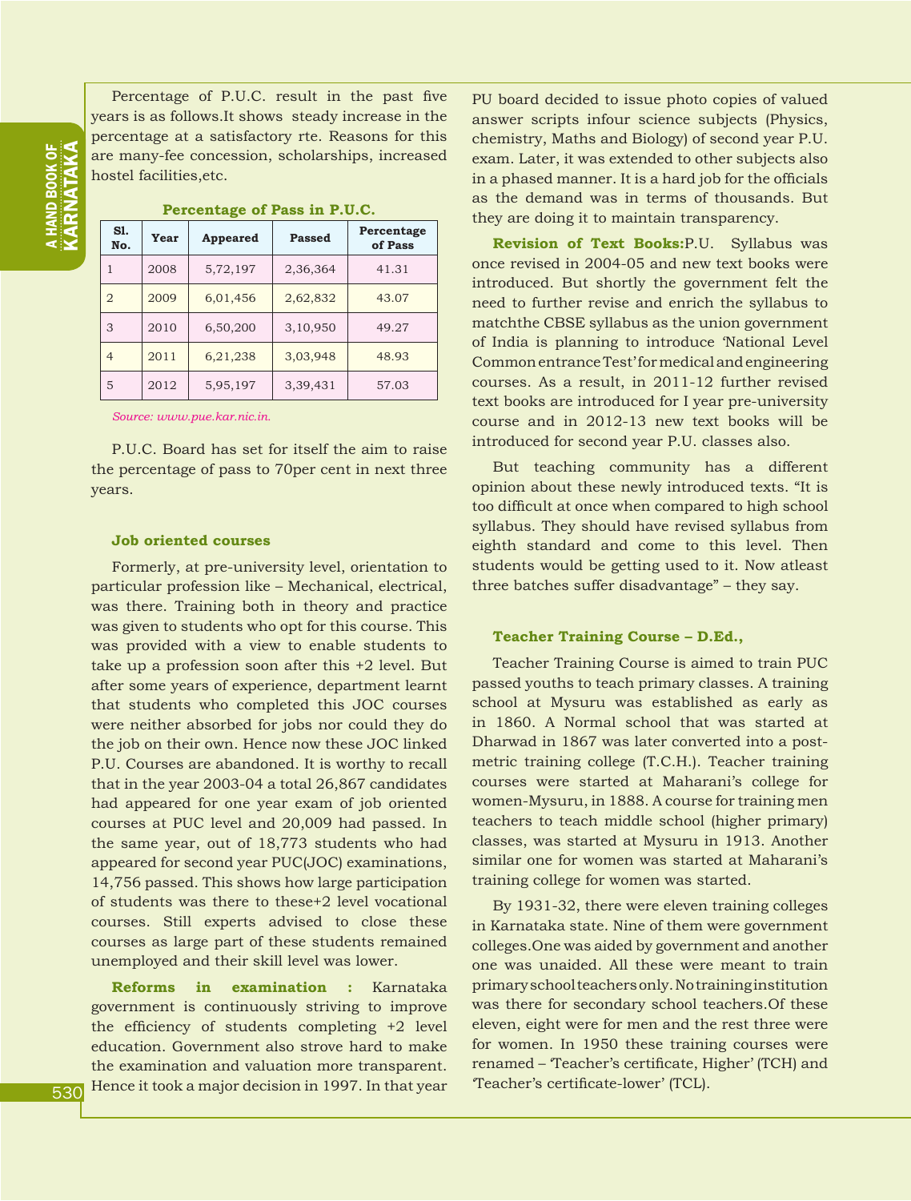Percentage of P.U.C. result in the past five years is as follows.It shows steady increase in the percentage at a satisfactory rte. Reasons for this are many-fee concession, scholarships, increased hostel facilities,etc.

**Percentage of Pass in P.U.C.**

| Sl. No. | Year | Appeared | Passed | Percentage of Pass |
|---|---|---|---|---|
| 1 | 2008 | 5,72,197 | 2,36,364 | 41.31 |
| 2 | 2009 | 6,01,456 | 2,62,832 | 43.07 |
| 3 | 2010 | 6,50,200 | 3,10,950 | 49.27 |
| 4 | 2011 | 6,21,238 | 3,03,948 | 48.93 |
| 5 | 2012 | 5,95,197 | 3,39,431 | 57.03 |

*Source: www.pue.kar.nic.in.*

P.U.C. Board has set for itself the aim to raise the percentage of pass to 70per cent in next three years.

### Job oriented courses

Formerly, at pre-university level, orientation to particular profession like – Mechanical, electrical, was there. Training both in theory and practice was given to students who opt for this course. This was provided with a view to enable students to take up a profession soon after this +2 level. But after some years of experience, department learnt that students who completed this JOC courses were neither absorbed for jobs nor could they do the job on their own. Hence now these JOC linked P.U. Courses are abandoned. It is worthy to recall that in the year 2003-04 a total 26,867 candidates had appeared for one year exam of job oriented courses at PUC level and 20,009 had passed. In the same year, out of 18,773 students who had appeared for second year PUC(JOC) examinations, 14,756 passed. This shows how large participation of students was there to these+2 level vocational courses. Still experts advised to close these courses as large part of these students remained unemployed and their skill level was lower.

**Reforms in examination :** Karnataka government is continuously striving to improve the efficiency of students completing +2 level education. Government also strove hard to make the examination and valuation more transparent. Hence it took a major decision in 1997. In that year PU board decided to issue photo copies of valued answer scripts infour science subjects (Physics, chemistry, Maths and Biology) of second year P.U. exam. Later, it was extended to other subjects also in a phased manner. It is a hard job for the officials as the demand was in terms of thousands. But they are doing it to maintain transparency.

**Revision of Text Books:**P.U. Syllabus was once revised in 2004-05 and new text books were introduced. But shortly the government felt the need to further revise and enrich the syllabus to matchthe CBSE syllabus as the union government of India is planning to introduce 'National Level Common entrance Test' for medical and engineering courses. As a result, in 2011-12 further revised text books are introduced for I year pre-university course and in 2012-13 new text books will be introduced for second year P.U. classes also.

But teaching community has a different opinion about these newly introduced texts. "It is too difficult at once when compared to high school syllabus. They should have revised syllabus from eighth standard and come to this level. Then students would be getting used to it. Now atleast three batches suffer disadvantage" – they say.

### Teacher Training Course – D.Ed.,

Teacher Training Course is aimed to train PUC passed youths to teach primary classes. A training school at Mysuru was established as early as in 1860. A Normal school that was started at Dharwad in 1867 was later converted into a post-metric training college (T.C.H.). Teacher training courses were started at Maharani's college for women-Mysuru, in 1888. A course for training men teachers to teach middle school (higher primary) classes, was started at Mysuru in 1913. Another similar one for women was started at Maharani's training college for women was started.

By 1931-32, there were eleven training colleges in Karnataka state. Nine of them were government colleges.One was aided by government and another one was unaided. All these were meant to train primary school teachers only. No training institution was there for secondary school teachers.Of these eleven, eight were for men and the rest three were for women. In 1950 these training courses were renamed – 'Teacher's certificate, Higher' (TCH) and 'Teacher's certificate-lower' (TCL).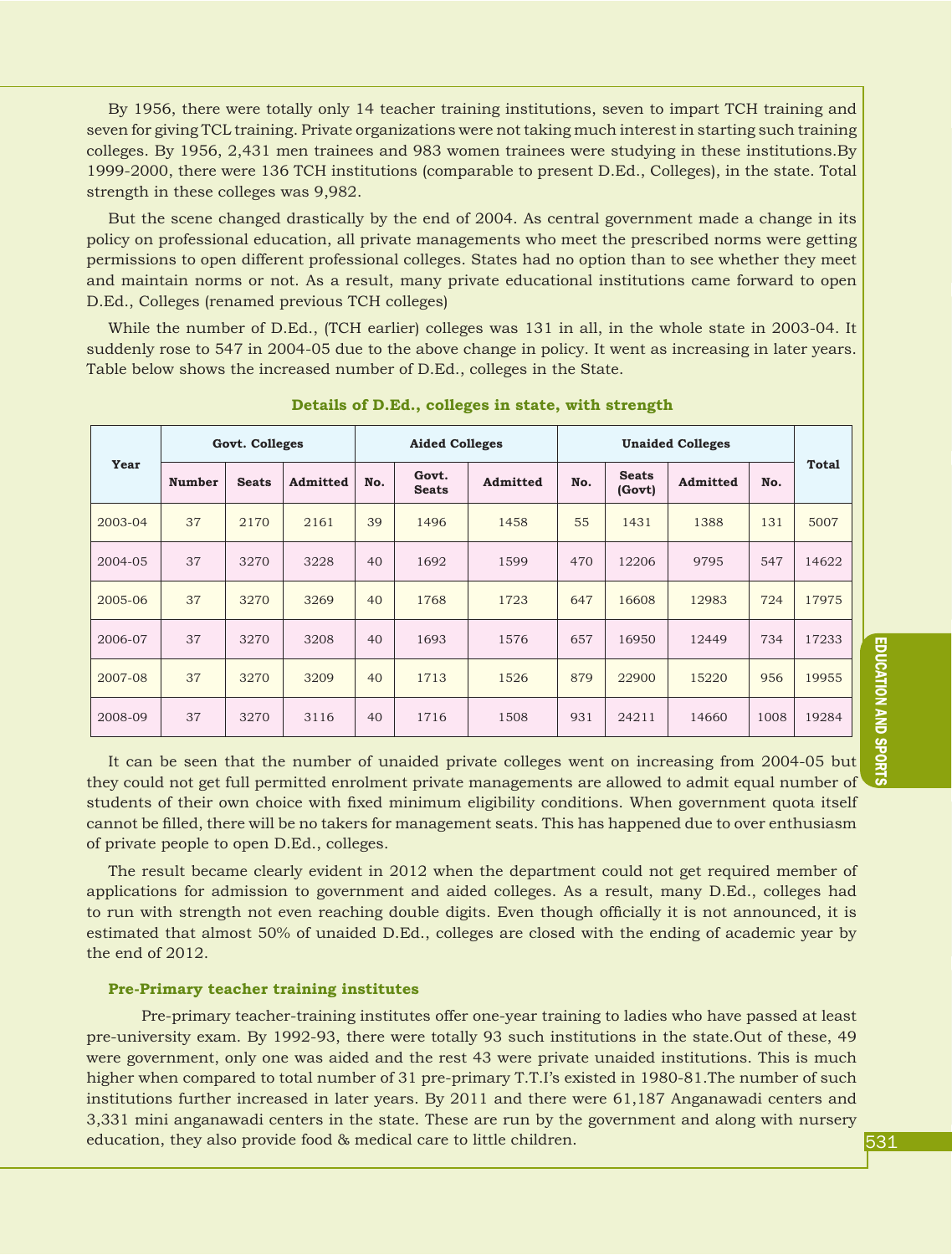By 1956, there were totally only 14 teacher training institutions, seven to impart TCH training and seven for giving TCL training. Private organizations were not taking much interest in starting such training colleges. By 1956, 2,431 men trainees and 983 women trainees were studying in these institutions.By 1999-2000, there were 136 TCH institutions (comparable to present D.Ed., Colleges), in the state. Total strength in these colleges was 9,982.

But the scene changed drastically by the end of 2004. As central government made a change in its policy on professional education, all private managements who meet the prescribed norms were getting permissions to open different professional colleges. States had no option than to see whether they meet and maintain norms or not. As a result, many private educational institutions came forward to open D.Ed., Colleges (renamed previous TCH colleges)

While the number of D.Ed., (TCH earlier) colleges was 131 in all, in the whole state in 2003-04. It suddenly rose to 547 in 2004-05 due to the above change in policy. It went as increasing in later years. Table below shows the increased number of D.Ed., colleges in the State.

**Details of D.Ed., colleges in state, with strength**

| Year | Govt. Colleges | | | Aided Colleges | | | Unaided Colleges | | | | Total |
|---|---|---|---|---|---|---|---|---|---|---|---|
| | Number | Seats | Admitted | No. | Govt. Seats | Admitted | No. | Seats (Govt) | Admitted | No. | |
| 2003-04 | 37 | 2170 | 2161 | 39 | 1496 | 1458 | 55 | 1431 | 1388 | 131 | 5007 |
| 2004-05 | 37 | 3270 | 3228 | 40 | 1692 | 1599 | 470 | 12206 | 9795 | 547 | 14622 |
| 2005-06 | 37 | 3270 | 3269 | 40 | 1768 | 1723 | 647 | 16608 | 12983 | 724 | 17975 |
| 2006-07 | 37 | 3270 | 3208 | 40 | 1693 | 1576 | 657 | 16950 | 12449 | 734 | 17233 |
| 2007-08 | 37 | 3270 | 3209 | 40 | 1713 | 1526 | 879 | 22900 | 15220 | 956 | 19955 |
| 2008-09 | 37 | 3270 | 3116 | 40 | 1716 | 1508 | 931 | 24211 | 14660 | 1008 | 19284 |

It can be seen that the number of unaided private colleges went on increasing from 2004-05 but they could not get full permitted enrolment private managements are allowed to admit equal number of students of their own choice with fixed minimum eligibility conditions. When government quota itself cannot be filled, there will be no takers for management seats. This has happened due to over enthusiasm of private people to open D.Ed., colleges.

The result became clearly evident in 2012 when the department could not get required member of applications for admission to government and aided colleges. As a result, many D.Ed., colleges had to run with strength not even reaching double digits. Even though officially it is not announced, it is estimated that almost 50% of unaided D.Ed., colleges are closed with the ending of academic year by the end of 2012.

### Pre-Primary teacher training institutes

Pre-primary teacher-training institutes offer one-year training to ladies who have passed at least pre-university exam. By 1992-93, there were totally 93 such institutions in the state.Out of these, 49 were government, only one was aided and the rest 43 were private unaided institutions. This is much higher when compared to total number of 31 pre-primary T.T.I's existed in 1980-81.The number of such institutions further increased in later years. By 2011 and there were 61,187 Anganawadi centers and 3,331 mini anganawadi centers in the state. These are run by the government and along with nursery education, they also provide food & medical care to little children.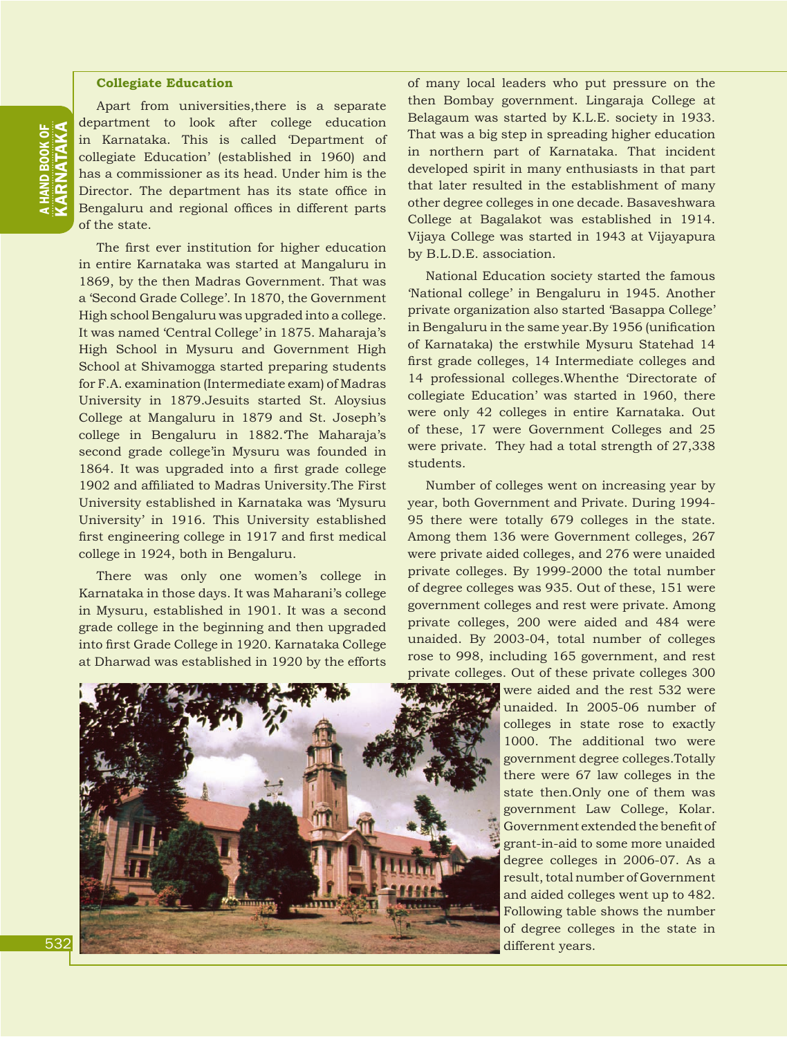### Collegiate Education

Apart from universities,there is a separate department to look after college education in Karnataka. This is called 'Department of collegiate Education' (established in 1960) and has a commissioner as its head. Under him is the Director. The department has its state office in Bengaluru and regional offices in different parts of the state.

The first ever institution for higher education in entire Karnataka was started at Mangaluru in 1869, by the then Madras Government. That was a 'Second Grade College'. In 1870, the Government High school Bengaluru was upgraded into a college. It was named 'Central College' in 1875. Maharaja's High School in Mysuru and Government High School at Shivamogga started preparing students for F.A. examination (Intermediate exam) of Madras University in 1879.Jesuits started St. Aloysius College at Mangaluru in 1879 and St. Joseph's college in Bengaluru in 1882.'The Maharaja's second grade college'in Mysuru was founded in 1864. It was upgraded into a first grade college 1902 and affiliated to Madras University.The First University established in Karnataka was 'Mysuru University' in 1916. This University established first engineering college in 1917 and first medical college in 1924, both in Bengaluru.

There was only one women's college in Karnataka in those days. It was Maharani's college in Mysuru, established in 1901. It was a second grade college in the beginning and then upgraded into first Grade College in 1920. Karnataka College at Dharwad was established in 1920 by the efforts of many local leaders who put pressure on the then Bombay government. Lingaraja College at Belagaum was started by K.L.E. society in 1933. That was a big step in spreading higher education in northern part of Karnataka. That incident developed spirit in many enthusiasts in that part that later resulted in the establishment of many other degree colleges in one decade. Basaveshwara College at Bagalakot was established in 1914. Vijaya College was started in 1943 at Vijayapura by B.L.D.E. association.

National Education society started the famous 'National college' in Bengaluru in 1945. Another private organization also started 'Basappa College' in Bengaluru in the same year.By 1956 (unification of Karnataka) the erstwhile Mysuru Statehad 14 first grade colleges, 14 Intermediate colleges and 14 professional colleges.Whenthe 'Directorate of collegiate Education' was started in 1960, there were only 42 colleges in entire Karnataka. Out of these, 17 were Government Colleges and 25 were private. They had a total strength of 27,338 students.

Number of colleges went on increasing year by year, both Government and Private. During 1994-95 there were totally 679 colleges in the state. Among them 136 were Government colleges, 267 were private aided colleges, and 276 were unaided private colleges. By 1999-2000 the total number of degree colleges was 935. Out of these, 151 were government colleges and rest were private. Among private colleges, 200 were aided and 484 were unaided. By 2003-04, total number of colleges rose to 998, including 165 government, and rest private colleges. Out of these private colleges 300 were aided and the rest 532 were unaided. In 2005-06 number of colleges in state rose to exactly 1000. The additional two were government degree colleges.Totally there were 67 law colleges in the state then.Only one of them was government Law College, Kolar. Government extended the benefit of grant-in-aid to some more unaided degree colleges in 2006-07. As a result, total number of Government and aided colleges went up to 482. Following table shows the number of degree colleges in the state in different years.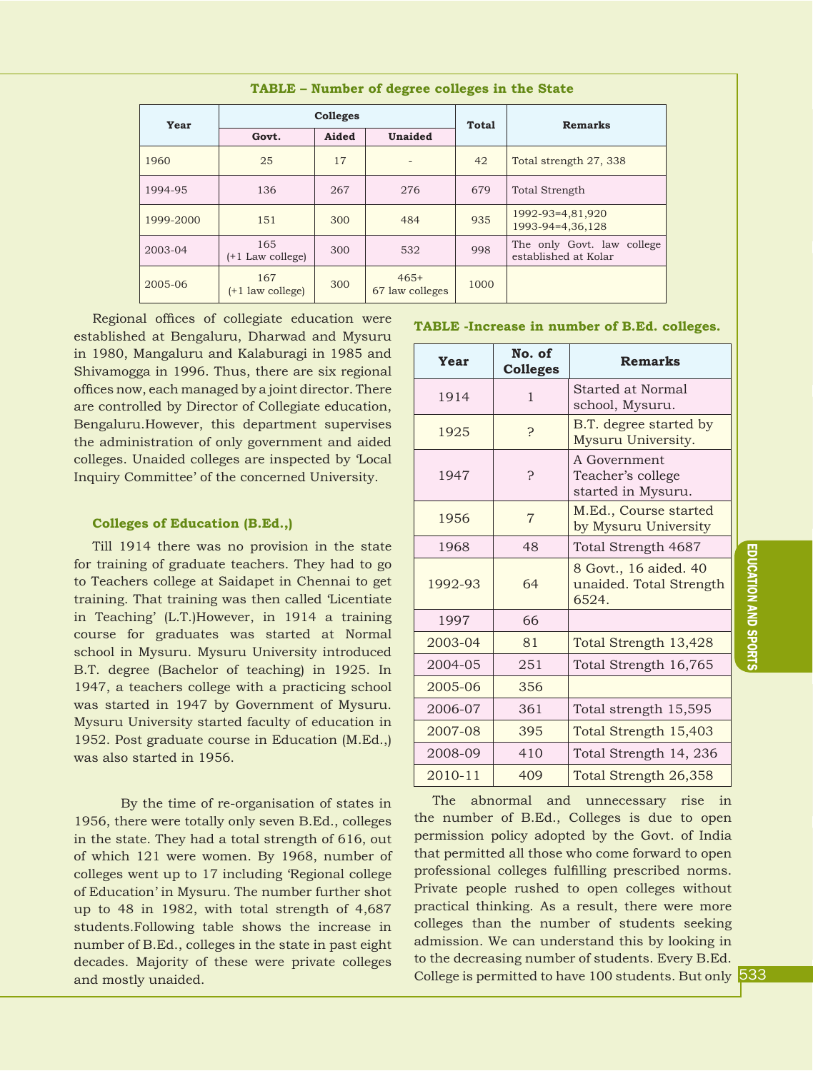**TABLE – Number of degree colleges in the State**

| Year | Colleges | | | Total | Remarks |
|---|---|---|---|---|---|
| | Govt. | Aided | Unaided | | |
| 1960 | 25 | 17 | - | 42 | Total strength 27, 338 |
| 1994-95 | 136 | 267 | 276 | 679 | Total Strength |
| 1999-2000 | 151 | 300 | 484 | 935 | 1992-93=4,81,920<br>1993-94=4,36,128 |
| 2003-04 | 165<br>(+1 Law college) | 300 | 532 | 998 | The only Govt. law college established at Kolar |
| 2005-06 | 167<br>(+1 law college) | 300 | 465+<br>67 law colleges | 1000 | |

Regional offices of collegiate education were established at Bengaluru, Dharwad and Mysuru in 1980, Mangaluru and Kalaburagi in 1985 and Shivamogga in 1996. Thus, there are six regional offices now, each managed by a joint director. There are controlled by Director of Collegiate education, Bengaluru.However, this department supervises the administration of only government and aided colleges. Unaided colleges are inspected by 'Local Inquiry Committee' of the concerned University.

### Colleges of Education (B.Ed.,)

Till 1914 there was no provision in the state for training of graduate teachers. They had to go to Teachers college at Saidapet in Chennai to get training. That training was then called 'Licentiate in Teaching' (L.T.)However, in 1914 a training course for graduates was started at Normal school in Mysuru. Mysuru University introduced B.T. degree (Bachelor of teaching) in 1925. In 1947, a teachers college with a practicing school was started in 1947 by Government of Mysuru. Mysuru University started faculty of education in 1952. Post graduate course in Education (M.Ed.,) was also started in 1956.

By the time of re-organisation of states in 1956, there were totally only seven B.Ed., colleges in the state. They had a total strength of 616, out of which 121 were women. By 1968, number of colleges went up to 17 including 'Regional college of Education' in Mysuru. The number further shot up to 48 in 1982, with total strength of 4,687 students.Following table shows the increase in number of B.Ed., colleges in the state in past eight decades. Majority of these were private colleges and mostly unaided.

**TABLE -Increase in number of B.Ed. colleges.**

| Year | No. of Colleges | Remarks |
|---|---|---|
| 1914 | 1 | Started at Normal school, Mysuru. |
| 1925 | ? | B.T. degree started by Mysuru University. |
| 1947 | ? | A Government Teacher's college started in Mysuru. |
| 1956 | 7 | M.Ed., Course started by Mysuru University |
| 1968 | 48 | Total Strength 4687 |
| 1992-93 | 64 | 8 Govt., 16 aided. 40 unaided. Total Strength 6524. |
| 1997 | 66 | |
| 2003-04 | 81 | Total Strength 13,428 |
| 2004-05 | 251 | Total Strength 16,765 |
| 2005-06 | 356 | |
| 2006-07 | 361 | Total strength 15,595 |
| 2007-08 | 395 | Total Strength 15,403 |
| 2008-09 | 410 | Total Strength 14, 236 |
| 2010-11 | 409 | Total Strength 26,358 |

The abnormal and unnecessary rise in the number of B.Ed., Colleges is due to open permission policy adopted by the Govt. of India that permitted all those who come forward to open professional colleges fulfilling prescribed norms. Private people rushed to open colleges without practical thinking. As a result, there were more colleges than the number of students seeking admission. We can understand this by looking in to the decreasing number of students. Every B.Ed. College is permitted to have 100 students. But only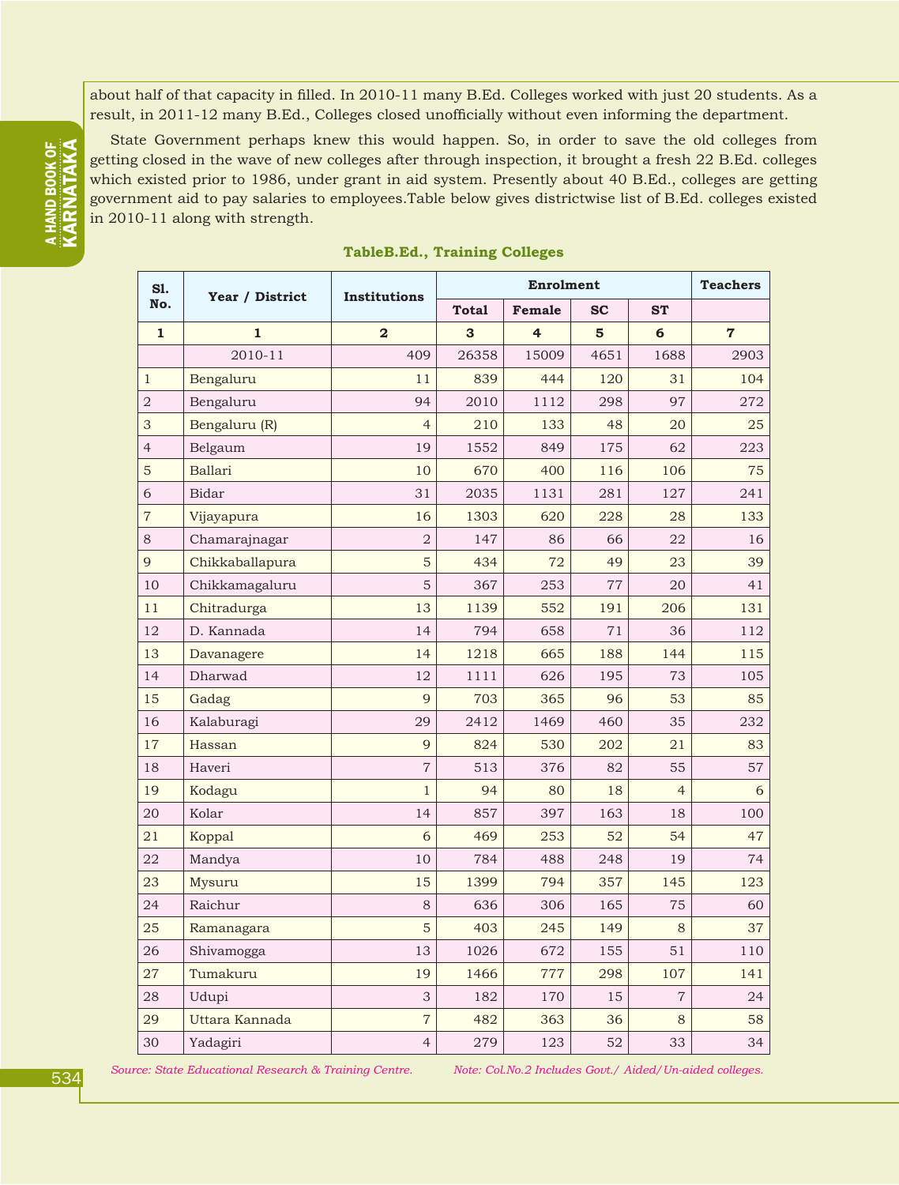about half of that capacity in filled. In 2010-11 many B.Ed. Colleges worked with just 20 students. As a result, in 2011-12 many B.Ed., Colleges closed unofficially without even informing the department.

State Government perhaps knew this would happen. So, in order to save the old colleges from getting closed in the wave of new colleges after through inspection, it brought a fresh 22 B.Ed. colleges which existed prior to 1986, under grant in aid system. Presently about 40 B.Ed., colleges are getting government aid to pay salaries to employees.Table below gives districtwise list of B.Ed. colleges existed in 2010-11 along with strength.

**TableB.Ed., Training Colleges**

| Sl. No. | Year / District | Institutions | Enrolment | | | | Teachers |
|---|---|---|---|---|---|---|---|
| | | | Total | Female | SC | ST | |
| 1 | 1 | 2 | 3 | 4 | 5 | 6 | 7 |
| | 2010-11 | 409 | 26358 | 15009 | 4651 | 1688 | 2903 |
| 1 | Bengaluru | 11 | 839 | 444 | 120 | 31 | 104 |
| 2 | Bengaluru | 94 | 2010 | 1112 | 298 | 97 | 272 |
| 3 | Bengaluru (R) | 4 | 210 | 133 | 48 | 20 | 25 |
| 4 | Belgaum | 19 | 1552 | 849 | 175 | 62 | 223 |
| 5 | Ballari | 10 | 670 | 400 | 116 | 106 | 75 |
| 6 | Bidar | 31 | 2035 | 1131 | 281 | 127 | 241 |
| 7 | Vijayapura | 16 | 1303 | 620 | 228 | 28 | 133 |
| 8 | Chamarajnagar | 2 | 147 | 86 | 66 | 22 | 16 |
| 9 | Chikkaballapura | 5 | 434 | 72 | 49 | 23 | 39 |
| 10 | Chikkamagaluru | 5 | 367 | 253 | 77 | 20 | 41 |
| 11 | Chitradurga | 13 | 1139 | 552 | 191 | 206 | 131 |
| 12 | D. Kannada | 14 | 794 | 658 | 71 | 36 | 112 |
| 13 | Davanagere | 14 | 1218 | 665 | 188 | 144 | 115 |
| 14 | Dharwad | 12 | 1111 | 626 | 195 | 73 | 105 |
| 15 | Gadag | 9 | 703 | 365 | 96 | 53 | 85 |
| 16 | Kalaburagi | 29 | 2412 | 1469 | 460 | 35 | 232 |
| 17 | Hassan | 9 | 824 | 530 | 202 | 21 | 83 |
| 18 | Haveri | 7 | 513 | 376 | 82 | 55 | 57 |
| 19 | Kodagu | 1 | 94 | 80 | 18 | 4 | 6 |
| 20 | Kolar | 14 | 857 | 397 | 163 | 18 | 100 |
| 21 | Koppal | 6 | 469 | 253 | 52 | 54 | 47 |
| 22 | Mandya | 10 | 784 | 488 | 248 | 19 | 74 |
| 23 | Mysuru | 15 | 1399 | 794 | 357 | 145 | 123 |
| 24 | Raichur | 8 | 636 | 306 | 165 | 75 | 60 |
| 25 | Ramanagara | 5 | 403 | 245 | 149 | 8 | 37 |
| 26 | Shivamogga | 13 | 1026 | 672 | 155 | 51 | 110 |
| 27 | Tumakuru | 19 | 1466 | 777 | 298 | 107 | 141 |
| 28 | Udupi | 3 | 182 | 170 | 15 | 7 | 24 |
| 29 | Uttara Kannada | 7 | 482 | 363 | 36 | 8 | 58 |
| 30 | Yadagiri | 4 | 279 | 123 | 52 | 33 | 34 |

*Source: State Educational Research & Training Centre.* *Note: Col.No.2 Includes Govt./ Aided/Un-aided colleges.*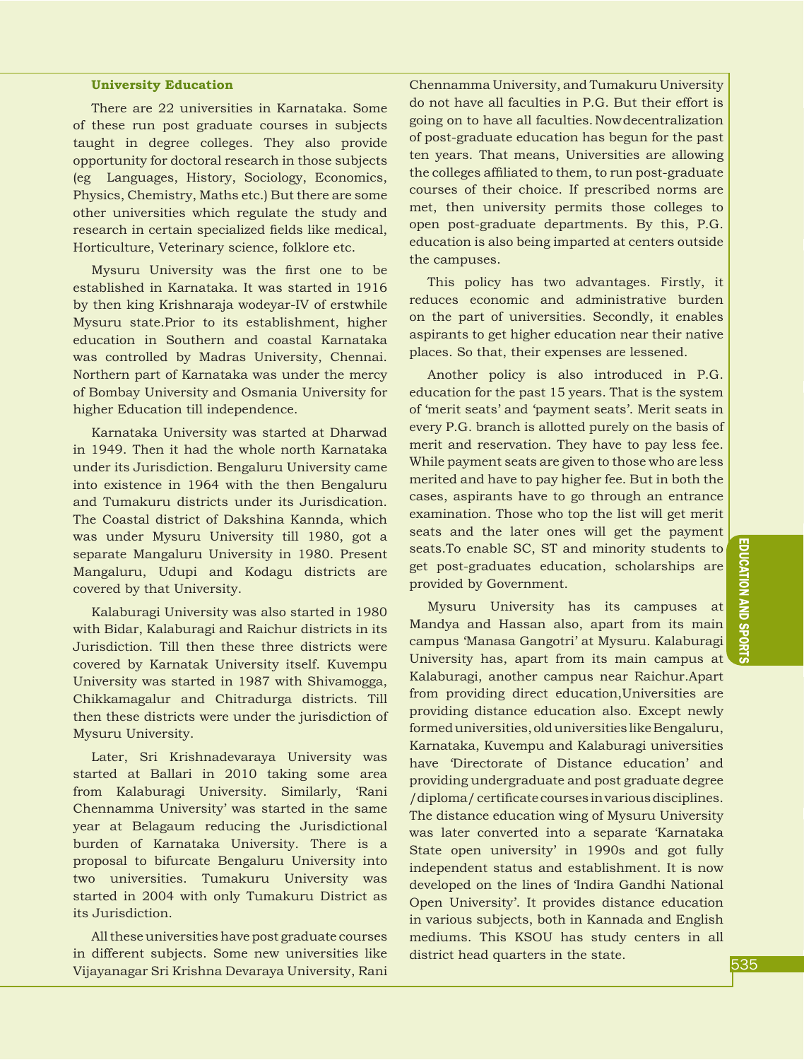### University Education

There are 22 universities in Karnataka. Some of these run post graduate courses in subjects taught in degree colleges. They also provide opportunity for doctoral research in those subjects (eg Languages, History, Sociology, Economics, Physics, Chemistry, Maths etc.) But there are some other universities which regulate the study and research in certain specialized fields like medical, Horticulture, Veterinary science, folklore etc.

Mysuru University was the first one to be established in Karnataka. It was started in 1916 by then king Krishnaraja wodeyar-IV of erstwhile Mysuru state.Prior to its establishment, higher education in Southern and coastal Karnataka was controlled by Madras University, Chennai. Northern part of Karnataka was under the mercy of Bombay University and Osmania University for higher Education till independence.

Karnataka University was started at Dharwad in 1949. Then it had the whole north Karnataka under its Jurisdiction. Bengaluru University came into existence in 1964 with the then Bengaluru and Tumakuru districts under its Jurisdication. The Coastal district of Dakshina Kannda, which was under Mysuru University till 1980, got a separate Mangaluru University in 1980. Present Mangaluru, Udupi and Kodagu districts are covered by that University.

Kalaburagi University was also started in 1980 with Bidar, Kalaburagi and Raichur districts in its Jurisdiction. Till then these three districts were covered by Karnatak University itself. Kuvempu University was started in 1987 with Shivamogga, Chikkamagalur and Chitradurga districts. Till then these districts were under the jurisdiction of Mysuru University.

Later, Sri Krishnadevaraya University was started at Ballari in 2010 taking some area from Kalaburagi University. Similarly, 'Rani Chennamma University' was started in the same year at Belagaum reducing the Jurisdictional burden of Karnataka University. There is a proposal to bifurcate Bengaluru University into two universities. Tumakuru University was started in 2004 with only Tumakuru District as its Jurisdiction.

All these universities have post graduate courses in different subjects. Some new universities like Vijayanagar Sri Krishna Devaraya University, Rani Chennamma University, and Tumakuru University do not have all faculties in P.G. But their effort is going on to have all faculties. Now decentralization of post-graduate education has begun for the past ten years. That means, Universities are allowing the colleges affiliated to them, to run post-graduate courses of their choice. If prescribed norms are met, then university permits those colleges to open post-graduate departments. By this, P.G. education is also being imparted at centers outside the campuses.

This policy has two advantages. Firstly, it reduces economic and administrative burden on the part of universities. Secondly, it enables aspirants to get higher education near their native places. So that, their expenses are lessened.

Another policy is also introduced in P.G. education for the past 15 years. That is the system of 'merit seats' and 'payment seats'. Merit seats in every P.G. branch is allotted purely on the basis of merit and reservation. They have to pay less fee. While payment seats are given to those who are less merited and have to pay higher fee. But in both the cases, aspirants have to go through an entrance examination. Those who top the list will get merit seats and the later ones will get the payment seats.To enable SC, ST and minority students to get post-graduates education, scholarships are provided by Government.

Mysuru University has its campuses at Mandya and Hassan also, apart from its main campus 'Manasa Gangotri' at Mysuru. Kalaburagi University has, apart from its main campus at Kalaburagi, another campus near Raichur.Apart from providing direct education,Universities are providing distance education also. Except newly formed universities, old universities like Bengaluru, Karnataka, Kuvempu and Kalaburagi universities have 'Directorate of Distance education' and providing undergraduate and post graduate degree /diploma/ certificate courses in various disciplines. The distance education wing of Mysuru University was later converted into a separate 'Karnataka State open university' in 1990s and got fully independent status and establishment. It is now developed on the lines of 'Indira Gandhi National Open University'. It provides distance education in various subjects, both in Kannada and English mediums. This KSOU has study centers in all district head quarters in the state.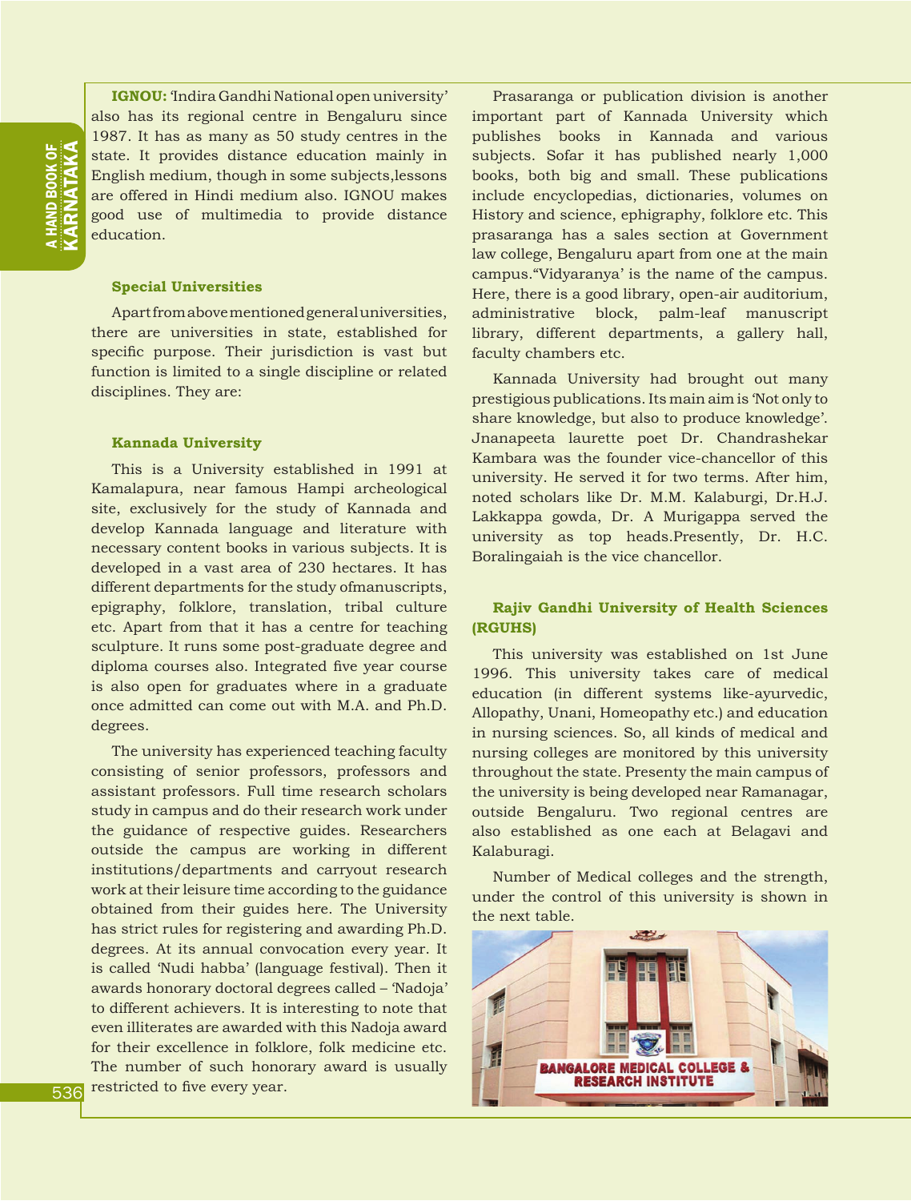**IGNOU:** 'Indira Gandhi National open university' also has its regional centre in Bengaluru since 1987. It has as many as 50 study centres in the state. It provides distance education mainly in English medium, though in some subjects,lessons are offered in Hindi medium also. IGNOU makes good use of multimedia to provide distance education.

### Special Universities

Apart from above mentioned general universities, there are universities in state, established for specific purpose. Their jurisdiction is vast but function is limited to a single discipline or related disciplines. They are:

### Kannada University

This is a University established in 1991 at Kamalapura, near famous Hampi archeological site, exclusively for the study of Kannada and develop Kannada language and literature with necessary content books in various subjects. It is developed in a vast area of 230 hectares. It has different departments for the study ofmanuscripts, epigraphy, folklore, translation, tribal culture etc. Apart from that it has a centre for teaching sculpture. It runs some post-graduate degree and diploma courses also. Integrated five year course is also open for graduates where in a graduate once admitted can come out with M.A. and Ph.D. degrees.

The university has experienced teaching faculty consisting of senior professors, professors and assistant professors. Full time research scholars study in campus and do their research work under the guidance of respective guides. Researchers outside the campus are working in different institutions/departments and carryout research work at their leisure time according to the guidance obtained from their guides here. The University has strict rules for registering and awarding Ph.D. degrees. At its annual convocation every year. It is called 'Nudi habba' (language festival). Then it awards honorary doctoral degrees called – 'Nadoja' to different achievers. It is interesting to note that even illiterates are awarded with this Nadoja award for their excellence in folklore, folk medicine etc. The number of such honorary award is usually restricted to five every year.

Prasaranga or publication division is another important part of Kannada University which publishes books in Kannada and various subjects. Sofar it has published nearly 1,000 books, both big and small. These publications include encyclopedias, dictionaries, volumes on History and science, ephigraphy, folklore etc. This prasaranga has a sales section at Government law college, Bengaluru apart from one at the main campus."Vidyaranya' is the name of the campus. Here, there is a good library, open-air auditorium, administrative block, palm-leaf manuscript library, different departments, a gallery hall, faculty chambers etc.

Kannada University had brought out many prestigious publications. Its main aim is 'Not only to share knowledge, but also to produce knowledge'. Jnanapeeta laurette poet Dr. Chandrashekar Kambara was the founder vice-chancellor of this university. He served it for two terms. After him, noted scholars like Dr. M.M. Kalaburgi, Dr.H.J. Lakkappa gowda, Dr. A Murigappa served the university as top heads.Presently, Dr. H.C. Boralingaiah is the vice chancellor.

### Rajiv Gandhi University of Health Sciences (RGUHS)

This university was established on 1st June 1996. This university takes care of medical education (in different systems like-ayurvedic, Allopathy, Unani, Homeopathy etc.) and education in nursing sciences. So, all kinds of medical and nursing colleges are monitored by this university throughout the state. Presenty the main campus of the university is being developed near Ramanagar, outside Bengaluru. Two regional centres are also established as one each at Belagavi and Kalaburagi.

Number of Medical colleges and the strength, under the control of this university is shown in the next table.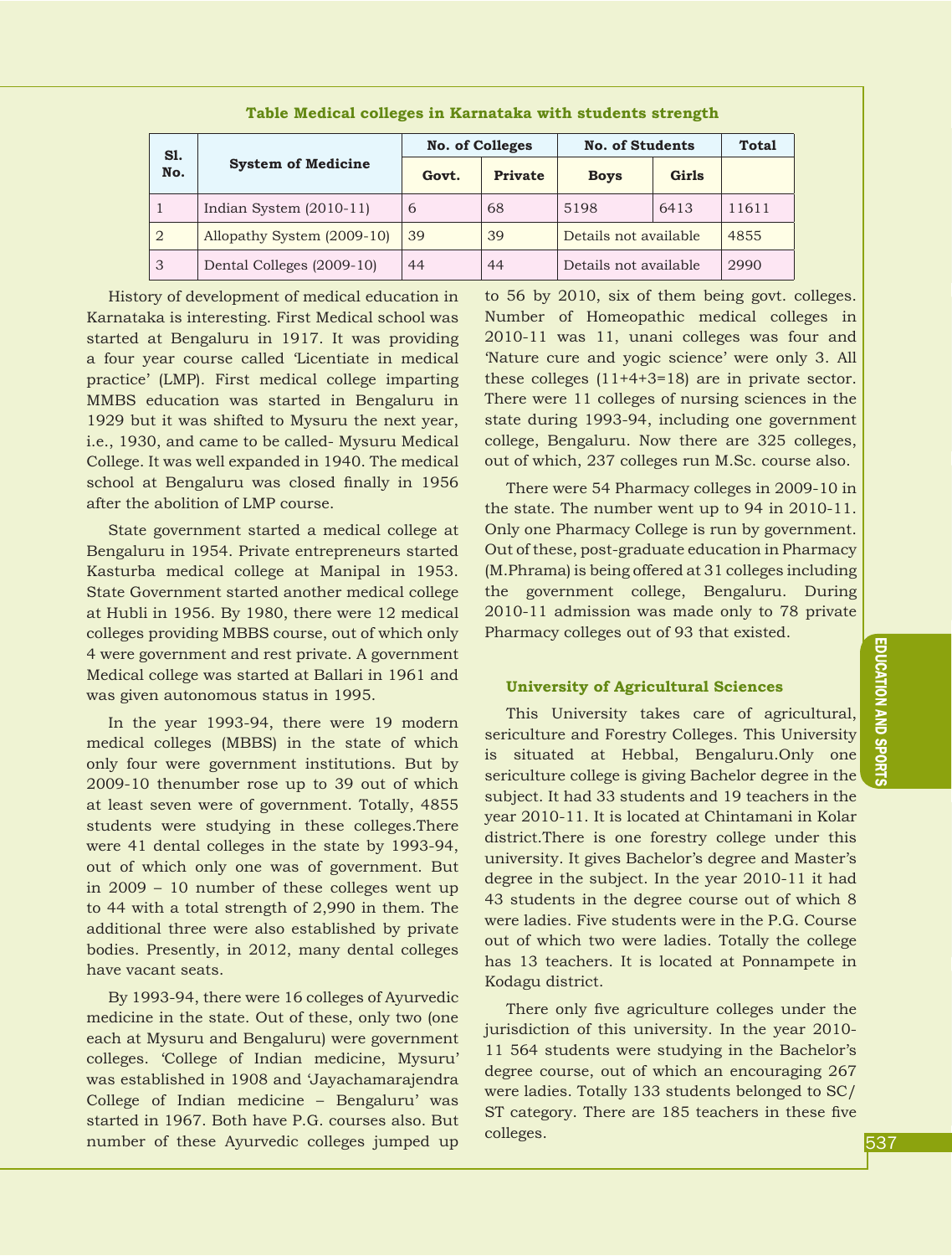**Table Medical colleges in Karnataka with students strength**

| Sl. No. | System of Medicine | No. of Colleges | | No. of Students | | Total |
|---|---|---|---|---|---|---|
| | | Govt. | Private | Boys | Girls | |
| 1 | Indian System (2010-11) | 6 | 68 | 5198 | 6413 | 11611 |
| 2 | Allopathy System (2009-10) | 39 | 39 | Details not available | | 4855 |
| 3 | Dental Colleges (2009-10) | 44 | 44 | Details not available | | 2990 |

History of development of medical education in Karnataka is interesting. First Medical school was started at Bengaluru in 1917. It was providing a four year course called 'Licentiate in medical practice' (LMP). First medical college imparting MMBS education was started in Bengaluru in 1929 but it was shifted to Mysuru the next year, i.e., 1930, and came to be called- Mysuru Medical College. It was well expanded in 1940. The medical school at Bengaluru was closed finally in 1956 after the abolition of LMP course.

State government started a medical college at Bengaluru in 1954. Private entrepreneurs started Kasturba medical college at Manipal in 1953. State Government started another medical college at Hubli in 1956. By 1980, there were 12 medical colleges providing MBBS course, out of which only 4 were government and rest private. A government Medical college was started at Ballari in 1961 and was given autonomous status in 1995.

In the year 1993-94, there were 19 modern medical colleges (MBBS) in the state of which only four were government institutions. But by 2009-10 thenumber rose up to 39 out of which at least seven were of government. Totally, 4855 students were studying in these colleges.There were 41 dental colleges in the state by 1993-94, out of which only one was of government. But in 2009 – 10 number of these colleges went up to 44 with a total strength of 2,990 in them. The additional three were also established by private bodies. Presently, in 2012, many dental colleges have vacant seats.

By 1993-94, there were 16 colleges of Ayurvedic medicine in the state. Out of these, only two (one each at Mysuru and Bengaluru) were government colleges. 'College of Indian medicine, Mysuru' was established in 1908 and 'Jayachamarajendra College of Indian medicine – Bengaluru' was started in 1967. Both have P.G. courses also. But number of these Ayurvedic colleges jumped up to 56 by 2010, six of them being govt. colleges. Number of Homeopathic medical colleges in 2010-11 was 11, unani colleges was four and 'Nature cure and yogic science' were only 3. All these colleges (11+4+3=18) are in private sector. There were 11 colleges of nursing sciences in the state during 1993-94, including one government college, Bengaluru. Now there are 325 colleges, out of which, 237 colleges run M.Sc. course also.

There were 54 Pharmacy colleges in 2009-10 in the state. The number went up to 94 in 2010-11. Only one Pharmacy College is run by government. Out of these, post-graduate education in Pharmacy (M.Phrama) is being offered at 31 colleges including the government college, Bengaluru. During 2010-11 admission was made only to 78 private Pharmacy colleges out of 93 that existed.

### University of Agricultural Sciences

This University takes care of agricultural, sericulture and Forestry Colleges. This University is situated at Hebbal, Bengaluru.Only one sericulture college is giving Bachelor degree in the subject. It had 33 students and 19 teachers in the year 2010-11. It is located at Chintamani in Kolar district.There is one forestry college under this university. It gives Bachelor's degree and Master's degree in the subject. In the year 2010-11 it had 43 students in the degree course out of which 8 were ladies. Five students were in the P.G. Course out of which two were ladies. Totally the college has 13 teachers. It is located at Ponnampete in Kodagu district.

There only five agriculture colleges under the jurisdiction of this university. In the year 2010-11 564 students were studying in the Bachelor's degree course, out of which an encouraging 267 were ladies. Totally 133 students belonged to SC/ST category. There are 185 teachers in these five colleges.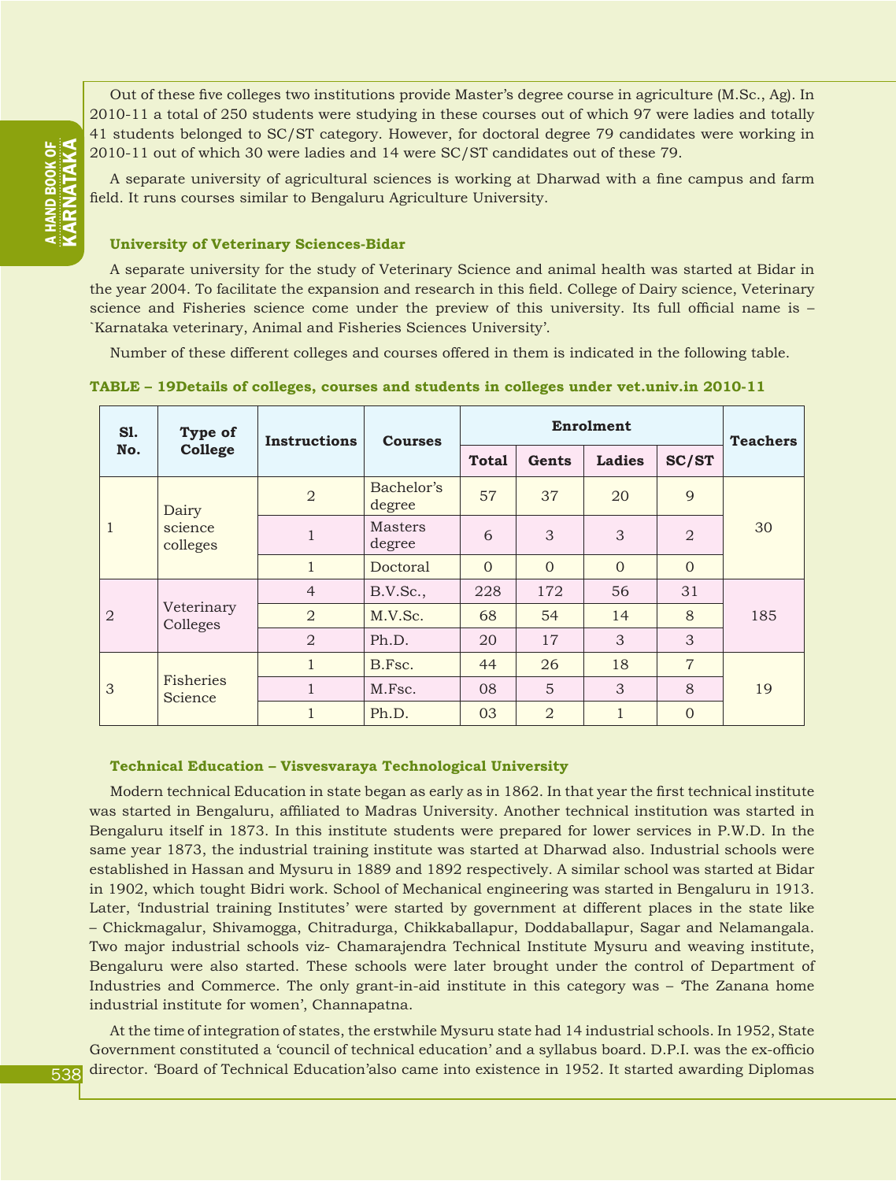Out of these five colleges two institutions provide Master's degree course in agriculture (M.Sc., Ag). In 2010-11 a total of 250 students were studying in these courses out of which 97 were ladies and totally 41 students belonged to SC/ST category. However, for doctoral degree 79 candidates were working in 2010-11 out of which 30 were ladies and 14 were SC/ST candidates out of these 79.

A separate university of agricultural sciences is working at Dharwad with a fine campus and farm field. It runs courses similar to Bengaluru Agriculture University.

### University of Veterinary Sciences-Bidar

A separate university for the study of Veterinary Science and animal health was started at Bidar in the year 2004. To facilitate the expansion and research in this field. College of Dairy science, Veterinary science and Fisheries science come under the preview of this university. Its full official name is – `Karnataka veterinary, Animal and Fisheries Sciences University'.

Number of these different colleges and courses offered in them is indicated in the following table.

**TABLE – 19Details of colleges, courses and students in colleges under vet.univ.in 2010-11**

| Sl. No. | Type of College | Instructions | Courses | Enrolment | | | | Teachers |
|---|---|---|---|---|---|---|---|---|
| | | | | Total | Gents | Ladies | SC/ST | |
| 1 | Dairy science colleges | 2 | Bachelor's degree | 57 | 37 | 20 | 9 | 30 |
| | | 1 | Masters degree | 6 | 3 | 3 | 2 | |
| | | 1 | Doctoral | 0 | 0 | 0 | 0 | |
| 2 | Veterinary Colleges | 4 | B.V.Sc., | 228 | 172 | 56 | 31 | 185 |
| | | 2 | M.V.Sc. | 68 | 54 | 14 | 8 | |
| | | 2 | Ph.D. | 20 | 17 | 3 | 3 | |
| 3 | Fisheries Science | 1 | B.Fsc. | 44 | 26 | 18 | 7 | 19 |
| | | 1 | M.Fsc. | 08 | 5 | 3 | 8 | |
| | | 1 | Ph.D. | 03 | 2 | 1 | 0 | |

### Technical Education – Visvesvaraya Technological University

Modern technical Education in state began as early as in 1862. In that year the first technical institute was started in Bengaluru, affiliated to Madras University. Another technical institution was started in Bengaluru itself in 1873. In this institute students were prepared for lower services in P.W.D. In the same year 1873, the industrial training institute was started at Dharwad also. Industrial schools were established in Hassan and Mysuru in 1889 and 1892 respectively. A similar school was started at Bidar in 1902, which tought Bidri work. School of Mechanical engineering was started in Bengaluru in 1913. Later, 'Industrial training Institutes' were started by government at different places in the state like – Chickmagalur, Shivamogga, Chitradurga, Chikkaballapur, Doddaballapur, Sagar and Nelamangala. Two major industrial schools viz- Chamarajendra Technical Institute Mysuru and weaving institute, Bengaluru were also started. These schools were later brought under the control of Department of Industries and Commerce. The only grant-in-aid institute in this category was – 'The Zanana home industrial institute for women', Channapatna.

At the time of integration of states, the erstwhile Mysuru state had 14 industrial schools. In 1952, State Government constituted a 'council of technical education' and a syllabus board. D.P.I. was the ex-officio director. 'Board of Technical Education'also came into existence in 1952. It started awarding Diplomas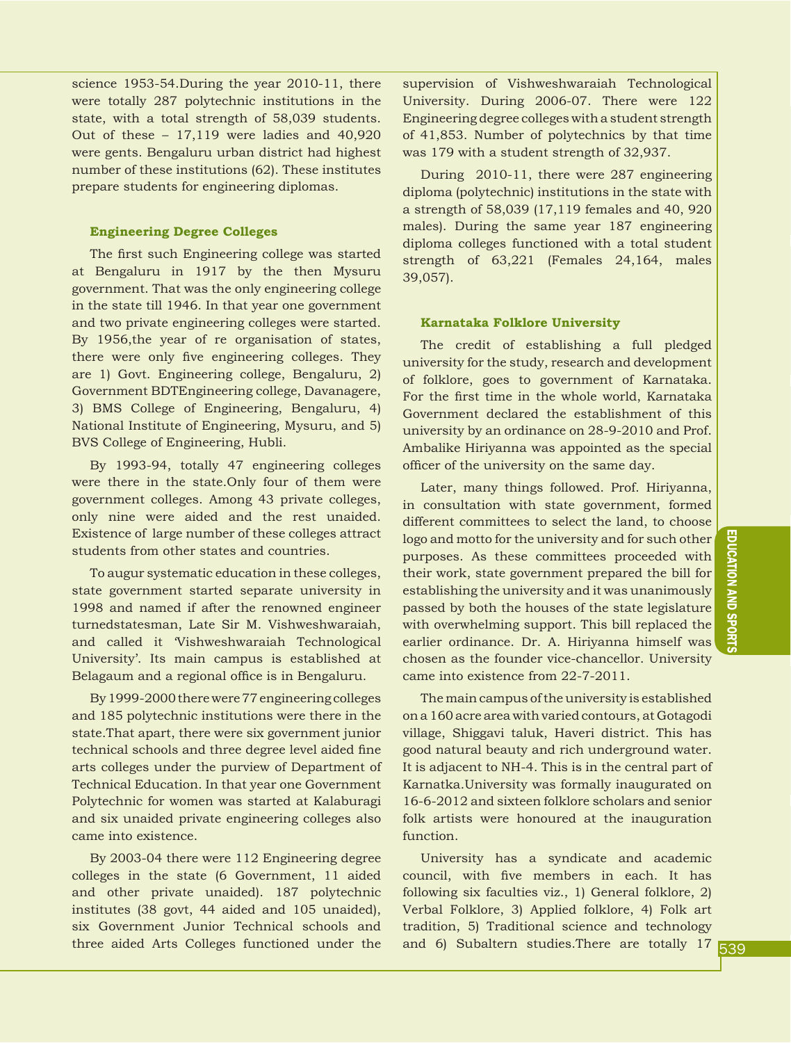science 1953-54.During the year 2010-11, there were totally 287 polytechnic institutions in the state, with a total strength of 58,039 students. Out of these – 17,119 were ladies and 40,920 were gents. Bengaluru urban district had highest number of these institutions (62). These institutes prepare students for engineering diplomas.

### Engineering Degree Colleges

The first such Engineering college was started at Bengaluru in 1917 by the then Mysuru government. That was the only engineering college in the state till 1946. In that year one government and two private engineering colleges were started. By 1956,the year of re organisation of states, there were only five engineering colleges. They are 1) Govt. Engineering college, Bengaluru, 2) Government BDTEngineering college, Davanagere, 3) BMS College of Engineering, Bengaluru, 4) National Institute of Engineering, Mysuru, and 5) BVS College of Engineering, Hubli.

By 1993-94, totally 47 engineering colleges were there in the state.Only four of them were government colleges. Among 43 private colleges, only nine were aided and the rest unaided. Existence of large number of these colleges attract students from other states and countries.

To augur systematic education in these colleges, state government started separate university in 1998 and named if after the renowned engineer turnedstatesman, Late Sir M. Vishweshwaraiah, and called it 'Vishweshwaraiah Technological University'. Its main campus is established at Belagaum and a regional office is in Bengaluru.

By 1999-2000 there were 77 engineering colleges and 185 polytechnic institutions were there in the state.That apart, there were six government junior technical schools and three degree level aided fine arts colleges under the purview of Department of Technical Education. In that year one Government Polytechnic for women was started at Kalaburagi and six unaided private engineering colleges also came into existence.

By 2003-04 there were 112 Engineering degree colleges in the state (6 Government, 11 aided and other private unaided). 187 polytechnic institutes (38 govt, 44 aided and 105 unaided), six Government Junior Technical schools and three aided Arts Colleges functioned under the supervision of Vishweshwaraiah Technological University. During 2006-07. There were 122 Engineering degree colleges with a student strength of 41,853. Number of polytechnics by that time was 179 with a student strength of 32,937.

During 2010-11, there were 287 engineering diploma (polytechnic) institutions in the state with a strength of 58,039 (17,119 females and 40, 920 males). During the same year 187 engineering diploma colleges functioned with a total student strength of 63,221 (Females 24,164, males 39,057).

### Karnataka Folklore University

The credit of establishing a full pledged university for the study, research and development of folklore, goes to government of Karnataka. For the first time in the whole world, Karnataka Government declared the establishment of this university by an ordinance on 28-9-2010 and Prof. Ambalike Hiriyanna was appointed as the special officer of the university on the same day.

Later, many things followed. Prof. Hiriyanna, in consultation with state government, formed different committees to select the land, to choose logo and motto for the university and for such other purposes. As these committees proceeded with their work, state government prepared the bill for establishing the university and it was unanimously passed by both the houses of the state legislature with overwhelming support. This bill replaced the earlier ordinance. Dr. A. Hiriyanna himself was chosen as the founder vice-chancellor. University came into existence from 22-7-2011.

The main campus of the university is established on a 160 acre area with varied contours, at Gotagodi village, Shiggavi taluk, Haveri district. This has good natural beauty and rich underground water. It is adjacent to NH-4. This is in the central part of Karnatka.University was formally inaugurated on 16-6-2012 and sixteen folklore scholars and senior folk artists were honoured at the inauguration function.

University has a syndicate and academic council, with five members in each. It has following six faculties viz., 1) General folklore, 2) Verbal Folklore, 3) Applied folklore, 4) Folk art tradition, 5) Traditional science and technology and 6) Subaltern studies.There are totally 17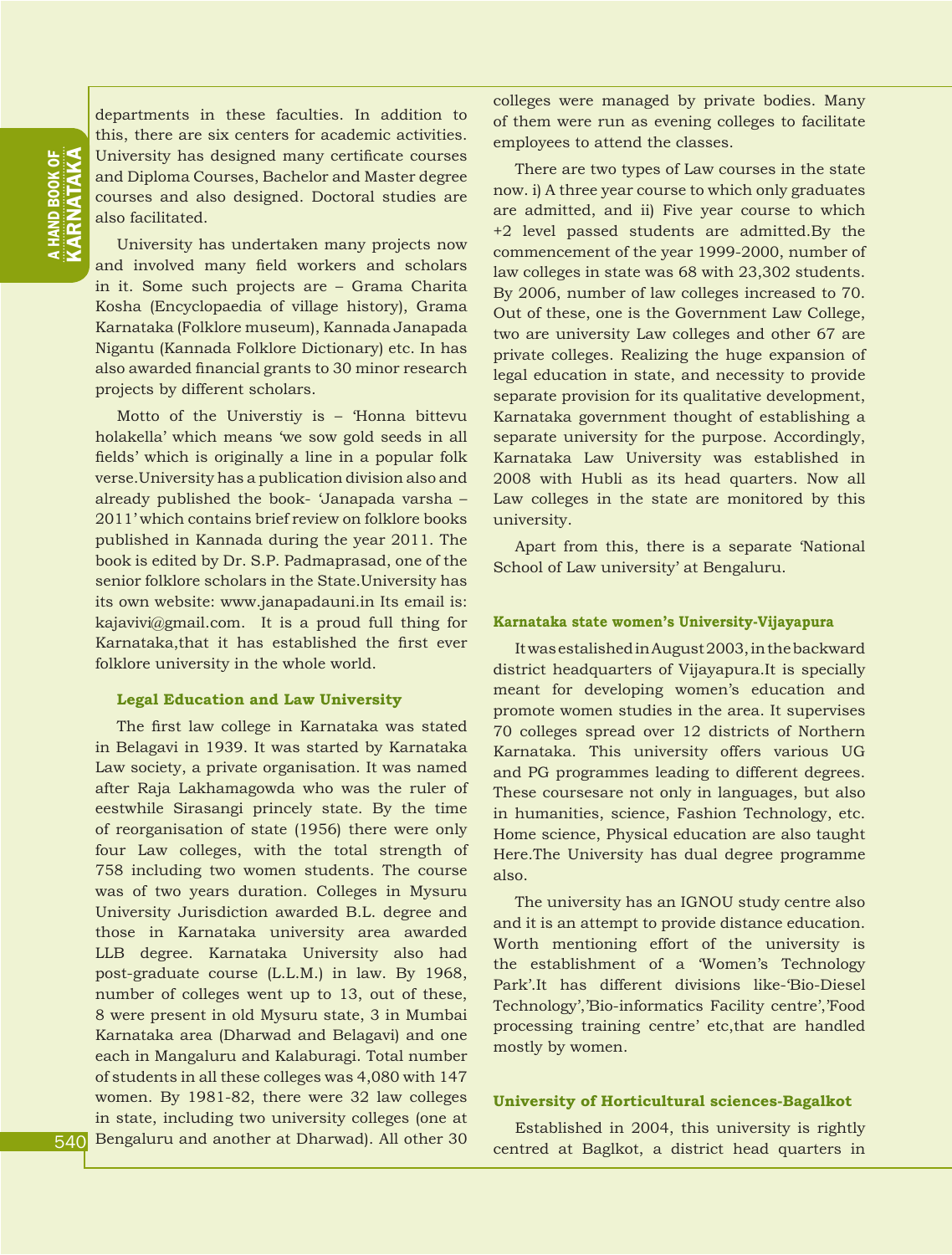departments in these faculties. In addition to this, there are six centers for academic activities. University has designed many certificate courses and Diploma Courses, Bachelor and Master degree courses and also designed. Doctoral studies are also facilitated.

University has undertaken many projects now and involved many field workers and scholars in it. Some such projects are – Grama Charita Kosha (Encyclopaedia of village history), Grama Karnataka (Folklore museum), Kannada Janapada Nigantu (Kannada Folklore Dictionary) etc. In has also awarded financial grants to 30 minor research projects by different scholars.

Motto of the Universtiy is – 'Honna bittevu holakella' which means 'we sow gold seeds in all fields' which is originally a line in a popular folk verse.University has a publication division also and already published the book- 'Janapada varsha – 2011' which contains brief review on folklore books published in Kannada during the year 2011. The book is edited by Dr. S.P. Padmaprasad, one of the senior folklore scholars in the State.University has its own website: www.janapadauni.in Its email is: kajavivi@gmail.com. It is a proud full thing for Karnataka,that it has established the first ever folklore university in the whole world.

### Legal Education and Law University

The first law college in Karnataka was stated in Belagavi in 1939. It was started by Karnataka Law society, a private organisation. It was named after Raja Lakhamagowda who was the ruler of eestwhile Sirasangi princely state. By the time of reorganisation of state (1956) there were only four Law colleges, with the total strength of 758 including two women students. The course was of two years duration. Colleges in Mysuru University Jurisdiction awarded B.L. degree and those in Karnataka university area awarded LLB degree. Karnataka University also had post-graduate course (L.L.M.) in law. By 1968, number of colleges went up to 13, out of these, 8 were present in old Mysuru state, 3 in Mumbai Karnataka area (Dharwad and Belagavi) and one each in Mangaluru and Kalaburagi. Total number of students in all these colleges was 4,080 with 147 women. By 1981-82, there were 32 law colleges in state, including two university colleges (one at Bengaluru and another at Dharwad). All other 30 colleges were managed by private bodies. Many of them were run as evening colleges to facilitate employees to attend the classes.

There are two types of Law courses in the state now. i) A three year course to which only graduates are admitted, and ii) Five year course to which +2 level passed students are admitted.By the commencement of the year 1999-2000, number of law colleges in state was 68 with 23,302 students. By 2006, number of law colleges increased to 70. Out of these, one is the Government Law College, two are university Law colleges and other 67 are private colleges. Realizing the huge expansion of legal education in state, and necessity to provide separate provision for its qualitative development, Karnataka government thought of establishing a separate university for the purpose. Accordingly, Karnataka Law University was established in 2008 with Hubli as its head quarters. Now all Law colleges in the state are monitored by this university.

Apart from this, there is a separate 'National School of Law university' at Bengaluru.

### Karnataka state women's University-Vijayapura

It was estalished in August 2003, in the backward district headquarters of Vijayapura.It is specially meant for developing women's education and promote women studies in the area. It supervises 70 colleges spread over 12 districts of Northern Karnataka. This university offers various UG and PG programmes leading to different degrees. These coursesare not only in languages, but also in humanities, science, Fashion Technology, etc. Home science, Physical education are also taught Here.The University has dual degree programme also.

The university has an IGNOU study centre also and it is an attempt to provide distance education. Worth mentioning effort of the university is the establishment of a 'Women's Technology Park'.It has different divisions like-'Bio-Diesel Technology','Bio-informatics Facility centre','Food processing training centre' etc,that are handled mostly by women.

### University of Horticultural sciences-Bagalkot

Established in 2004, this university is rightly centred at Baglkot, a district head quarters in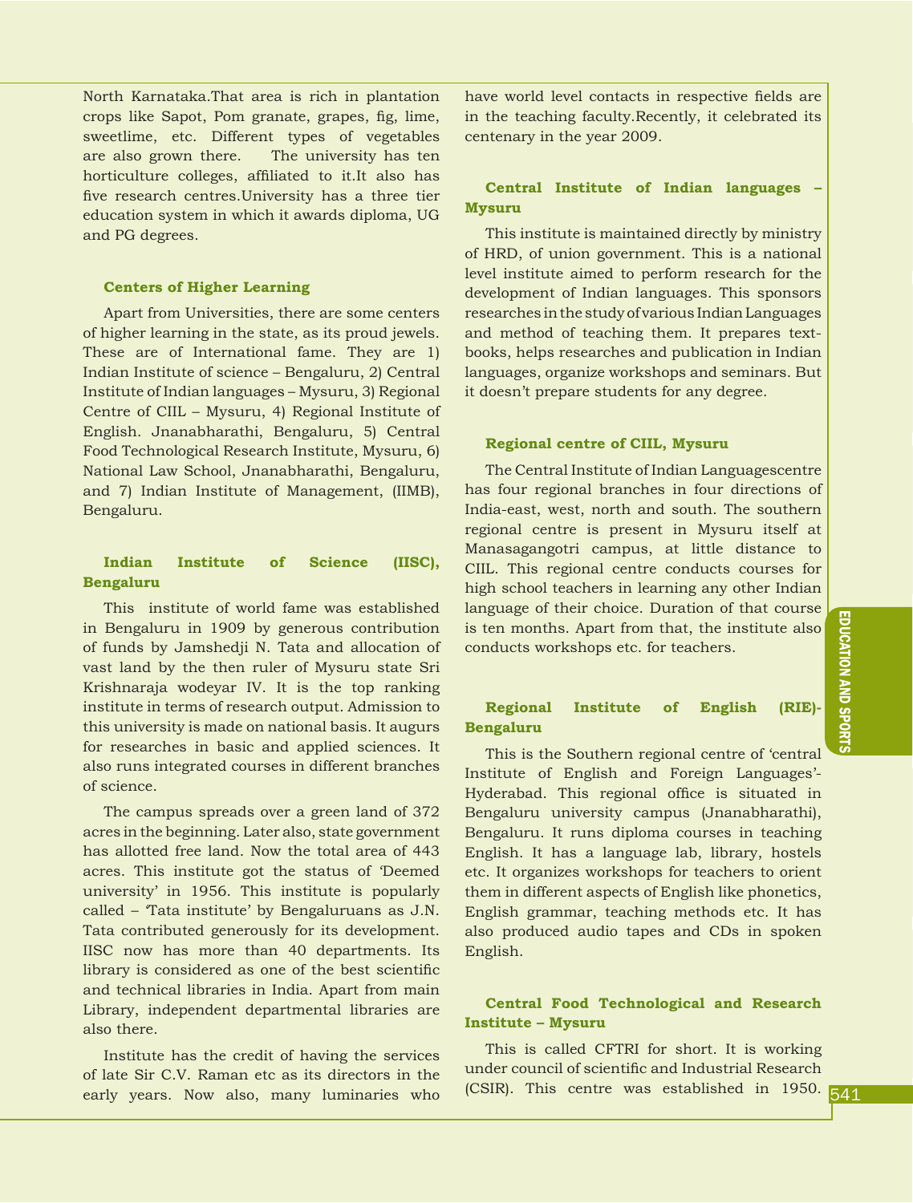North Karnataka.That area is rich in plantation crops like Sapot, Pom granate, grapes, fig, lime, sweetlime, etc. Different types of vegetables are also grown there. The university has ten horticulture colleges, affiliated to it.It also has five research centres.University has a three tier education system in which it awards diploma, UG and PG degrees.

### Centers of Higher Learning

Apart from Universities, there are some centers of higher learning in the state, as its proud jewels. These are of International fame. They are 1) Indian Institute of science – Bengaluru, 2) Central Institute of Indian languages – Mysuru, 3) Regional Centre of CIIL – Mysuru, 4) Regional Institute of English. Jnanabharathi, Bengaluru, 5) Central Food Technological Research Institute, Mysuru, 6) National Law School, Jnanabharathi, Bengaluru, and 7) Indian Institute of Management, (IIMB), Bengaluru.

### Indian Institute of Science (IISC), Bengaluru

This institute of world fame was established in Bengaluru in 1909 by generous contribution of funds by Jamshedji N. Tata and allocation of vast land by the then ruler of Mysuru state Sri Krishnaraja wodeyar IV. It is the top ranking institute in terms of research output. Admission to this university is made on national basis. It augurs for researches in basic and applied sciences. It also runs integrated courses in different branches of science.

The campus spreads over a green land of 372 acres in the beginning. Later also, state government has allotted free land. Now the total area of 443 acres. This institute got the status of 'Deemed university' in 1956. This institute is popularly called – 'Tata institute' by Bengaluruans as J.N. Tata contributed generously for its development. IISC now has more than 40 departments. Its library is considered as one of the best scientific and technical libraries in India. Apart from main Library, independent departmental libraries are also there.

Institute has the credit of having the services of late Sir C.V. Raman etc as its directors in the early years. Now also, many luminaries who have world level contacts in respective fields are in the teaching faculty.Recently, it celebrated its centenary in the year 2009.

### Central Institute of Indian languages – Mysuru

This institute is maintained directly by ministry of HRD, of union government. This is a national level institute aimed to perform research for the development of Indian languages. This sponsors researches in the study of various Indian Languages and method of teaching them. It prepares text-books, helps researches and publication in Indian languages, organize workshops and seminars. But it doesn't prepare students for any degree.

### Regional centre of CIIL, Mysuru

The Central Institute of Indian Languagescentre has four regional branches in four directions of India-east, west, north and south. The southern regional centre is present in Mysuru itself at Manasagangotri campus, at little distance to CIIL. This regional centre conducts courses for high school teachers in learning any other Indian language of their choice. Duration of that course is ten months. Apart from that, the institute also conducts workshops etc. for teachers.

### Regional Institute of English (RIE)-Bengaluru

This is the Southern regional centre of 'central Institute of English and Foreign Languages'-Hyderabad. This regional office is situated in Bengaluru university campus (Jnanabharathi), Bengaluru. It runs diploma courses in teaching English. It has a language lab, library, hostels etc. It organizes workshops for teachers to orient them in different aspects of English like phonetics, English grammar, teaching methods etc. It has also produced audio tapes and CDs in spoken English.

### Central Food Technological and Research Institute – Mysuru

This is called CFTRI for short. It is working under council of scientific and Industrial Research (CSIR). This centre was established in 1950.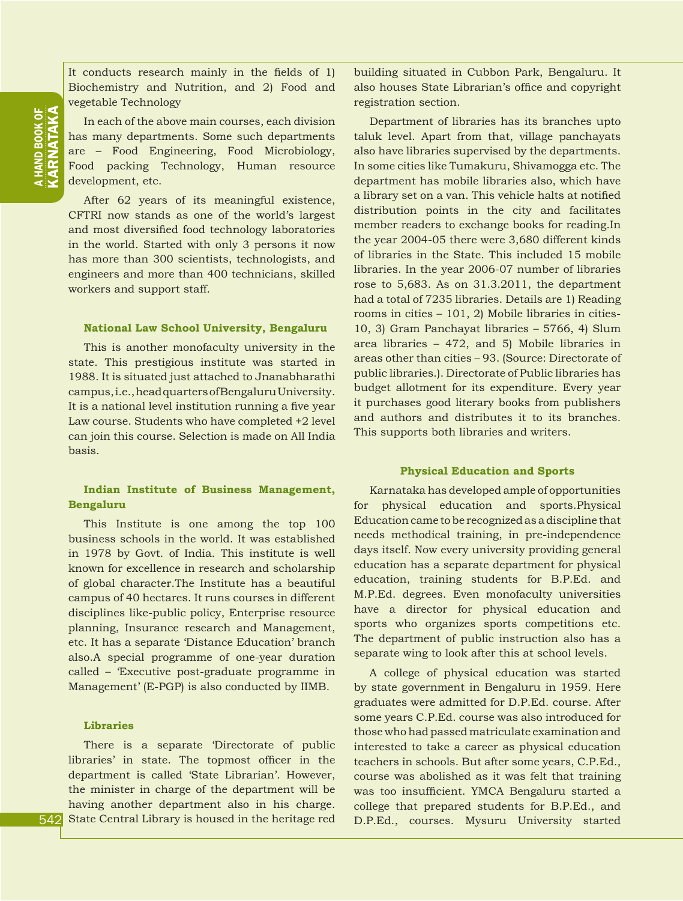It conducts research mainly in the fields of 1) Biochemistry and Nutrition, and 2) Food and vegetable Technology

In each of the above main courses, each division has many departments. Some such departments are – Food Engineering, Food Microbiology, Food packing Technology, Human resource development, etc.

After 62 years of its meaningful existence, CFTRI now stands as one of the world's largest and most diversified food technology laboratories in the world. Started with only 3 persons it now has more than 300 scientists, technologists, and engineers and more than 400 technicians, skilled workers and support staff.

### National Law School University, Bengaluru

This is another monofaculty university in the state. This prestigious institute was started in 1988. It is situated just attached to Jnanabharathi campus, i.e., headquarters of Bengaluru University. It is a national level institution running a five year Law course. Students who have completed +2 level can join this course. Selection is made on All India basis.

### Indian Institute of Business Management, Bengaluru

This Institute is one among the top 100 business schools in the world. It was established in 1978 by Govt. of India. This institute is well known for excellence in research and scholarship of global character.The Institute has a beautiful campus of 40 hectares. It runs courses in different disciplines like-public policy, Enterprise resource planning, Insurance research and Management, etc. It has a separate 'Distance Education' branch also.A special programme of one-year duration called – 'Executive post-graduate programme in Management' (E-PGP) is also conducted by IIMB.

### Libraries

There is a separate 'Directorate of public libraries' in state. The topmost officer in the department is called 'State Librarian'. However, the minister in charge of the department will be having another department also in his charge. State Central Library is housed in the heritage red building situated in Cubbon Park, Bengaluru. It also houses State Librarian's office and copyright registration section.

Department of libraries has its branches upto taluk level. Apart from that, village panchayats also have libraries supervised by the departments. In some cities like Tumakuru, Shivamogga etc. The department has mobile libraries also, which have a library set on a van. This vehicle halts at notified distribution points in the city and facilitates member readers to exchange books for reading.In the year 2004-05 there were 3,680 different kinds of libraries in the State. This included 15 mobile libraries. In the year 2006-07 number of libraries rose to 5,683. As on 31.3.2011, the department had a total of 7235 libraries. Details are 1) Reading rooms in cities – 101, 2) Mobile libraries in cities-10, 3) Gram Panchayat libraries – 5766, 4) Slum area libraries – 472, and 5) Mobile libraries in areas other than cities – 93. (Source: Directorate of public libraries.). Directorate of Public libraries has budget allotment for its expenditure. Every year it purchases good literary books from publishers and authors and distributes it to its branches. This supports both libraries and writers.

### Physical Education and Sports

Karnataka has developed ample of opportunities for physical education and sports.Physical Education came to be recognized as a discipline that needs methodical training, in pre-independence days itself. Now every university providing general education has a separate department for physical education, training students for B.P.Ed. and M.P.Ed. degrees. Even monofaculty universities have a director for physical education and sports who organizes sports competitions etc. The department of public instruction also has a separate wing to look after this at school levels.

A college of physical education was started by state government in Bengaluru in 1959. Here graduates were admitted for D.P.Ed. course. After some years C.P.Ed. course was also introduced for those who had passed matriculate examination and interested to take a career as physical education teachers in schools. But after some years, C.P.Ed., course was abolished as it was felt that training was too insufficient. YMCA Bengaluru started a college that prepared students for B.P.Ed., and D.P.Ed., courses. Mysuru University started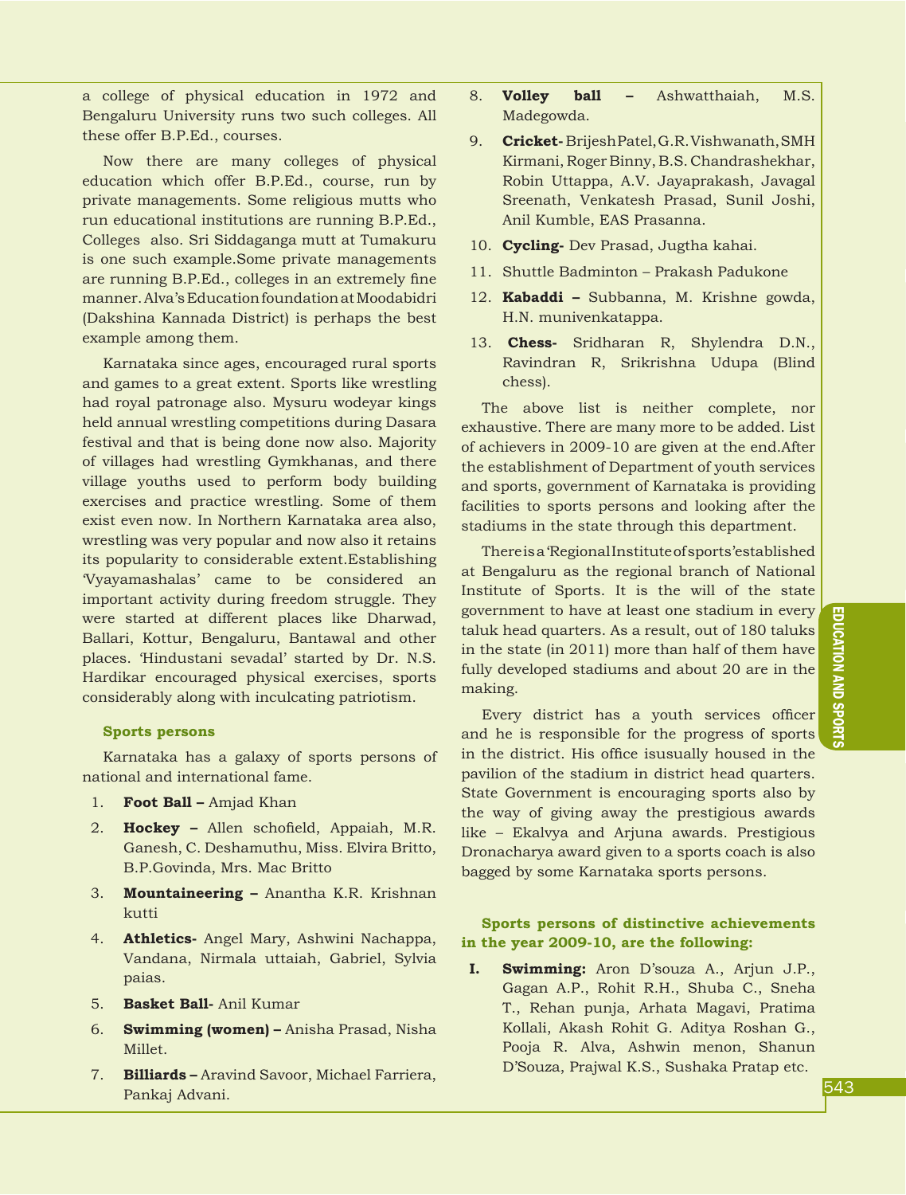a college of physical education in 1972 and Bengaluru University runs two such colleges. All these offer B.P.Ed., courses.

Now there are many colleges of physical education which offer B.P.Ed., course, run by private managements. Some religious mutts who run educational institutions are running B.P.Ed., Colleges also. Sri Siddaganga mutt at Tumakuru is one such example.Some private managements are running B.P.Ed., colleges in an extremely fine manner. Alva's Education foundation at Moodabidri (Dakshina Kannada District) is perhaps the best example among them.

Karnataka since ages, encouraged rural sports and games to a great extent. Sports like wrestling had royal patronage also. Mysuru wodeyar kings held annual wrestling competitions during Dasara festival and that is being done now also. Majority of villages had wrestling Gymkhanas, and there village youths used to perform body building exercises and practice wrestling. Some of them exist even now. In Northern Karnataka area also, wrestling was very popular and now also it retains its popularity to considerable extent.Establishing 'Vyayamashalas' came to be considered an important activity during freedom struggle. They were started at different places like Dharwad, Ballari, Kottur, Bengaluru, Bantawal and other places. 'Hindustani sevadal' started by Dr. N.S. Hardikar encouraged physical exercises, sports considerably along with inculcating patriotism.

### Sports persons

Karnataka has a galaxy of sports persons of national and international fame.

1. **Foot Ball –** Amjad Khan
2. **Hockey –** Allen schofield, Appaiah, M.R. Ganesh, C. Deshamuthu, Miss. Elvira Britto, B.P.Govinda, Mrs. Mac Britto
3. **Mountaineering –** Anantha K.R. Krishnan kutti
4. **Athletics-** Angel Mary, Ashwini Nachappa, Vandana, Nirmala uttaiah, Gabriel, Sylvia paias.
5. **Basket Ball-** Anil Kumar
6. **Swimming (women) –** Anisha Prasad, Nisha Millet.
7. **Billiards –** Aravind Savoor, Michael Farriera, Pankaj Advani.
8. **Volley ball –** Ashwatthaiah, M.S. Madegowda.
9. **Cricket-** Brijesh Patel, G.R. Vishwanath, SMH Kirmani, Roger Binny, B.S. Chandrashekhar, Robin Uttappa, A.V. Jayaprakash, Javagal Sreenath, Venkatesh Prasad, Sunil Joshi, Anil Kumble, EAS Prasanna.
10. **Cycling-** Dev Prasad, Jugtha kahai.
11. Shuttle Badminton – Prakash Padukone
12. **Kabaddi –** Subbanna, M. Krishne gowda, H.N. munivenkatappa.
13. **Chess-** Sridharan R, Shylendra D.N., Ravindran R, Srikrishna Udupa (Blind chess).

The above list is neither complete, nor exhaustive. There are many more to be added. List of achievers in 2009-10 are given at the end.After the establishment of Department of youth services and sports, government of Karnataka is providing facilities to sports persons and looking after the stadiums in the state through this department.

There is a 'Regional Institute of sports' established at Bengaluru as the regional branch of National Institute of Sports. It is the will of the state government to have at least one stadium in every taluk head quarters. As a result, out of 180 taluks in the state (in 2011) more than half of them have fully developed stadiums and about 20 are in the making.

Every district has a youth services officer and he is responsible for the progress of sports in the district. His office isusually housed in the pavilion of the stadium in district head quarters. State Government is encouraging sports also by the way of giving away the prestigious awards like – Ekalvya and Arjuna awards. Prestigious Dronacharya award given to a sports coach is also bagged by some Karnataka sports persons.

### Sports persons of distinctive achievements in the year 2009-10, are the following:

**I. Swimming:** Aron D'souza A., Arjun J.P., Gagan A.P., Rohit R.H., Shuba C., Sneha T., Rehan punja, Arhata Magavi, Pratima Kollali, Akash Rohit G. Aditya Roshan G., Pooja R. Alva, Ashwin menon, Shanun D'Souza, Prajwal K.S., Sushaka Pratap etc.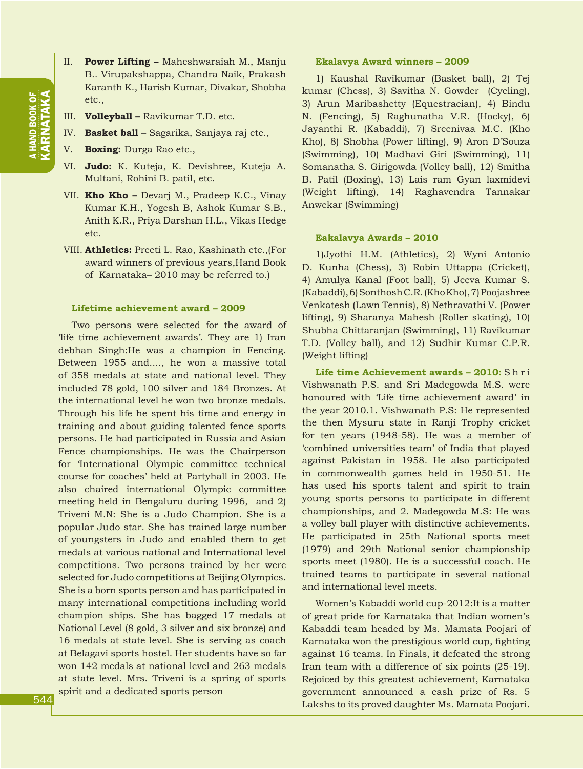II. **Power Lifting –** Maheshwaraiah M., Manju B.. Virupakshappa, Chandra Naik, Prakash Karanth K., Harish Kumar, Divakar, Shobha etc.,

III. **Volleyball –** Ravikumar T.D. etc.

IV. **Basket ball** – Sagarika, Sanjaya raj etc.,

V. **Boxing:** Durga Rao etc.,

VI. **Judo:** K. Kuteja, K. Devishree, Kuteja A. Multani, Rohini B. patil, etc.

VII. **Kho Kho –** Devarj M., Pradeep K.C., Vinay Kumar K.H., Yogesh B, Ashok Kumar S.B., Anith K.R., Priya Darshan H.L., Vikas Hedge etc.

VIII. **Athletics:** Preeti L. Rao, Kashinath etc.,(For award winners of previous years,Hand Book of Karnataka– 2010 may be referred to.)

### Lifetime achievement award – 2009

Two persons were selected for the award of 'life time achievement awards'. They are 1) Iran debhan Singh:He was a champion in Fencing. Between 1955 and...., he won a massive total of 358 medals at state and national level. They included 78 gold, 100 silver and 184 Bronzes. At the international level he won two bronze medals. Through his life he spent his time and energy in training and about guiding talented fence sports persons. He had participated in Russia and Asian Fence championships. He was the Chairperson for 'International Olympic committee technical course for coaches' held at Partyhall in 2003. He also chaired international Olympic committee meeting held in Bengaluru during 1996, and 2) Triveni M.N: She is a Judo Champion. She is a popular Judo star. She has trained large number of youngsters in Judo and enabled them to get medals at various national and International level competitions. Two persons trained by her were selected for Judo competitions at Beijing Olympics. She is a born sports person and has participated in many international competitions including world champion ships. She has bagged 17 medals at National Level (8 gold, 3 silver and six bronze) and 16 medals at state level. She is serving as coach at Belagavi sports hostel. Her students have so far won 142 medals at national level and 263 medals at state level. Mrs. Triveni is a spring of sports spirit and a dedicated sports person

### Ekalavya Award winners – 2009

1) Kaushal Ravikumar (Basket ball), 2) Tej kumar (Chess), 3) Savitha N. Gowder (Cycling), 3) Arun Maribashetty (Equestracian), 4) Bindu N. (Fencing), 5) Raghunatha V.R. (Hocky), 6) Jayanthi R. (Kabaddi), 7) Sreenivaa M.C. (Kho Kho), 8) Shobha (Power lifting), 9) Aron D'Souza (Swimming), 10) Madhavi Giri (Swimming), 11) Somanatha S. Girigowda (Volley ball), 12) Smitha B. Patil (Boxing), 13) Lais ram Gyan laxmidevi (Weight lifting), 14) Raghavendra Tannakar Anwekar (Swimming)

### Eakalavya Awards – 2010

1)Jyothi H.M. (Athletics), 2) Wyni Antonio D. Kunha (Chess), 3) Robin Uttappa (Cricket), 4) Amulya Kanal (Foot ball), 5) Jeeva Kumar S. (Kabaddi), 6) Sonthosh C.R. (Kho Kho), 7) Poojashree Venkatesh (Lawn Tennis), 8) Nethravathi V. (Power lifting), 9) Sharanya Mahesh (Roller skating), 10) Shubha Chittaranjan (Swimming), 11) Ravikumar T.D. (Volley ball), and 12) Sudhir Kumar C.P.R. (Weight lifting)

**Life time Achievement awards – 2010:** Shri Vishwanath P.S. and Sri Madegowda M.S. were honoured with 'Life time achievement award' in the year 2010.1. Vishwanath P.S: He represented the then Mysuru state in Ranji Trophy cricket for ten years (1948-58). He was a member of 'combined universities team' of India that played against Pakistan in 1958. He also participated in commonwealth games held in 1950-51. He has used his sports talent and spirit to train young sports persons to participate in different championships, and 2. Madegowda M.S: He was a volley ball player with distinctive achievements. He participated in 25th National sports meet (1979) and 29th National senior championship sports meet (1980). He is a successful coach. He trained teams to participate in several national and international level meets.

Women's Kabaddi world cup-2012:It is a matter of great pride for Karnataka that Indian women's Kabaddi team headed by Ms. Mamata Poojari of Karnataka won the prestigious world cup, fighting against 16 teams. In Finals, it defeated the strong Iran team with a difference of six points (25-19). Rejoiced by this greatest achievement, Karnataka government announced a cash prize of Rs. 5 Lakshs to its proved daughter Ms. Mamata Poojari.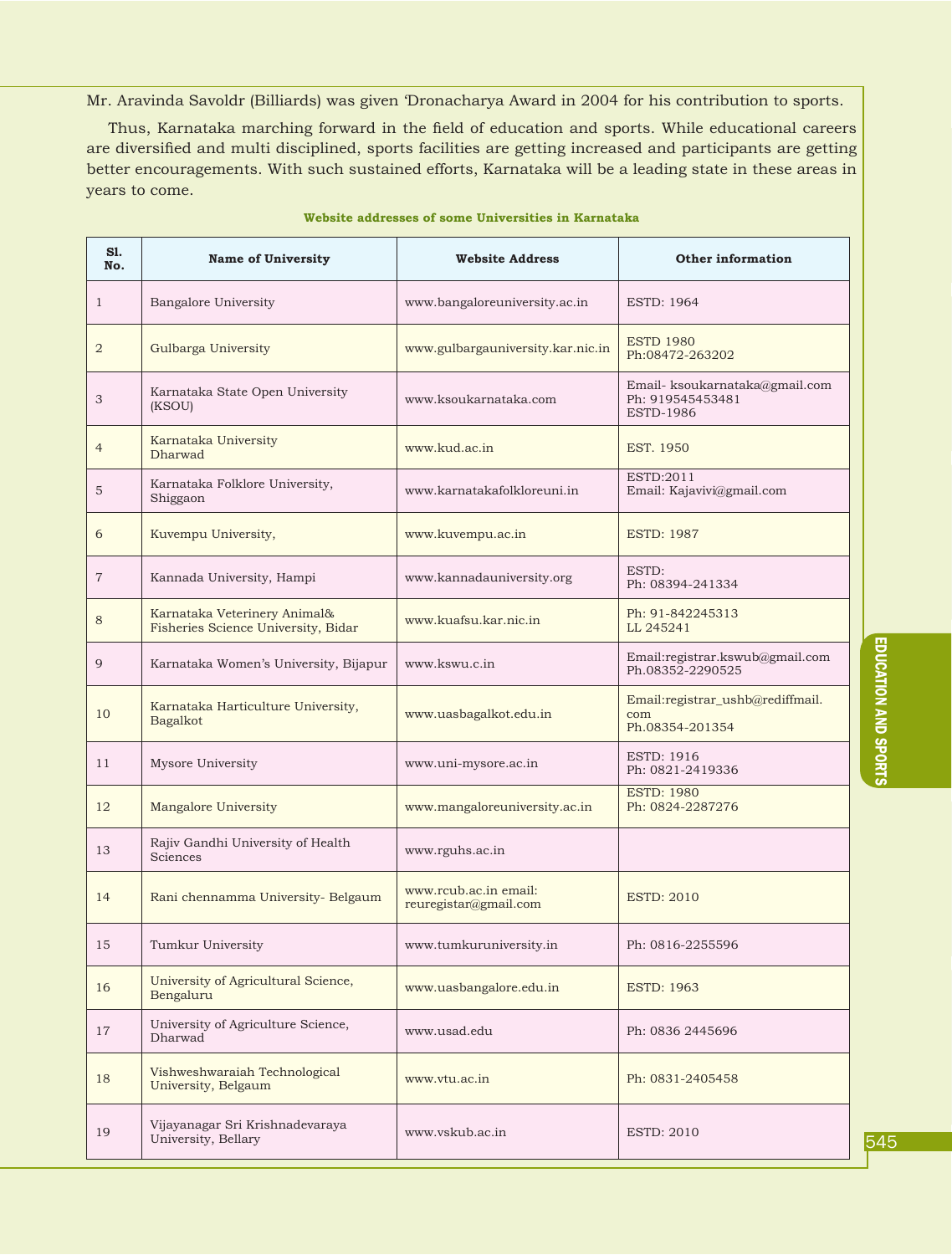Mr. Aravinda Savoldr (Billiards) was given ‘Dronacharya Award in 2004 for his contribution to sports.

Thus, Karnataka marching forward in the field of education and sports. While educational careers are diversified and multi disciplined, sports facilities are getting increased and participants are getting better encouragements. With such sustained efforts, Karnataka will be a leading state in these areas in years to come.

**Website addresses of some Universities in Karnataka**

| Sl. No. | Name of University | Website Address | Other information |
|---|---|---|---|
| 1 | Bangalore University | www.bangaloreuniversity.ac.in | ESTD: 1964 |
| 2 | Gulbarga University | www.gulbargauniversity.kar.nic.in | ESTD 1980<br>Ph:08472-263202 |
| 3 | Karnataka State Open University (KSOU) | www.ksoukarnataka.com | Email- ksoukarnataka@gmail.com<br>Ph: 919545453481<br>ESTD-1986 |
| 4 | Karnataka University Dharwad | www.kud.ac.in | EST. 1950 |
| 5 | Karnataka Folklore University, Shiggaon | www.karnatakafolkloreuni.in | ESTD:2011<br>Email: Kajavivi@gmail.com |
| 6 | Kuvempu University, | www.kuvempu.ac.in | ESTD: 1987 |
| 7 | Kannada University, Hampi | www.kannadauniversity.org | ESTD:<br>Ph: 08394-241334 |
| 8 | Karnataka Veterinery Animal& Fisheries Science University, Bidar | www.kuafsu.kar.nic.in | Ph: 91-842245313<br>LL 245241 |
| 9 | Karnataka Women’s University, Bijapur | www.kswu.c.in | Email:registrar.kswub@gmail.com<br>Ph.08352-2290525 |
| 10 | Karnataka Harticulture University, Bagalkot | www.uasbagalkot.edu.in | Email:registrar_ushb@rediffmail.com<br>Ph.08354-201354 |
| 11 | Mysore University | www.uni-mysore.ac.in | ESTD: 1916<br>Ph: 0821-2419336 |
| 12 | Mangalore University | www.mangaloreuniversity.ac.in | ESTD: 1980<br>Ph: 0824-2287276 |
| 13 | Rajiv Gandhi University of Health Sciences | www.rguhs.ac.in | |
| 14 | Rani chennamma University- Belgaum | www.rcub.ac.in email: reuregistar@gmail.com | ESTD: 2010 |
| 15 | Tumkur University | www.tumkuruniversity.in | Ph: 0816-2255596 |
| 16 | University of Agricultural Science, Bengaluru | www.uasbangalore.edu.in | ESTD: 1963 |
| 17 | University of Agriculture Science, Dharwad | www.usad.edu | Ph: 0836 2445696 |
| 18 | Vishweshwaraiah Technological University, Belgaum | www.vtu.ac.in | Ph: 0831-2405458 |
| 19 | Vijayanagar Sri Krishnadevaraya University, Bellary | www.vskub.ac.in | ESTD: 2010 |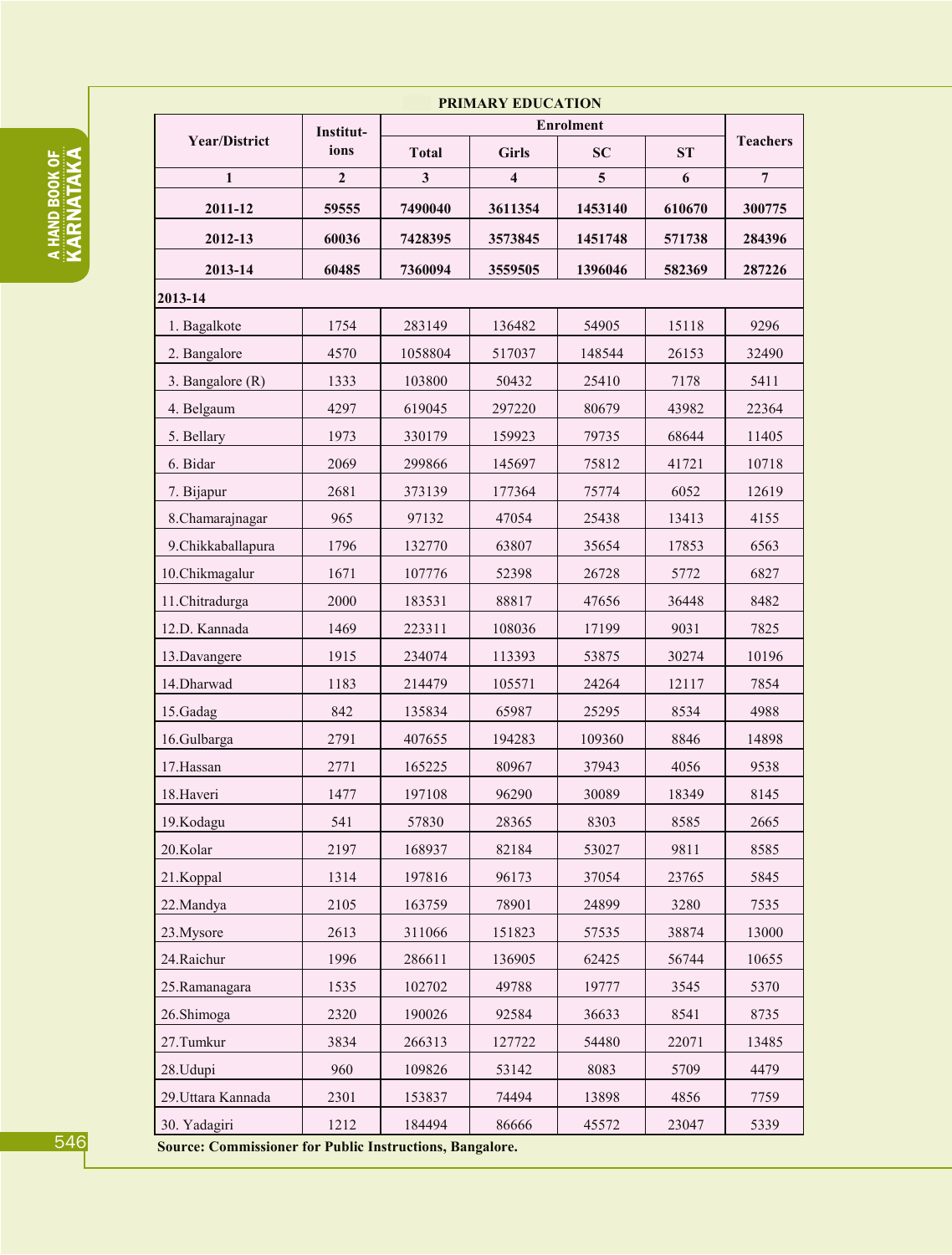## PRIMARY EDUCATION

| Year/District | Institut-ions | Enrolment | | | | Teachers |
|---|---|---|---|---|---|---|
| | | Total | Girls | SC | ST | |
| 1 | 2 | 3 | 4 | 5 | 6 | 7 |
| **2011-12** | **59555** | **7490040** | **3611354** | **1453140** | **610670** | **300775** |
| **2012-13** | **60036** | **7428395** | **3573845** | **1451748** | **571738** | **284396** |
| **2013-14** | **60485** | **7360094** | **3559505** | **1396046** | **582369** | **287226** |
| **2013-14** | | | | | | |
| 1. Bagalkote | 1754 | 283149 | 136482 | 54905 | 15118 | 9296 |
| 2. Bangalore | 4570 | 1058804 | 517037 | 148544 | 26153 | 32490 |
| 3. Bangalore (R) | 1333 | 103800 | 50432 | 25410 | 7178 | 5411 |
| 4. Belgaum | 4297 | 619045 | 297220 | 80679 | 43982 | 22364 |
| 5. Bellary | 1973 | 330179 | 159923 | 79735 | 68644 | 11405 |
| 6. Bidar | 2069 | 299866 | 145697 | 75812 | 41721 | 10718 |
| 7. Bijapur | 2681 | 373139 | 177364 | 75774 | 6052 | 12619 |
| 8.Chamarajnagar | 965 | 97132 | 47054 | 25438 | 13413 | 4155 |
| 9.Chikkaballapura | 1796 | 132770 | 63807 | 35654 | 17853 | 6563 |
| 10.Chikmagalur | 1671 | 107776 | 52398 | 26728 | 5772 | 6827 |
| 11.Chitradurga | 2000 | 183531 | 88817 | 47656 | 36448 | 8482 |
| 12.D. Kannada | 1469 | 223311 | 108036 | 17199 | 9031 | 7825 |
| 13.Davangere | 1915 | 234074 | 113393 | 53875 | 30274 | 10196 |
| 14.Dharwad | 1183 | 214479 | 105571 | 24264 | 12117 | 7854 |
| 15.Gadag | 842 | 135834 | 65987 | 25295 | 8534 | 4988 |
| 16.Gulbarga | 2791 | 407655 | 194283 | 109360 | 8846 | 14898 |
| 17.Hassan | 2771 | 165225 | 80967 | 37943 | 4056 | 9538 |
| 18.Haveri | 1477 | 197108 | 96290 | 30089 | 18349 | 8145 |
| 19.Kodagu | 541 | 57830 | 28365 | 8303 | 8585 | 2665 |
| 20.Kolar | 2197 | 168937 | 82184 | 53027 | 9811 | 8585 |
| 21.Koppal | 1314 | 197816 | 96173 | 37054 | 23765 | 5845 |
| 22.Mandya | 2105 | 163759 | 78901 | 24899 | 3280 | 7535 |
| 23.Mysore | 2613 | 311066 | 151823 | 57535 | 38874 | 13000 |
| 24.Raichur | 1996 | 286611 | 136905 | 62425 | 56744 | 10655 |
| 25.Ramanagara | 1535 | 102702 | 49788 | 19777 | 3545 | 5370 |
| 26.Shimoga | 2320 | 190026 | 92584 | 36633 | 8541 | 8735 |
| 27.Tumkur | 3834 | 266313 | 127722 | 54480 | 22071 | 13485 |
| 28.Udupi | 960 | 109826 | 53142 | 8083 | 5709 | 4479 |
| 29.Uttara Kannada | 2301 | 153837 | 74494 | 13898 | 4856 | 7759 |
| 30. Yadagiri | 1212 | 184494 | 86666 | 45572 | 23047 | 5339 |

**Source: Commissioner for Public Instructions, Bangalore.**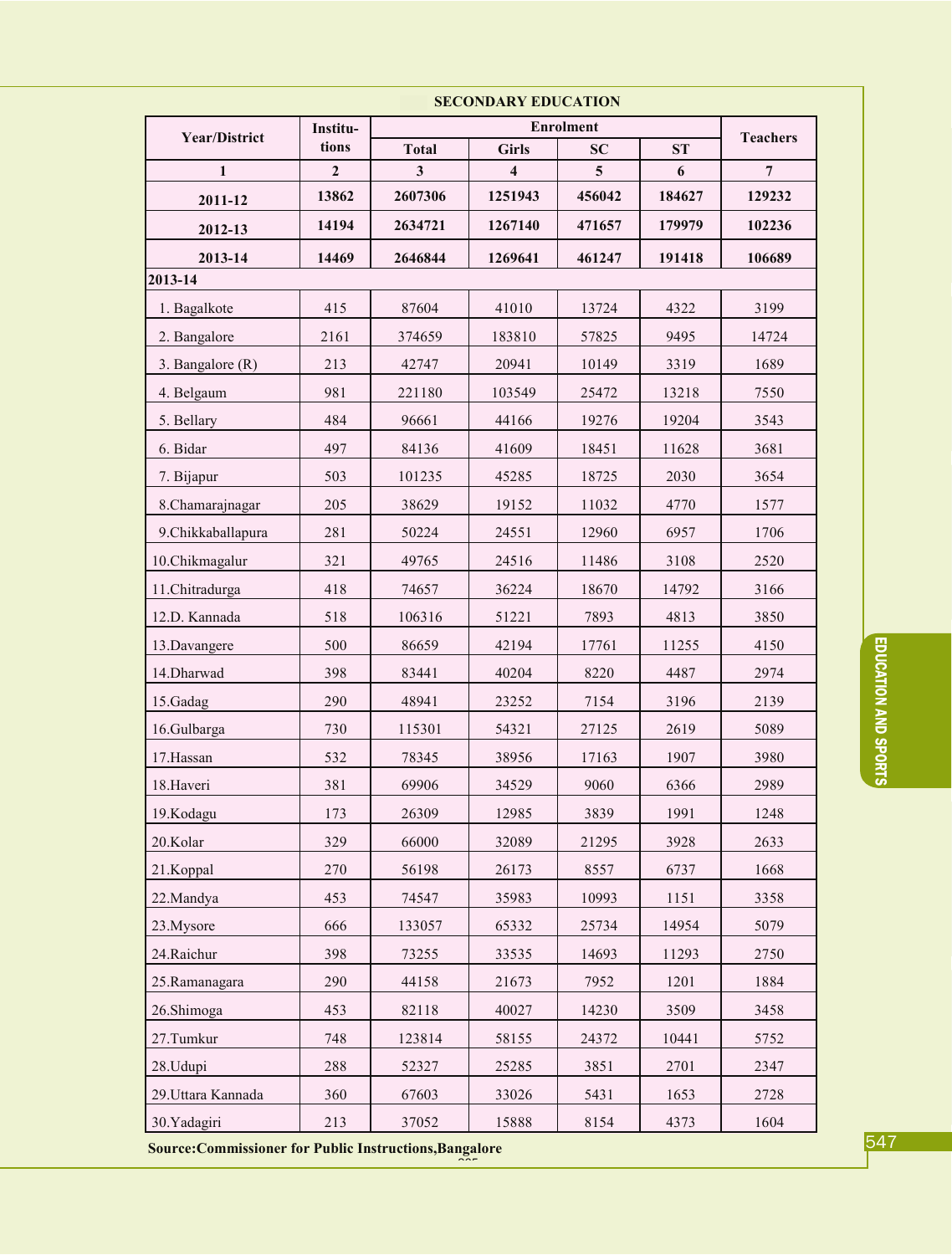## SECONDARY EDUCATION

| Year/District | Institu-tions | Enrolment | | | | Teachers |
|---|---|---|---|---|---|---|
| | | Total | Girls | SC | ST | |
| 1 | 2 | 3 | 4 | 5 | 6 | 7 |
| **2011-12** | **13862** | **2607306** | **1251943** | **456042** | **184627** | **129232** |
| **2012-13** | **14194** | **2634721** | **1267140** | **471657** | **179979** | **102236** |
| **2013-14** | **14469** | **2646844** | **1269641** | **461247** | **191418** | **106689** |
| **2013-14** | | | | | | |
| 1. Bagalkote | 415 | 87604 | 41010 | 13724 | 4322 | 3199 |
| 2. Bangalore | 2161 | 374659 | 183810 | 57825 | 9495 | 14724 |
| 3. Bangalore (R) | 213 | 42747 | 20941 | 10149 | 3319 | 1689 |
| 4. Belgaum | 981 | 221180 | 103549 | 25472 | 13218 | 7550 |
| 5. Bellary | 484 | 96661 | 44166 | 19276 | 19204 | 3543 |
| 6. Bidar | 497 | 84136 | 41609 | 18451 | 11628 | 3681 |
| 7. Bijapur | 503 | 101235 | 45285 | 18725 | 2030 | 3654 |
| 8.Chamarajnagar | 205 | 38629 | 19152 | 11032 | 4770 | 1577 |
| 9.Chikkaballapura | 281 | 50224 | 24551 | 12960 | 6957 | 1706 |
| 10.Chikmagalur | 321 | 49765 | 24516 | 11486 | 3108 | 2520 |
| 11.Chitradurga | 418 | 74657 | 36224 | 18670 | 14792 | 3166 |
| 12.D. Kannada | 518 | 106316 | 51221 | 7893 | 4813 | 3850 |
| 13.Davangere | 500 | 86659 | 42194 | 17761 | 11255 | 4150 |
| 14.Dharwad | 398 | 83441 | 40204 | 8220 | 4487 | 2974 |
| 15.Gadag | 290 | 48941 | 23252 | 7154 | 3196 | 2139 |
| 16.Gulbarga | 730 | 115301 | 54321 | 27125 | 2619 | 5089 |
| 17.Hassan | 532 | 78345 | 38956 | 17163 | 1907 | 3980 |
| 18.Haveri | 381 | 69906 | 34529 | 9060 | 6366 | 2989 |
| 19.Kodagu | 173 | 26309 | 12985 | 3839 | 1991 | 1248 |
| 20.Kolar | 329 | 66000 | 32089 | 21295 | 3928 | 2633 |
| 21.Koppal | 270 | 56198 | 26173 | 8557 | 6737 | 1668 |
| 22.Mandya | 453 | 74547 | 35983 | 10993 | 1151 | 3358 |
| 23.Mysore | 666 | 133057 | 65332 | 25734 | 14954 | 5079 |
| 24.Raichur | 398 | 73255 | 33535 | 14693 | 11293 | 2750 |
| 25.Ramanagara | 290 | 44158 | 21673 | 7952 | 1201 | 1884 |
| 26.Shimoga | 453 | 82118 | 40027 | 14230 | 3509 | 3458 |
| 27.Tumkur | 748 | 123814 | 58155 | 24372 | 10441 | 5752 |
| 28.Udupi | 288 | 52327 | 25285 | 3851 | 2701 | 2347 |
| 29.Uttara Kannada | 360 | 67603 | 33026 | 5431 | 1653 | 2728 |
| 30.Yadagiri | 213 | 37052 | 15888 | 8154 | 4373 | 1604 |

**Source:Commissioner for Public Instructions,Bangalore**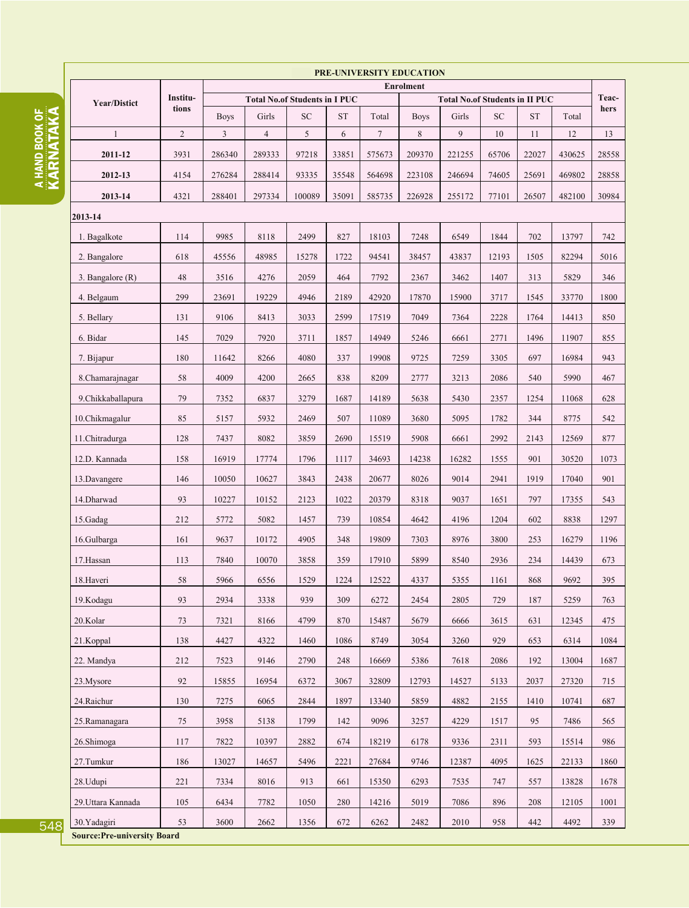## PRE-UNIVERSITY EDUCATION

| Year/Distict | Institu-tions | Enrolment | | | | | | | | | | Teac-hers |
|---|---|---|---|---|---|---|---|---|---|---|---|---|
| | | Total No.of Students in I PUC | | | | | Total No.of Students in II PUC | | | | | |
| | | Boys | Girls | SC | ST | Total | Boys | Girls | SC | ST | Total | |
| 1 | 2 | 3 | 4 | 5 | 6 | 7 | 8 | 9 | 10 | 11 | 12 | 13 |
| **2011-12** | 3931 | 286340 | 289333 | 97218 | 33851 | 575673 | 209370 | 221255 | 65706 | 22027 | 430625 | 28558 |
| **2012-13** | 4154 | 276284 | 288414 | 93335 | 35548 | 564698 | 223108 | 246694 | 74605 | 25691 | 469802 | 28858 |
| **2013-14** | 4321 | 288401 | 297334 | 100089 | 35091 | 585735 | 226928 | 255172 | 77101 | 26507 | 482100 | 30984 |
| **2013-14** | | | | | | | | | | | | |
| 1. Bagalkote | 114 | 9985 | 8118 | 2499 | 827 | 18103 | 7248 | 6549 | 1844 | 702 | 13797 | 742 |
| 2. Bangalore | 618 | 45556 | 48985 | 15278 | 1722 | 94541 | 38457 | 43837 | 12193 | 1505 | 82294 | 5016 |
| 3. Bangalore (R) | 48 | 3516 | 4276 | 2059 | 464 | 7792 | 2367 | 3462 | 1407 | 313 | 5829 | 346 |
| 4. Belgaum | 299 | 23691 | 19229 | 4946 | 2189 | 42920 | 17870 | 15900 | 3717 | 1545 | 33770 | 1800 |
| 5. Bellary | 131 | 9106 | 8413 | 3033 | 2599 | 17519 | 7049 | 7364 | 2228 | 1764 | 14413 | 850 |
| 6. Bidar | 145 | 7029 | 7920 | 3711 | 1857 | 14949 | 5246 | 6661 | 2771 | 1496 | 11907 | 855 |
| 7. Bijapur | 180 | 11642 | 8266 | 4080 | 337 | 19908 | 9725 | 7259 | 3305 | 697 | 16984 | 943 |
| 8.Chamarajnagar | 58 | 4009 | 4200 | 2665 | 838 | 8209 | 2777 | 3213 | 2086 | 540 | 5990 | 467 |
| 9.Chikkaballapura | 79 | 7352 | 6837 | 3279 | 1687 | 14189 | 5638 | 5430 | 2357 | 1254 | 11068 | 628 |
| 10.Chikmagalur | 85 | 5157 | 5932 | 2469 | 507 | 11089 | 3680 | 5095 | 1782 | 344 | 8775 | 542 |
| 11.Chitradurga | 128 | 7437 | 8082 | 3859 | 2690 | 15519 | 5908 | 6661 | 2992 | 2143 | 12569 | 877 |
| 12.D. Kannada | 158 | 16919 | 17774 | 1796 | 1117 | 34693 | 14238 | 16282 | 1555 | 901 | 30520 | 1073 |
| 13.Davangere | 146 | 10050 | 10627 | 3843 | 2438 | 20677 | 8026 | 9014 | 2941 | 1919 | 17040 | 901 |
| 14.Dharwad | 93 | 10227 | 10152 | 2123 | 1022 | 20379 | 8318 | 9037 | 1651 | 797 | 17355 | 543 |
| 15.Gadag | 212 | 5772 | 5082 | 1457 | 739 | 10854 | 4642 | 4196 | 1204 | 602 | 8838 | 1297 |
| 16.Gulbarga | 161 | 9637 | 10172 | 4905 | 348 | 19809 | 7303 | 8976 | 3800 | 253 | 16279 | 1196 |
| 17.Hassan | 113 | 7840 | 10070 | 3858 | 359 | 17910 | 5899 | 8540 | 2936 | 234 | 14439 | 673 |
| 18.Haveri | 58 | 5966 | 6556 | 1529 | 1224 | 12522 | 4337 | 5355 | 1161 | 868 | 9692 | 395 |
| 19.Kodagu | 93 | 2934 | 3338 | 939 | 309 | 6272 | 2454 | 2805 | 729 | 187 | 5259 | 763 |
| 20.Kolar | 73 | 7321 | 8166 | 4799 | 870 | 15487 | 5679 | 6666 | 3615 | 631 | 12345 | 475 |
| 21.Koppal | 138 | 4427 | 4322 | 1460 | 1086 | 8749 | 3054 | 3260 | 929 | 653 | 6314 | 1084 |
| 22. Mandya | 212 | 7523 | 9146 | 2790 | 248 | 16669 | 5386 | 7618 | 2086 | 192 | 13004 | 1687 |
| 23.Mysore | 92 | 15855 | 16954 | 6372 | 3067 | 32809 | 12793 | 14527 | 5133 | 2037 | 27320 | 715 |
| 24.Raichur | 130 | 7275 | 6065 | 2844 | 1897 | 13340 | 5859 | 4882 | 2155 | 1410 | 10741 | 687 |
| 25.Ramanagara | 75 | 3958 | 5138 | 1799 | 142 | 9096 | 3257 | 4229 | 1517 | 95 | 7486 | 565 |
| 26.Shimoga | 117 | 7822 | 10397 | 2882 | 674 | 18219 | 6178 | 9336 | 2311 | 593 | 15514 | 986 |
| 27.Tumkur | 186 | 13027 | 14657 | 5496 | 2221 | 27684 | 9746 | 12387 | 4095 | 1625 | 22133 | 1860 |
| 28.Udupi | 221 | 7334 | 8016 | 913 | 661 | 15350 | 6293 | 7535 | 747 | 557 | 13828 | 1678 |
| 29.Uttara Kannada | 105 | 6434 | 7782 | 1050 | 280 | 14216 | 5019 | 7086 | 896 | 208 | 12105 | 1001 |
| 30.Yadagiri | 53 | 3600 | 2662 | 1356 | 672 | 6262 | 2482 | 2010 | 958 | 442 | 4492 | 339 |

**Source:Pre-university Board**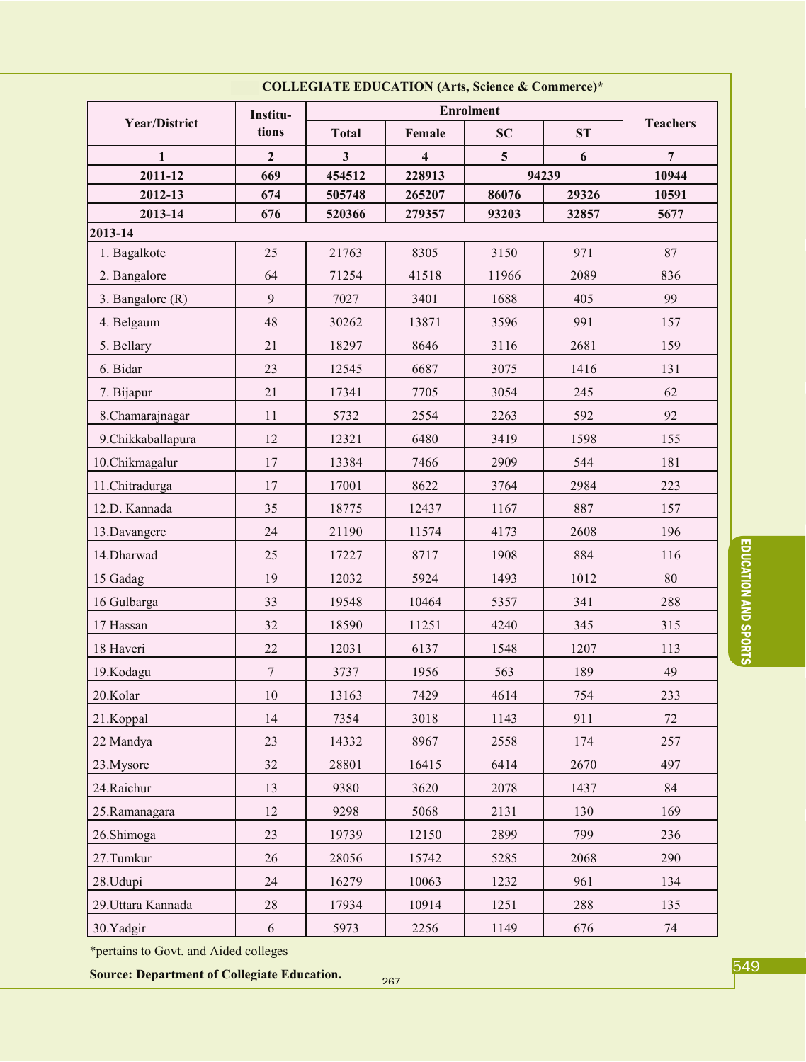### COLLEGIATE EDUCATION (Arts, Science & Commerce)*

| Year/District | Institu-tions | Enrolment | | | | Teachers |
|---|---|---|---|---|---|---|
| | | Total | Female | SC | ST | |
| 1 | 2 | 3 | 4 | 5 | 6 | 7 |
| **2011-12** | **669** | **454512** | **228913** | **94239** | | **10944** |
| **2012-13** | **674** | **505748** | **265207** | **86076** | **29326** | **10591** |
| **2013-14** | **676** | **520366** | **279357** | **93203** | **32857** | **5677** |
| **2013-14** | | | | | | |
| 1. Bagalkote | 25 | 21763 | 8305 | 3150 | 971 | 87 |
| 2. Bangalore | 64 | 71254 | 41518 | 11966 | 2089 | 836 |
| 3. Bangalore (R) | 9 | 7027 | 3401 | 1688 | 405 | 99 |
| 4. Belgaum | 48 | 30262 | 13871 | 3596 | 991 | 157 |
| 5. Bellary | 21 | 18297 | 8646 | 3116 | 2681 | 159 |
| 6. Bidar | 23 | 12545 | 6687 | 3075 | 1416 | 131 |
| 7. Bijapur | 21 | 17341 | 7705 | 3054 | 245 | 62 |
| 8.Chamarajnagar | 11 | 5732 | 2554 | 2263 | 592 | 92 |
| 9.Chikkaballapura | 12 | 12321 | 6480 | 3419 | 1598 | 155 |
| 10.Chikmagalur | 17 | 13384 | 7466 | 2909 | 544 | 181 |
| 11.Chitradurga | 17 | 17001 | 8622 | 3764 | 2984 | 223 |
| 12.D. Kannada | 35 | 18775 | 12437 | 1167 | 887 | 157 |
| 13.Davangere | 24 | 21190 | 11574 | 4173 | 2608 | 196 |
| 14.Dharwad | 25 | 17227 | 8717 | 1908 | 884 | 116 |
| 15 Gadag | 19 | 12032 | 5924 | 1493 | 1012 | 80 |
| 16 Gulbarga | 33 | 19548 | 10464 | 5357 | 341 | 288 |
| 17 Hassan | 32 | 18590 | 11251 | 4240 | 345 | 315 |
| 18 Haveri | 22 | 12031 | 6137 | 1548 | 1207 | 113 |
| 19.Kodagu | 7 | 3737 | 1956 | 563 | 189 | 49 |
| 20.Kolar | 10 | 13163 | 7429 | 4614 | 754 | 233 |
| 21.Koppal | 14 | 7354 | 3018 | 1143 | 911 | 72 |
| 22 Mandya | 23 | 14332 | 8967 | 2558 | 174 | 257 |
| 23.Mysore | 32 | 28801 | 16415 | 6414 | 2670 | 497 |
| 24.Raichur | 13 | 9380 | 3620 | 2078 | 1437 | 84 |
| 25.Ramanagara | 12 | 9298 | 5068 | 2131 | 130 | 169 |
| 26.Shimoga | 23 | 19739 | 12150 | 2899 | 799 | 236 |
| 27.Tumkur | 26 | 28056 | 15742 | 5285 | 2068 | 290 |
| 28.Udupi | 24 | 16279 | 10063 | 1232 | 961 | 134 |
| 29.Uttara Kannada | 28 | 17934 | 10914 | 1251 | 288 | 135 |
| 30.Yadgir | 6 | 5973 | 2256 | 1149 | 676 | 74 |

*pertains to Govt. and Aided colleges

**Source: Department of Collegiate Education.**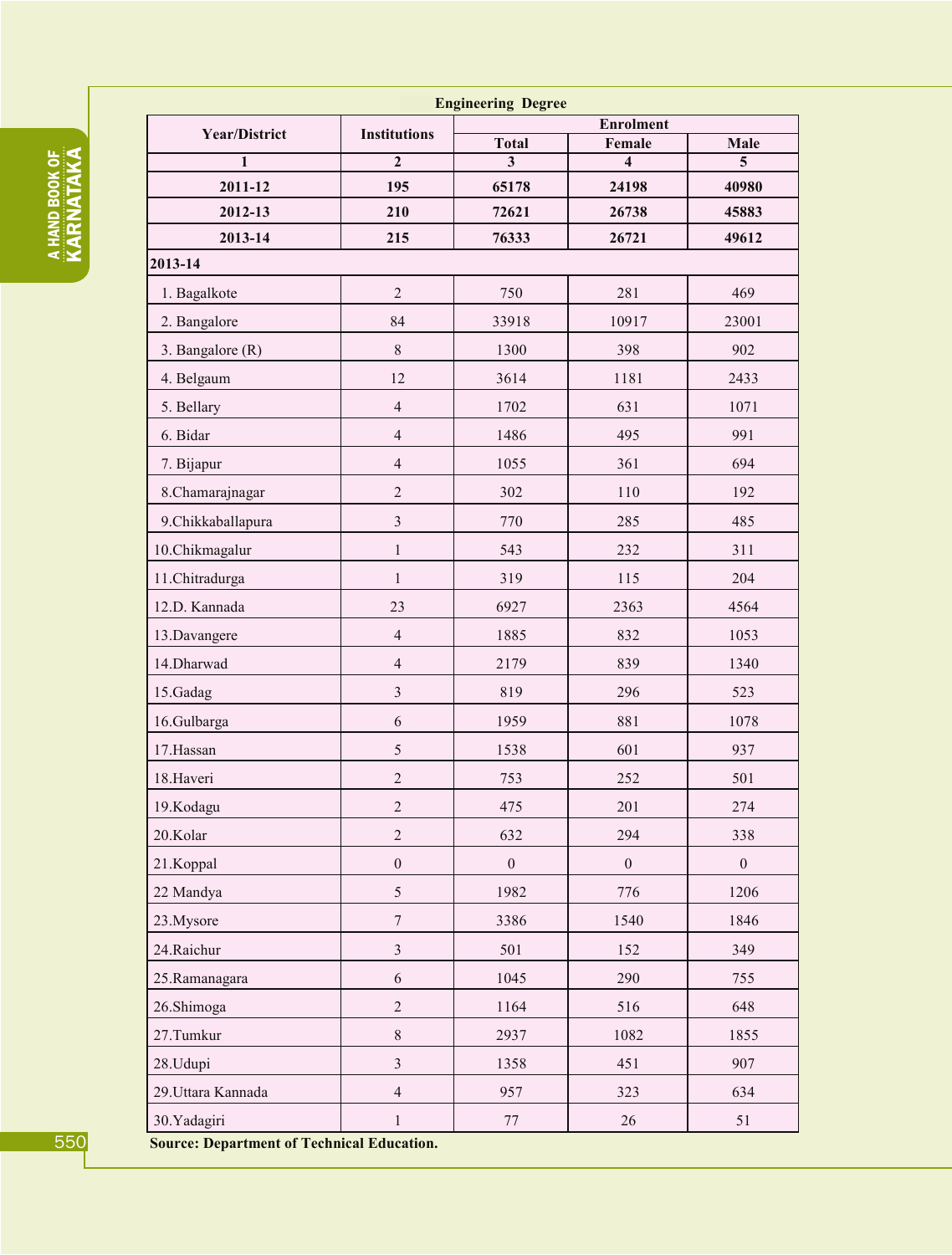**Engineering Degree**

| Year/District | Institutions | Enrolment | | |
|---|---|---|---|---|
| | | Total | Female | Male |
| 1 | 2 | 3 | 4 | 5 |
| **2011-12** | **195** | **65178** | **24198** | **40980** |
| **2012-13** | **210** | **72621** | **26738** | **45883** |
| **2013-14** | **215** | **76333** | **26721** | **49612** |
| **2013-14** | | | | |
| 1. Bagalkote | 2 | 750 | 281 | 469 |
| 2. Bangalore | 84 | 33918 | 10917 | 23001 |
| 3. Bangalore (R) | 8 | 1300 | 398 | 902 |
| 4. Belgaum | 12 | 3614 | 1181 | 2433 |
| 5. Bellary | 4 | 1702 | 631 | 1071 |
| 6. Bidar | 4 | 1486 | 495 | 991 |
| 7. Bijapur | 4 | 1055 | 361 | 694 |
| 8.Chamarajnagar | 2 | 302 | 110 | 192 |
| 9.Chikkaballapura | 3 | 770 | 285 | 485 |
| 10.Chikmagalur | 1 | 543 | 232 | 311 |
| 11.Chitradurga | 1 | 319 | 115 | 204 |
| 12.D. Kannada | 23 | 6927 | 2363 | 4564 |
| 13.Davangere | 4 | 1885 | 832 | 1053 |
| 14.Dharwad | 4 | 2179 | 839 | 1340 |
| 15.Gadag | 3 | 819 | 296 | 523 |
| 16.Gulbarga | 6 | 1959 | 881 | 1078 |
| 17.Hassan | 5 | 1538 | 601 | 937 |
| 18.Haveri | 2 | 753 | 252 | 501 |
| 19.Kodagu | 2 | 475 | 201 | 274 |
| 20.Kolar | 2 | 632 | 294 | 338 |
| 21.Koppal | 0 | 0 | 0 | 0 |
| 22 Mandya | 5 | 1982 | 776 | 1206 |
| 23.Mysore | 7 | 3386 | 1540 | 1846 |
| 24.Raichur | 3 | 501 | 152 | 349 |
| 25.Ramanagara | 6 | 1045 | 290 | 755 |
| 26.Shimoga | 2 | 1164 | 516 | 648 |
| 27.Tumkur | 8 | 2937 | 1082 | 1855 |
| 28.Udupi | 3 | 1358 | 451 | 907 |
| 29.Uttara Kannada | 4 | 957 | 323 | 634 |
| 30.Yadagiri | 1 | 77 | 26 | 51 |

**Source: Department of Technical Education.**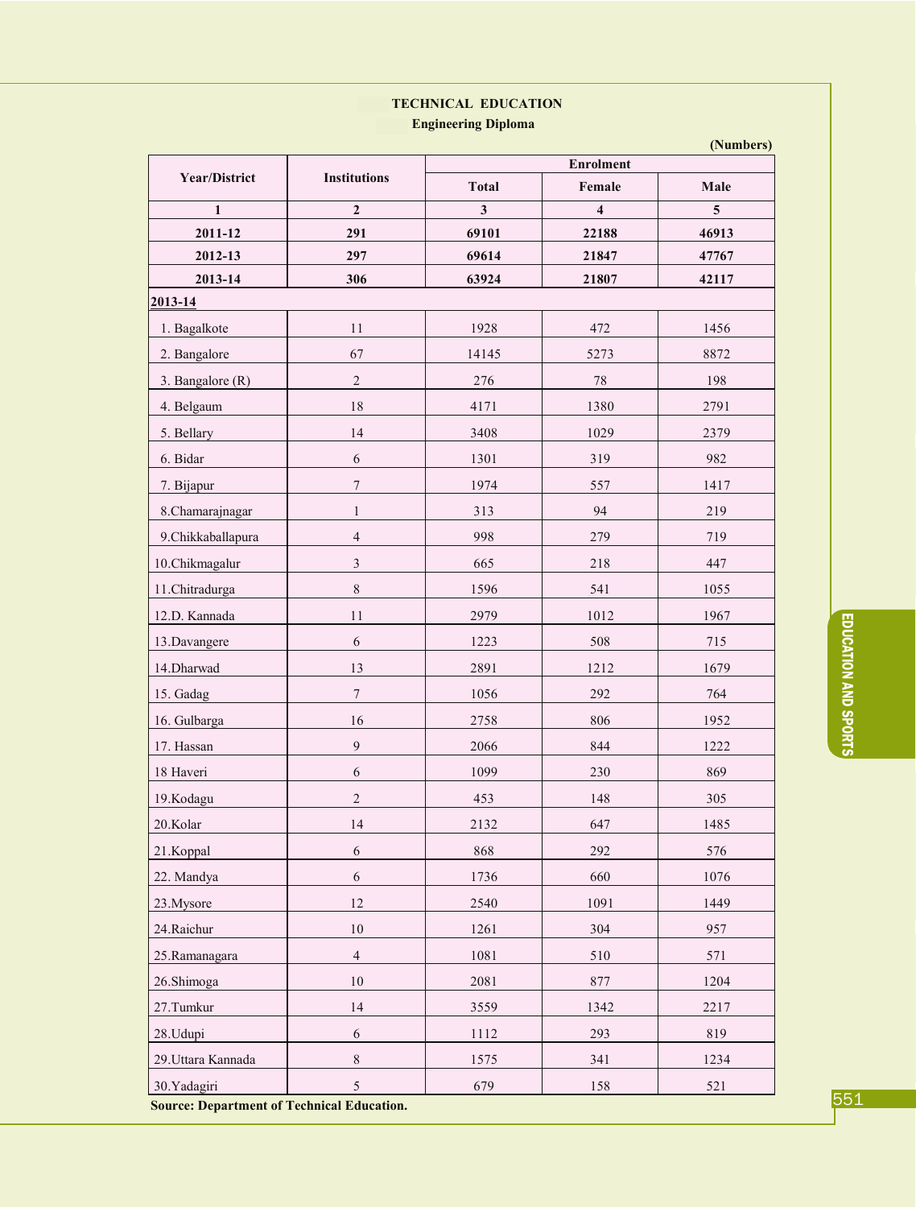# TECHNICAL EDUCATION

## Engineering Diploma

(Numbers)

| Year/District | Institutions | Enrolment | | |
|---|---|---|---|---|
| | | Total | Female | Male |
| 1 | 2 | 3 | 4 | 5 |
| **2011-12** | **291** | **69101** | **22188** | **46913** |
| **2012-13** | **297** | **69614** | **21847** | **47767** |
| **2013-14** | **306** | **63924** | **21807** | **42117** |
| **2013-14** | | | | |
| 1. Bagalkote | 11 | 1928 | 472 | 1456 |
| 2. Bangalore | 67 | 14145 | 5273 | 8872 |
| 3. Bangalore (R) | 2 | 276 | 78 | 198 |
| 4. Belgaum | 18 | 4171 | 1380 | 2791 |
| 5. Bellary | 14 | 3408 | 1029 | 2379 |
| 6. Bidar | 6 | 1301 | 319 | 982 |
| 7. Bijapur | 7 | 1974 | 557 | 1417 |
| 8.Chamarajnagar | 1 | 313 | 94 | 219 |
| 9.Chikkaballapura | 4 | 998 | 279 | 719 |
| 10.Chikmagalur | 3 | 665 | 218 | 447 |
| 11.Chitradurga | 8 | 1596 | 541 | 1055 |
| 12.D. Kannada | 11 | 2979 | 1012 | 1967 |
| 13.Davangere | 6 | 1223 | 508 | 715 |
| 14.Dharwad | 13 | 2891 | 1212 | 1679 |
| 15. Gadag | 7 | 1056 | 292 | 764 |
| 16. Gulbarga | 16 | 2758 | 806 | 1952 |
| 17. Hassan | 9 | 2066 | 844 | 1222 |
| 18 Haveri | 6 | 1099 | 230 | 869 |
| 19.Kodagu | 2 | 453 | 148 | 305 |
| 20.Kolar | 14 | 2132 | 647 | 1485 |
| 21.Koppal | 6 | 868 | 292 | 576 |
| 22. Mandya | 6 | 1736 | 660 | 1076 |
| 23.Mysore | 12 | 2540 | 1091 | 1449 |
| 24.Raichur | 10 | 1261 | 304 | 957 |
| 25.Ramanagara | 4 | 1081 | 510 | 571 |
| 26.Shimoga | 10 | 2081 | 877 | 1204 |
| 27.Tumkur | 14 | 3559 | 1342 | 2217 |
| 28.Udupi | 6 | 1112 | 293 | 819 |
| 29.Uttara Kannada | 8 | 1575 | 341 | 1234 |
| 30.Yadagiri | 5 | 679 | 158 | 521 |

**Source: Department of Technical Education.**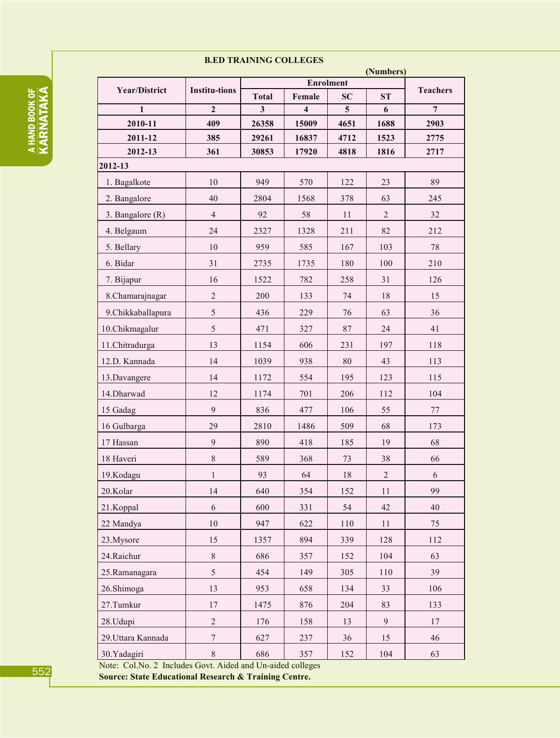## B.ED TRAINING COLLEGES

(Numbers)

| Year/District | Institu-tions | Enrolment | | | | Teachers |
|---|---|---|---|---|---|---|
| | | Total | Female | SC | ST | |
| 1 | 2 | 3 | 4 | 5 | 6 | 7 |
| **2010-11** | **409** | **26358** | **15009** | **4651** | **1688** | **2903** |
| **2011-12** | **385** | **29261** | **16837** | **4712** | **1523** | **2775** |
| **2012-13** | **361** | **30853** | **17920** | **4818** | **1816** | **2717** |
| **2012-13** | | | | | | |
| 1. Bagalkote | 10 | 949 | 570 | 122 | 23 | 89 |
| 2. Bangalore | 40 | 2804 | 1568 | 378 | 63 | 245 |
| 3. Bangalore (R) | 4 | 92 | 58 | 11 | 2 | 32 |
| 4. Belgaum | 24 | 2327 | 1328 | 211 | 82 | 212 |
| 5. Bellary | 10 | 959 | 585 | 167 | 103 | 78 |
| 6. Bidar | 31 | 2735 | 1735 | 180 | 100 | 210 |
| 7. Bijapur | 16 | 1522 | 782 | 258 | 31 | 126 |
| 8.Chamarajnagar | 2 | 200 | 133 | 74 | 18 | 15 |
| 9.Chikkaballapura | 5 | 436 | 229 | 76 | 63 | 36 |
| 10.Chikmagalur | 5 | 471 | 327 | 87 | 24 | 41 |
| 11.Chitradurga | 13 | 1154 | 606 | 231 | 197 | 118 |
| 12.D. Kannada | 14 | 1039 | 938 | 80 | 43 | 113 |
| 13.Davangere | 14 | 1172 | 554 | 195 | 123 | 115 |
| 14.Dharwad | 12 | 1174 | 701 | 206 | 112 | 104 |
| 15 Gadag | 9 | 836 | 477 | 106 | 55 | 77 |
| 16 Gulbarga | 29 | 2810 | 1486 | 509 | 68 | 173 |
| 17 Hassan | 9 | 890 | 418 | 185 | 19 | 68 |
| 18 Haveri | 8 | 589 | 368 | 73 | 38 | 66 |
| 19.Kodagu | 1 | 93 | 64 | 18 | 2 | 6 |
| 20.Kolar | 14 | 640 | 354 | 152 | 11 | 99 |
| 21.Koppal | 6 | 600 | 331 | 54 | 42 | 40 |
| 22 Mandya | 10 | 947 | 622 | 110 | 11 | 75 |
| 23.Mysore | 15 | 1357 | 894 | 339 | 128 | 112 |
| 24.Raichur | 8 | 686 | 357 | 152 | 104 | 63 |
| 25.Ramanagara | 5 | 454 | 149 | 305 | 110 | 39 |
| 26.Shimoga | 13 | 953 | 658 | 134 | 33 | 106 |
| 27.Tumkur | 17 | 1475 | 876 | 204 | 83 | 133 |
| 28.Udupi | 2 | 176 | 158 | 13 | 9 | 17 |
| 29.Uttara Kannada | 7 | 627 | 237 | 36 | 15 | 46 |
| 30.Yadagiri | 8 | 686 | 357 | 152 | 104 | 63 |

Note: Col.No. 2 Includes Govt. Aided and Un-aided colleges

**Source: State Educational Research & Training Centre.**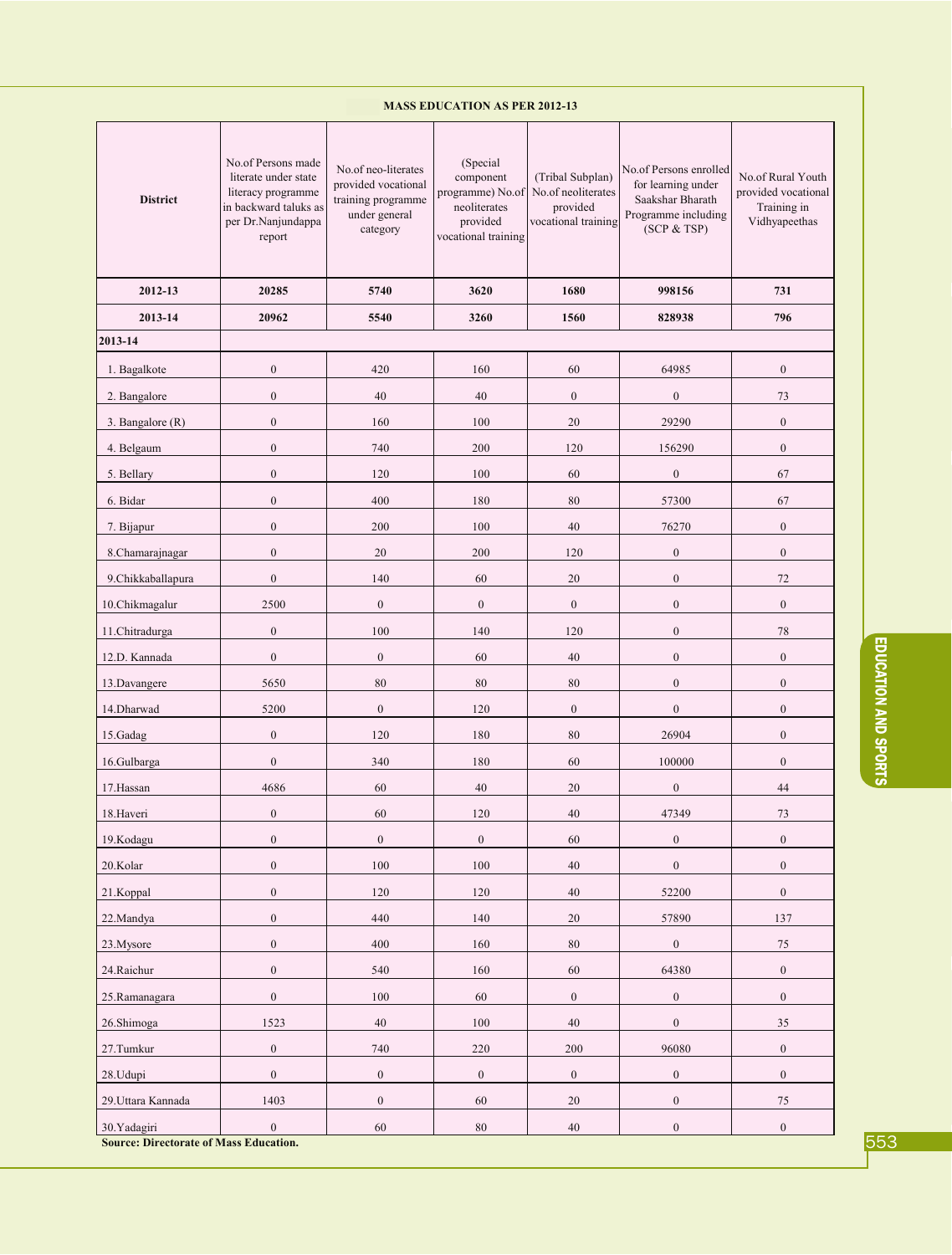### MASS EDUCATION AS PER 2012-13

| District | No.of Persons made literate under state literacy programme in backward taluks as per Dr.Nanjundappa report | No.of neo-literates provided vocational training programme under general category | (Special component programme) No.of neoliterates provided vocational training | (Tribal Subplan) No.of neoliterates provided vocational training | No.of Persons enrolled for learning under Saakshar Bharath Programme including (SCP & TSP) | No.of Rural Youth provided vocational Training in Vidhyapeethas |
|---|---|---|---|---|---|---|
| **2012-13** | **20285** | **5740** | **3620** | **1680** | **998156** | **731** |
| **2013-14** | **20962** | **5540** | **3260** | **1560** | **828938** | **796** |
| **2013-14** | | | | | | |
| 1. Bagalkote | 0 | 420 | 160 | 60 | 64985 | 0 |
| 2. Bangalore | 0 | 40 | 40 | 0 | 0 | 73 |
| 3. Bangalore (R) | 0 | 160 | 100 | 20 | 29290 | 0 |
| 4. Belgaum | 0 | 740 | 200 | 120 | 156290 | 0 |
| 5. Bellary | 0 | 120 | 100 | 60 | 0 | 67 |
| 6. Bidar | 0 | 400 | 180 | 80 | 57300 | 67 |
| 7. Bijapur | 0 | 200 | 100 | 40 | 76270 | 0 |
| 8.Chamarajnagar | 0 | 20 | 200 | 120 | 0 | 0 |
| 9.Chikkaballapura | 0 | 140 | 60 | 20 | 0 | 72 |
| 10.Chikmagalur | 2500 | 0 | 0 | 0 | 0 | 0 |
| 11.Chitradurga | 0 | 100 | 140 | 120 | 0 | 78 |
| 12.D. Kannada | 0 | 0 | 60 | 40 | 0 | 0 |
| 13.Davangere | 5650 | 80 | 80 | 80 | 0 | 0 |
| 14.Dharwad | 5200 | 0 | 120 | 0 | 0 | 0 |
| 15.Gadag | 0 | 120 | 180 | 80 | 26904 | 0 |
| 16.Gulbarga | 0 | 340 | 180 | 60 | 100000 | 0 |
| 17.Hassan | 4686 | 60 | 40 | 20 | 0 | 44 |
| 18.Haveri | 0 | 60 | 120 | 40 | 47349 | 73 |
| 19.Kodagu | 0 | 0 | 0 | 60 | 0 | 0 |
| 20.Kolar | 0 | 100 | 100 | 40 | 0 | 0 |
| 21.Koppal | 0 | 120 | 120 | 40 | 52200 | 0 |
| 22.Mandya | 0 | 440 | 140 | 20 | 57890 | 137 |
| 23.Mysore | 0 | 400 | 160 | 80 | 0 | 75 |
| 24.Raichur | 0 | 540 | 160 | 60 | 64380 | 0 |
| 25.Ramanagara | 0 | 100 | 60 | 0 | 0 | 0 |
| 26.Shimoga | 1523 | 40 | 100 | 40 | 0 | 35 |
| 27.Tumkur | 0 | 740 | 220 | 200 | 96080 | 0 |
| 28.Udupi | 0 | 0 | 0 | 0 | 0 | 0 |
| 29.Uttara Kannada | 1403 | 0 | 60 | 20 | 0 | 75 |
| 30.Yadagiri | 0 | 60 | 80 | 40 | 0 | 0 |

**Source: Directorate of Mass Education.**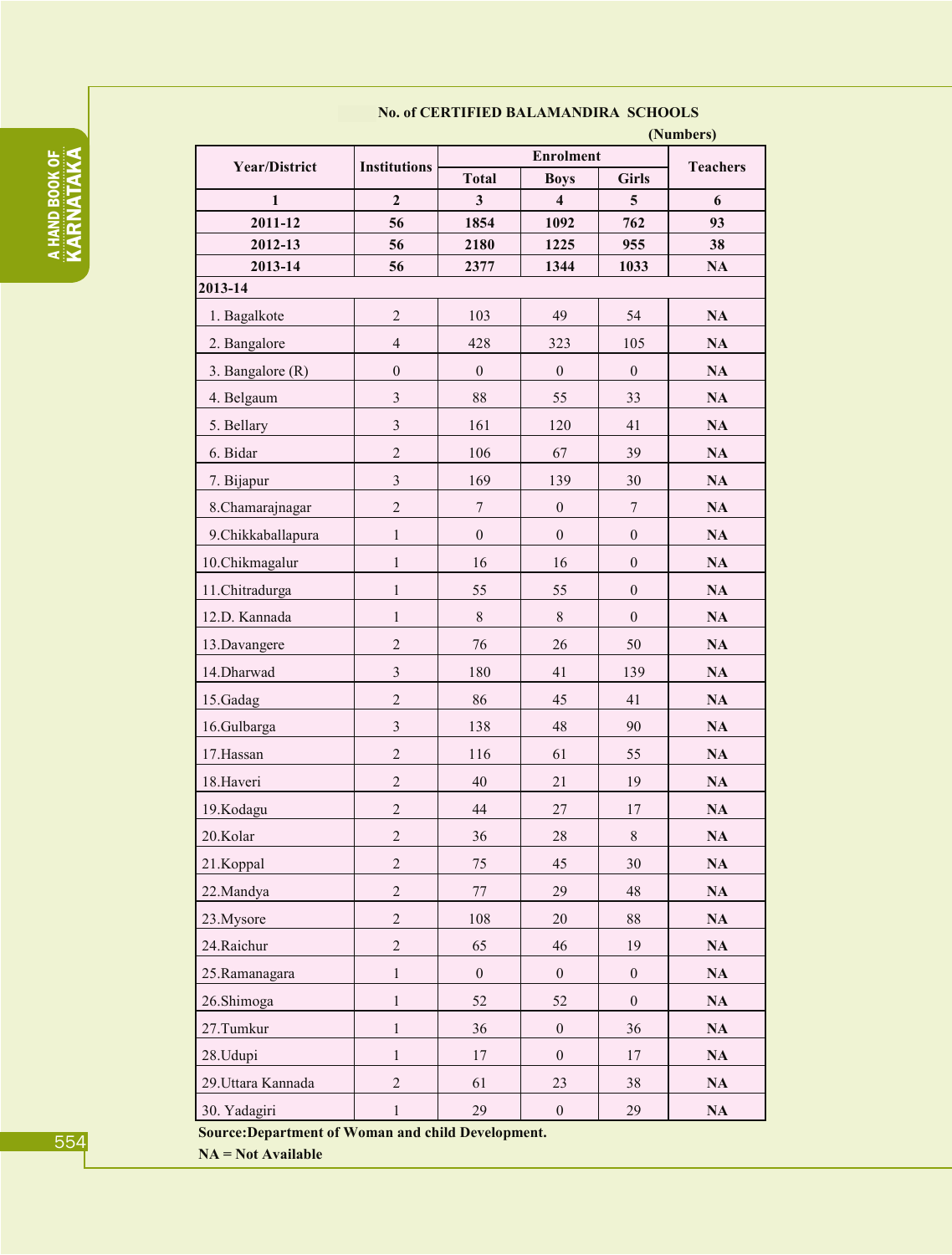## No. of CERTIFIED BALAMANDIRA SCHOOLS

(Numbers)

| Year/District | Institutions | Enrolment | | | Teachers |
|---|---|---|---|---|---|
| | | Total | Boys | Girls | |
| 1 | 2 | 3 | 4 | 5 | 6 |
| **2011-12** | **56** | **1854** | **1092** | **762** | **93** |
| **2012-13** | **56** | **2180** | **1225** | **955** | **38** |
| **2013-14** | **56** | **2377** | **1344** | **1033** | **NA** |
| **2013-14** | | | | | |
| 1. Bagalkote | 2 | 103 | 49 | 54 | NA |
| 2. Bangalore | 4 | 428 | 323 | 105 | NA |
| 3. Bangalore (R) | 0 | 0 | 0 | 0 | NA |
| 4. Belgaum | 3 | 88 | 55 | 33 | NA |
| 5. Bellary | 3 | 161 | 120 | 41 | NA |
| 6. Bidar | 2 | 106 | 67 | 39 | NA |
| 7. Bijapur | 3 | 169 | 139 | 30 | NA |
| 8.Chamarajnagar | 2 | 7 | 0 | 7 | NA |
| 9.Chikkaballapura | 1 | 0 | 0 | 0 | NA |
| 10.Chikmagalur | 1 | 16 | 16 | 0 | NA |
| 11.Chitradurga | 1 | 55 | 55 | 0 | NA |
| 12.D. Kannada | 1 | 8 | 8 | 0 | NA |
| 13.Davangere | 2 | 76 | 26 | 50 | NA |
| 14.Dharwad | 3 | 180 | 41 | 139 | NA |
| 15.Gadag | 2 | 86 | 45 | 41 | NA |
| 16.Gulbarga | 3 | 138 | 48 | 90 | NA |
| 17.Hassan | 2 | 116 | 61 | 55 | NA |
| 18.Haveri | 2 | 40 | 21 | 19 | NA |
| 19.Kodagu | 2 | 44 | 27 | 17 | NA |
| 20.Kolar | 2 | 36 | 28 | 8 | NA |
| 21.Koppal | 2 | 75 | 45 | 30 | NA |
| 22.Mandya | 2 | 77 | 29 | 48 | NA |
| 23.Mysore | 2 | 108 | 20 | 88 | NA |
| 24.Raichur | 2 | 65 | 46 | 19 | NA |
| 25.Ramanagara | 1 | 0 | 0 | 0 | NA |
| 26.Shimoga | 1 | 52 | 52 | 0 | NA |
| 27.Tumkur | 1 | 36 | 0 | 36 | NA |
| 28.Udupi | 1 | 17 | 0 | 17 | NA |
| 29.Uttara Kannada | 2 | 61 | 23 | 38 | NA |
| 30. Yadagiri | 1 | 29 | 0 | 29 | NA |

**Source:Department of Woman and child Development.**

**NA = Not Available**